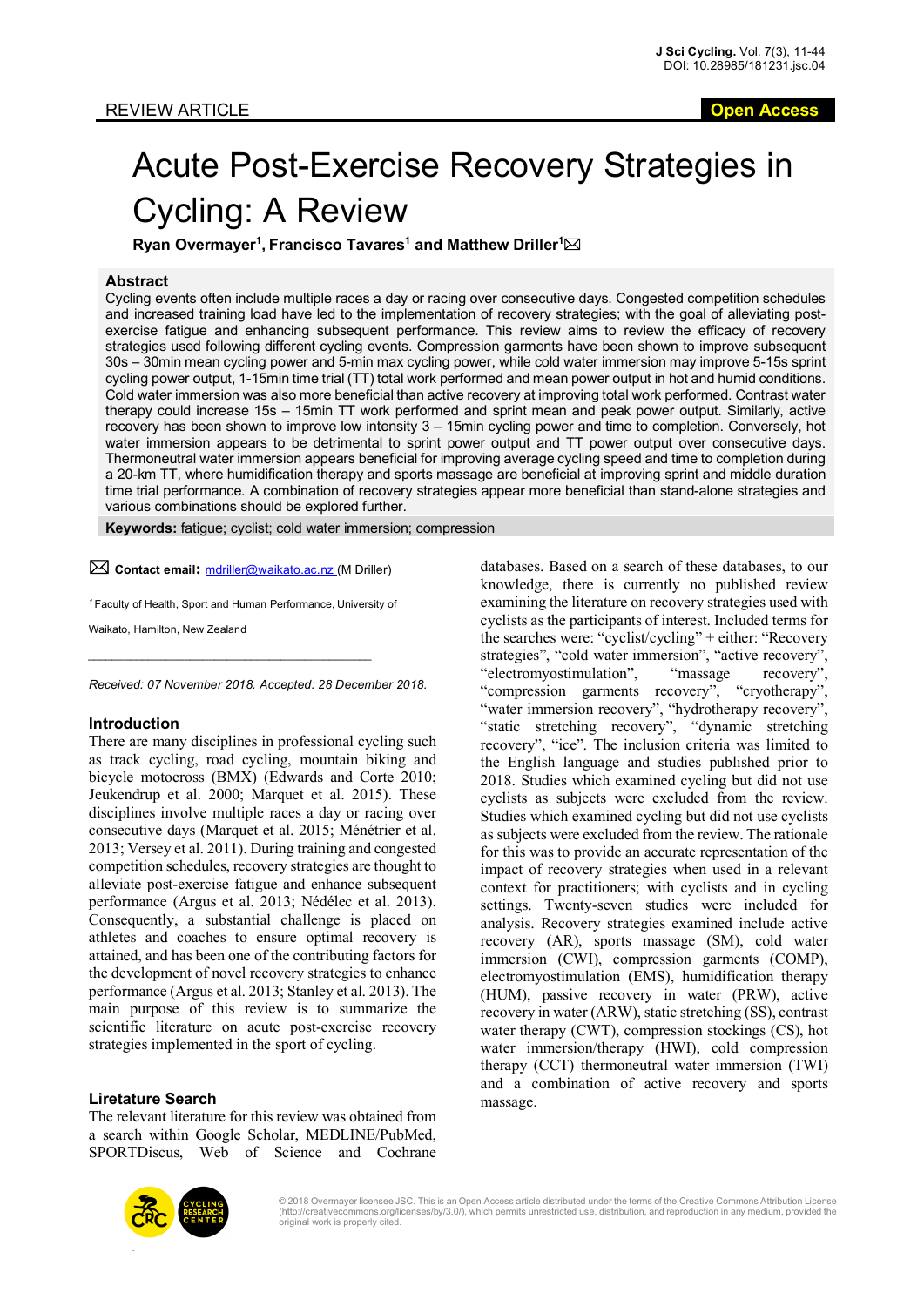REVIEW ARTICLE

Open Access

# Acute Post-Exercise Recovery Strategies in Cycling: A Review

**Ryan Overmayer[1], Francisco Tavares[1] and Matthew Driller[1]✉**

## Abstract

Cycling events often include multiple races a day or racing over consecutive days. Congested competition schedules and increased training load have led to the implementation of recovery strategies; with the goal of alleviating post-exercise fatigue and enhancing subsequent performance. This review aims to review the efficacy of recovery strategies used following different cycling events. Compression garments have been shown to improve subsequent 30s – 30min mean cycling power and 5-min max cycling power, while cold water immersion may improve 5-15s sprint cycling power output, 1-15min time trial (TT) total work performed and mean power output in hot and humid conditions. Cold water immersion was also more beneficial than active recovery at improving total work performed. Contrast water therapy could increase 15s – 15min TT work performed and sprint mean and peak power output. Similarly, active recovery has been shown to improve low intensity 3 – 15min cycling power and time to completion. Conversely, hot water immersion appears to be detrimental to sprint power output and TT power output over consecutive days. Thermoneutral water immersion appears beneficial for improving average cycling speed and time to completion during a 20-km TT, where humidification therapy and sports massage are beneficial at improving sprint and middle duration time trial performance. A combination of recovery strategies appear more beneficial than stand-alone strategies and various combinations should be explored further.

**Keywords:** fatigue; cyclist; cold water immersion; compression

✉ **Contact email:** mdriller@waikato.ac.nz (M Driller)

[1] Faculty of Health, Sport and Human Performance, University of Waikato, Hamilton, New Zealand

*Received: 07 November 2018. Accepted: 28 December 2018.*

## Introduction

There are many disciplines in professional cycling such as track cycling, road cycling, mountain biking and bicycle motocross (BMX) (Edwards and Corte 2010; Jeukendrup et al. 2000; Marquet et al. 2015). These disciplines involve multiple races a day or racing over consecutive days (Marquet et al. 2015; Ménétrier et al. 2013; Versey et al. 2011). During training and congested competition schedules, recovery strategies are thought to alleviate post-exercise fatigue and enhance subsequent performance (Argus et al. 2013; Nédélec et al. 2013). Consequently, a substantial challenge is placed on athletes and coaches to ensure optimal recovery is attained, and has been one of the contributing factors for the development of novel recovery strategies to enhance performance (Argus et al. 2013; Stanley et al. 2013). The main purpose of this review is to summarize the scientific literature on acute post-exercise recovery strategies implemented in the sport of cycling.

## Liretature Search

The relevant literature for this review was obtained from a search within Google Scholar, MEDLINE/PubMed, SPORTDiscus, Web of Science and Cochrane databases. Based on a search of these databases, to our knowledge, there is currently no published review examining the literature on recovery strategies used with cyclists as the participants of interest. Included terms for the searches were: "cyclist/cycling" + either: "Recovery strategies", "cold water immersion", "active recovery", "electromyostimulation", "massage recovery", "compression garments recovery", "cryotherapy", "water immersion recovery", "hydrotherapy recovery", "static stretching recovery", "dynamic stretching recovery", "ice". The inclusion criteria was limited to the English language and studies published prior to 2018. Studies which examined cycling but did not use cyclists as subjects were excluded from the review. Studies which examined cycling but did not use cyclists as subjects were excluded from the review. The rationale for this was to provide an accurate representation of the impact of recovery strategies when used in a relevant context for practitioners; with cyclists and in cycling settings. Twenty-seven studies were included for analysis. Recovery strategies examined include active recovery (AR), sports massage (SM), cold water immersion (CWI), compression garments (COMP), electromyostimulation (EMS), humidification therapy (HUM), passive recovery in water (PRW), active recovery in water (ARW), static stretching (SS), contrast water therapy (CWT), compression stockings (CS), hot water immersion/therapy (HWI), cold compression therapy (CCT) thermoneutral water immersion (TWI) and a combination of active recovery and sports massage.

© 2018 Overmayer licensee JSC. This is an Open Access article distributed under the terms of the Creative Commons Attribution License (http://creativecommons.org/licenses/by/3.0/), which permits unrestricted use, distribution, and reproduction in any medium, provided the original work is properly cited.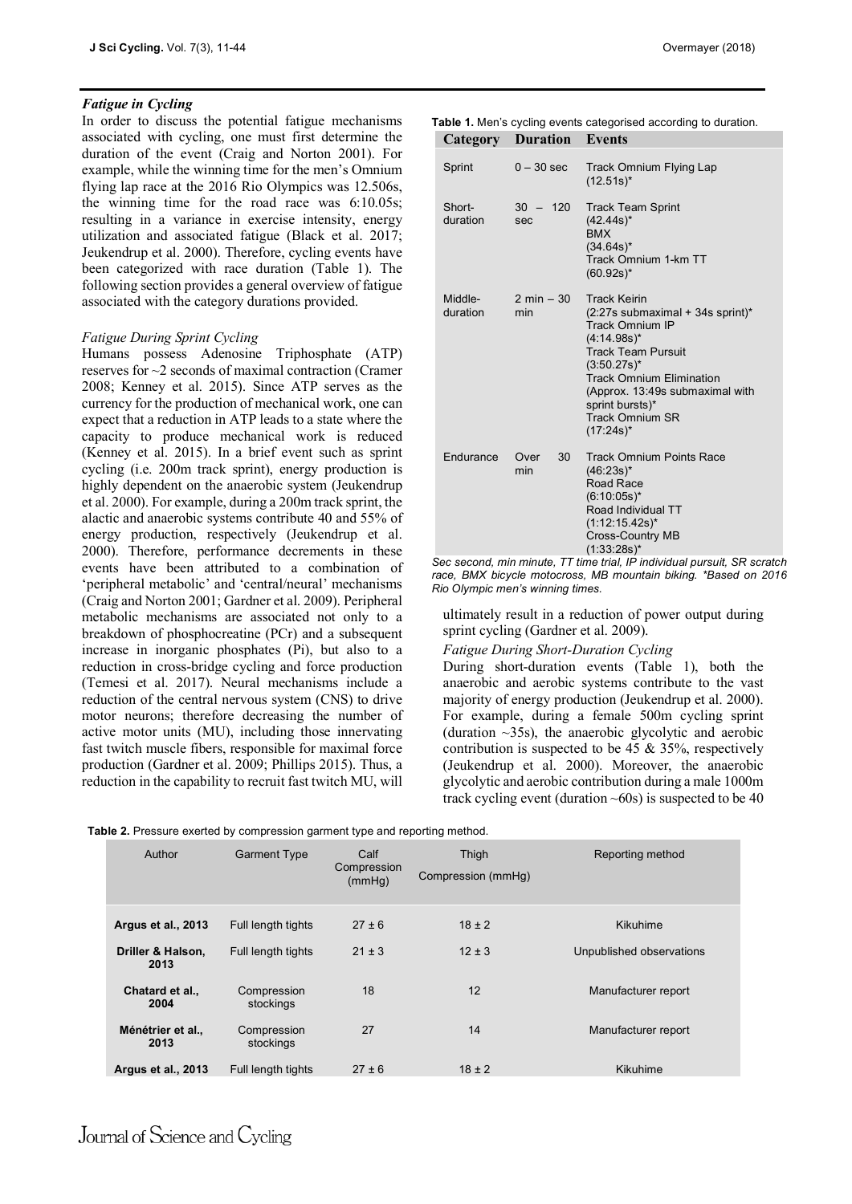### *Fatigue in Cycling*

In order to discuss the potential fatigue mechanisms associated with cycling, one must first determine the duration of the event (Craig and Norton 2001). For example, while the winning time for the men's Omnium flying lap race at the 2016 Rio Olympics was 12.506s, the winning time for the road race was 6:10.05s; resulting in a variance in exercise intensity, energy utilization and associated fatigue (Black et al. 2017; Jeukendrup et al. 2000). Therefore, cycling events have been categorized with race duration (Table 1). The following section provides a general overview of fatigue associated with the category durations provided.

**Table 1.** Men's cycling events categorised according to duration.

| Category | Duration | Events |
|---|---|---|
| Sprint | 0 – 30 sec | Track Omnium Flying Lap (12.51s)* |
| Short-duration | 30 – 120 sec | Track Team Sprint (42.44s)*<br>BMX (34.64s)*<br>Track Omnium 1-km TT (60.92s)* |
| Middle-duration | 2 min – 30 min | Track Keirin (2:27s submaximal + 34s sprint)*<br>Track Omnium IP (4:14.98s)*<br>Track Team Pursuit (3:50.27s)*<br>Track Omnium Elimination (Approx. 13:49s submaximal with sprint bursts)*<br>Track Omnium SR (17:24s)* |
| Endurance | Over 30 min | Track Omnium Points Race (46:23s)*<br>Road Race (6:10:05s)*<br>Road Individual TT (1:12:15.42s)*<br>Cross-Country MB (1:33:28s)* |

*Sec second, min minute, TT time trial, IP individual pursuit, SR scratch race, BMX bicycle motocross, MB mountain biking. \*Based on 2016 Rio Olympic men's winning times.*

#### *Fatigue During Sprint Cycling*

Humans possess Adenosine Triphosphate (ATP) reserves for ~2 seconds of maximal contraction (Cramer 2008; Kenney et al. 2015). Since ATP serves as the currency for the production of mechanical work, one can expect that a reduction in ATP leads to a state where the capacity to produce mechanical work is reduced (Kenney et al. 2015). In a brief event such as sprint cycling (i.e. 200m track sprint), energy production is highly dependent on the anaerobic system (Jeukendrup et al. 2000). For example, during a 200m track sprint, the alactic and anaerobic systems contribute 40 and 55% of energy production, respectively (Jeukendrup et al. 2000). Therefore, performance decrements in these events have been attributed to a combination of 'peripheral metabolic' and 'central/neural' mechanisms (Craig and Norton 2001; Gardner et al. 2009). Peripheral metabolic mechanisms are associated not only to a breakdown of phosphocreatine (PCr) and a subsequent increase in inorganic phosphates (Pi), but also to a reduction in cross-bridge cycling and force production (Temesi et al. 2017). Neural mechanisms include a reduction of the central nervous system (CNS) to drive motor neurons; therefore decreasing the number of active motor units (MU), including those innervating fast twitch muscle fibers, responsible for maximal force production (Gardner et al. 2009; Phillips 2015). Thus, a reduction in the capability to recruit fast twitch MU, will ultimately result in a reduction of power output during sprint cycling (Gardner et al. 2009).

#### *Fatigue During Short-Duration Cycling*

During short-duration events (Table 1), both the anaerobic and aerobic systems contribute to the vast majority of energy production (Jeukendrup et al. 2000). For example, during a female 500m cycling sprint (duration ~35s), the anaerobic glycolytic and aerobic contribution is suspected to be 45 & 35%, respectively (Jeukendrup et al. 2000). Moreover, the anaerobic glycolytic and aerobic contribution during a male 1000m track cycling event (duration ~60s) is suspected to be 40

**Table 2.** Pressure exerted by compression garment type and reporting method.

| Author | Garment Type | Calf Compression (mmHg) | Thigh Compression (mmHg) | Reporting method |
|---|---|---|---|---|
| **Argus et al., 2013** | Full length tights | 27 ± 6 | 18 ± 2 | Kikuhime |
| **Driller & Halson, 2013** | Full length tights | 21 ± 3 | 12 ± 3 | Unpublished observations |
| **Chatard et al., 2004** | Compression stockings | 18 | 12 | Manufacturer report |
| **Ménétrier et al., 2013** | Compression stockings | 27 | 14 | Manufacturer report |
| **Argus et al., 2013** | Full length tights | 27 ± 6 | 18 ± 2 | Kikuhime |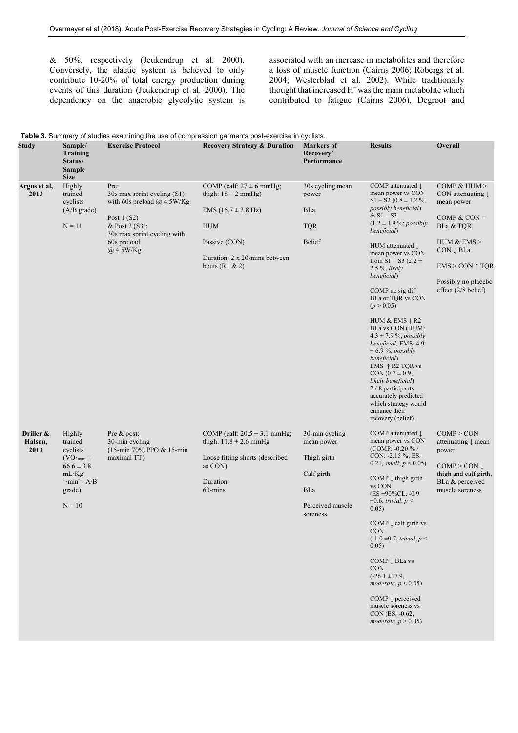& 50%, respectively (Jeukendrup et al. 2000). Conversely, the alactic system is believed to only contribute 10-20% of total energy production during events of this duration (Jeukendrup et al. 2000). The dependency on the anaerobic glycolytic system is associated with an increase in metabolites and therefore a loss of muscle function (Cairns 2006; Robergs et al. 2004; Westerblad et al. 2002). While traditionally thought that increased $H^+$ was the main metabolite which contributed to fatigue (Cairns 2006), Degroot and

**Table 3.** Summary of studies examining the use of compression garments post-exercise in cyclists.

| Study | Sample/ Training Status/ Sample Size | Exercise Protocol | Recovery Strategy & Duration | Markers of Recovery/ Performance | Results | Overall |
|---|---|---|---|---|---|---|
| Argus et al, 2013 | Highly trained cyclists (A/B grade)<br><br>N = 11 | Pre:<br>30s max sprint cycling (S1) with 60s preload @ 4.5W/Kg<br><br>Post 1 (S2) & Post 2 (S3):<br>30s max sprint cycling with 60s preload @ 4.5W/Kg | COMP (calf: 27 ± 6 mmHg; thigh: 18 ± 2 mmHg)<br><br>EMS (15.7 ± 2.8 Hz)<br><br>HUM<br><br>Passive (CON)<br><br>Duration: 2 x 20-mins between bouts (R1 & 2) | 30s cycling mean power<br><br>BLa<br><br>TQR<br><br>Belief | COMP attenuated ↓ mean power vs CON S1 – S2 (0.8 ± 1.2 %, *possibly beneficial*) & S1 – S3 (1.2 ± 1.9 %; *possibly beneficial*)<br><br>HUM attenuated ↓ mean power vs CON from S1 – S3 (2.2 ± 2.5 %, *likely beneficial*)<br><br>COMP no sig dif BLa or TQR vs CON ($p > 0.05$)<br><br>HUM & EMS ↓ R2 BLa vs CON (HUM: 4.3 ± 7.9 %, *possibly beneficial,* EMS: 4.9 ± 6.9 %, *possibly beneficial*)<br>EMS ↑ R2 TQR vs CON (0.7 ± 0.9, *likely beneficial*)<br>2 / 8 participants accurately predicted which strategy would enhance their recovery (belief). | COMP & HUM > CON attenuating ↓ mean power<br><br>COMP & CON = BLa & TQR<br><br>HUM & EMS > CON ↓ BLa<br><br>EMS > CON ↑ TQR<br><br>Possibly no placebo effect (2/8 belief) |
| Driller & Halson, 2013 | Highly trained cyclists ($VO_{2max}$ = 66.6 ± 3.8 mL·Kg$^{-1}$·min$^{-1}$; A/B grade)<br><br>N = 10 | Pre & post:<br>30-min cycling (15-min 70% PPO & 15-min maximal TT) | COMP (calf: 20.5 ± 3.1 mmHg; thigh: 11.8 ± 2.6 mmHg<br><br>Loose fitting shorts (described as CON)<br><br>Duration:<br>60-mins | 30-min cycling mean power<br><br>Thigh girth<br><br>Calf girth<br><br>BLa<br><br>Perceived muscle soreness | COMP attenuated ↓ mean power vs CON (COMP: -0.20 % / CON: -2.15 %; ES: 0.21, *small*; $p < 0.05$)<br><br>COMP ↓ thigh girth vs CON (ES ±90%CL: -0.9 ±0.6, *trivial*, $p < 0.05$)<br><br>COMP ↓ calf girth vs CON (-1.0 ±0.7, *trivial*, $p < 0.05$)<br><br>COMP ↓ BLa vs CON (-26.1 ±17.9, *moderate*, $p < 0.05$)<br><br>COMP ↓ perceived muscle soreness vs CON (ES: -0.62, *moderate*, $p > 0.05$) | COMP > CON attenuating ↓ mean power<br><br>COMP > CON ↓ thigh and calf girth, BLa & perceived muscle soreness |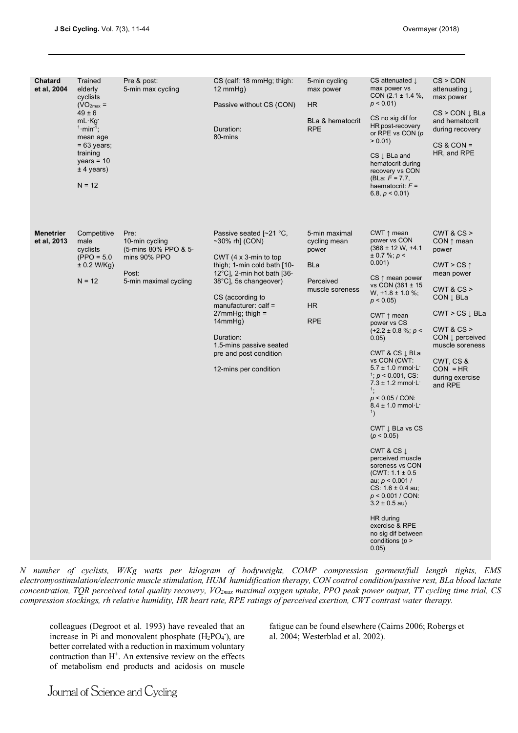| | | | | | | |
|---|---|---|---|---|---|---|
| **Chatard et al, 2004** | Trained elderly cyclists ($VO_{2max}$ = 49 ± 6 mL·Kg$^{-1}$·min$^{-1}$; mean age = 63 years; training years = 10 ± 4 years)<br><br>N = 12 | Pre & post:<br>5-min max cycling | CS (calf: 18 mmHg; thigh: 12 mmHg)<br><br>Passive without CS (CON)<br><br>Duration:<br>80-mins | 5-min cycling max power<br><br>HR<br><br>BLa & hematocrit RPE | CS attenuated ↓ max power vs CON (2.1 ± 1.4 %, $p < 0.01$)<br><br>CS no sig dif for HR post-recovery or RPE vs CON ($p > 0.01$)<br><br>CS ↓ BLa and hematocrit during recovery vs CON (BLa: $F = 7.7$, haematocrit: $F = 6.8$, $p < 0.01$) | CS > CON attenuating ↓ max power<br><br>CS > CON ↓ BLa and hematocrit during recovery<br><br>CS & CON = HR, and RPE |
| **Menetrier et al, 2013** | Competitive male cyclists (PPO = 5.0 ± 0.2 W/Kg)<br><br>N = 12 | Pre:<br>10-min cycling (5-mins 80% PPO & 5-mins 90% PPO<br><br>Post:<br>5-min maximal cycling | Passive seated [~21 °C, ~30% rh] (CON)<br><br>CWT (4 x 3-min to top thigh; 1-min cold bath [10-12°C], 2-min hot bath [36-38°C], 5s changeover)<br><br>CS (according to manufacturer: calf = 27mmHg; thigh = 14mmHg)<br><br>Duration:<br>1.5-mins passive seated pre and post condition<br><br>12-mins per condition | 5-min maximal cycling mean power<br><br>BLa<br><br>Perceived muscle soreness<br><br>HR<br><br>RPE | CWT ↑ mean power vs CON (368 ± 12 W, +4.1 ± 0.7 %; $p < 0.001$)<br><br>CS ↑ mean power vs CON (361 ± 15 W, +1.8 ± 1.0 %; $p < 0.05$)<br><br>CWT ↑ mean power vs CS (+2.2 ± 0.8 %; $p < 0.05$)<br><br>CWT & CS ↓ BLa vs CON (CWT: 5.7 ± 1.0 mmol·L$^{-1}$; $p < 0.001$, CS: 7.3 ± 1.2 mmol·L$^{-1}$; $p < 0.05$ / CON: 8.4 ± 1.0 mmol·L$^{-1}$)<br><br>CWT ↓ BLa vs CS ($p < 0.05$)<br><br>CWT & CS ↓ perceived muscle soreness vs CON (CWT: 1.1 ± 0.5 au; $p < 0.001$ / CS: 1.6 ± 0.4 au; $p < 0.001$ / CON: 3.2 ± 0.5 au)<br><br>HR during exercise & RPE no sig dif between conditions ($p > 0.05$) | CWT & CS > CON ↑ mean power<br><br>CWT > CS ↑ mean power<br><br>CWT & CS > CON ↓ BLa<br><br>CWT > CS ↓ BLa<br><br>CWT & CS > CON ↓ perceived muscle soreness<br><br>CWT, CS & CON = HR during exercise and RPE |

*N number of cyclists, W/Kg watts per kilogram of bodyweight, COMP compression garment/full length tights, EMS electromyostimulation/electronic muscle stimulation, HUM humidification therapy, CON control condition/passive rest, BLa blood lactate concentration, TQR perceived total quality recovery, $VO_{2max}$ maximal oxygen uptake, PPO peak power output, TT cycling time trial, CS compression stockings, rh relative humidity, HR heart rate, RPE ratings of perceived exertion, CWT contrast water therapy.*

colleagues (Degroot et al. 1993) have revealed that an increase in Pi and monovalent phosphate ($H_2PO_4^-$), are better correlated with a reduction in maximum voluntary contraction than $H^+$. An extensive review on the effects of metabolism end products and acidosis on muscle fatigue can be found elsewhere (Cairns 2006; Robergs et al. 2004; Westerblad et al. 2002).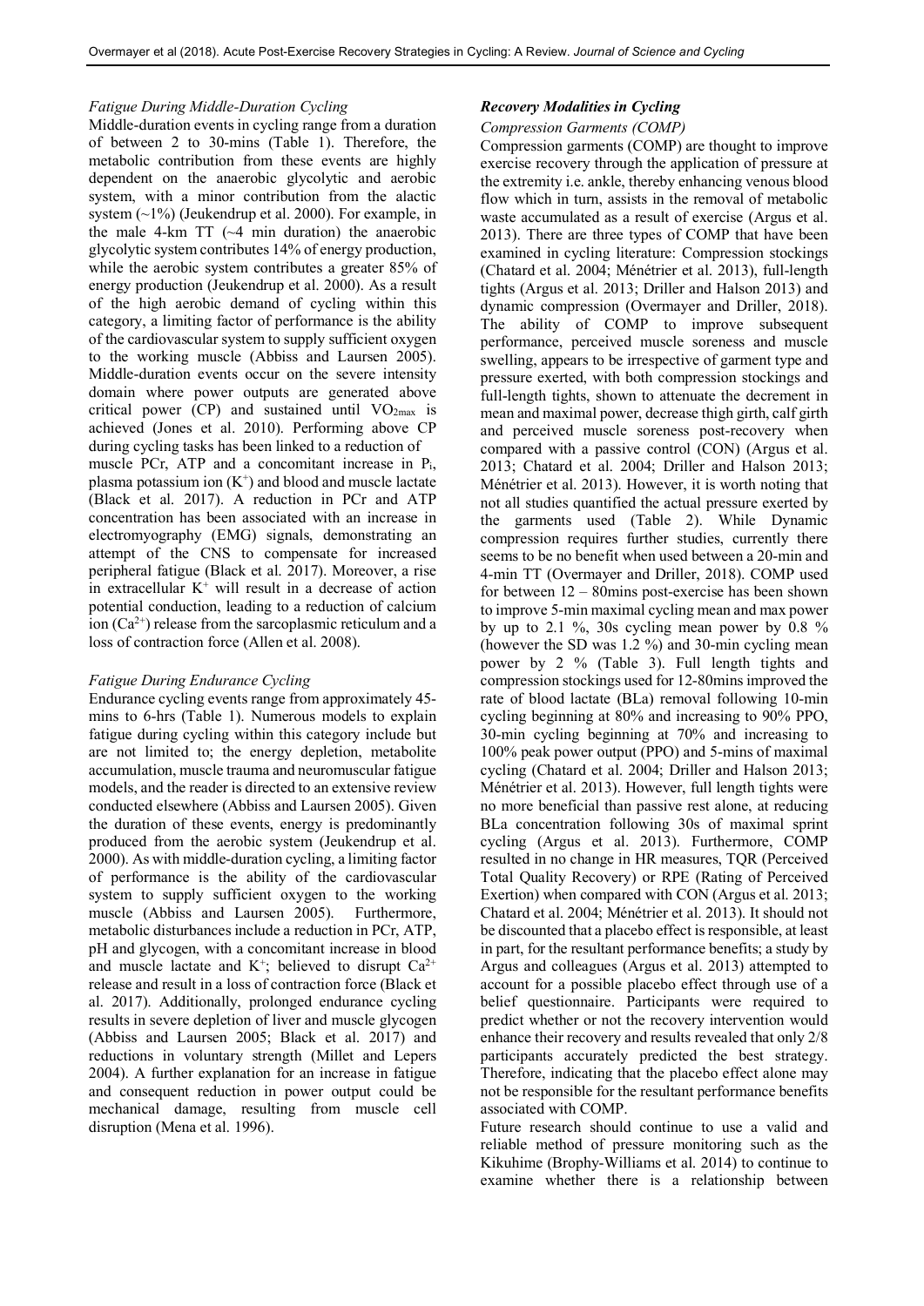*Fatigue During Middle-Duration Cycling*

Middle-duration events in cycling range from a duration of between 2 to 30-mins (Table 1). Therefore, the metabolic contribution from these events are highly dependent on the anaerobic glycolytic and aerobic system, with a minor contribution from the alactic system (~1%) (Jeukendrup et al. 2000). For example, in the male 4-km TT (~4 min duration) the anaerobic glycolytic system contributes 14% of energy production, while the aerobic system contributes a greater 85% of energy production (Jeukendrup et al. 2000). As a result of the high aerobic demand of cycling within this category, a limiting factor of performance is the ability of the cardiovascular system to supply sufficient oxygen to the working muscle (Abbiss and Laursen 2005). Middle-duration events occur on the severe intensity domain where power outputs are generated above critical power (CP) and sustained until $VO_{2max}$ is achieved (Jones et al. 2010). Performing above CP during cycling tasks has been linked to a reduction of muscle PCr, ATP and a concomitant increase in $P_i$, plasma potassium ion ($K^+$) and blood and muscle lactate (Black et al. 2017). A reduction in PCr and ATP concentration has been associated with an increase in electromyography (EMG) signals, demonstrating an attempt of the CNS to compensate for increased peripheral fatigue (Black et al. 2017). Moreover, a rise in extracellular $K^+$ will result in a decrease of action potential conduction, leading to a reduction of calcium ion ($Ca^{2+}$) release from the sarcoplasmic reticulum and a loss of contraction force (Allen et al. 2008).

*Fatigue During Endurance Cycling*

Endurance cycling events range from approximately 45-mins to 6-hrs (Table 1). Numerous models to explain fatigue during cycling within this category include but are not limited to; the energy depletion, metabolite accumulation, muscle trauma and neuromuscular fatigue models, and the reader is directed to an extensive review conducted elsewhere (Abbiss and Laursen 2005). Given the duration of these events, energy is predominantly produced from the aerobic system (Jeukendrup et al. 2000). As with middle-duration cycling, a limiting factor of performance is the ability of the cardiovascular system to supply sufficient oxygen to the working muscle (Abbiss and Laursen 2005). Furthermore, metabolic disturbances include a reduction in PCr, ATP, pH and glycogen, with a concomitant increase in blood and muscle lactate and $K^+$; believed to disrupt $Ca^{2+}$ release and result in a loss of contraction force (Black et al. 2017). Additionally, prolonged endurance cycling results in severe depletion of liver and muscle glycogen (Abbiss and Laursen 2005; Black et al. 2017) and reductions in voluntary strength (Millet and Lepers 2004). A further explanation for an increase in fatigue and consequent reduction in power output could be mechanical damage, resulting from muscle cell disruption (Mena et al. 1996).

***Recovery Modalities in Cycling***

*Compression Garments (COMP)*

Compression garments (COMP) are thought to improve exercise recovery through the application of pressure at the extremity i.e. ankle, thereby enhancing venous blood flow which in turn, assists in the removal of metabolic waste accumulated as a result of exercise (Argus et al. 2013). There are three types of COMP that have been examined in cycling literature: Compression stockings (Chatard et al. 2004; Ménétrier et al. 2013), full-length tights (Argus et al. 2013; Driller and Halson 2013) and dynamic compression (Overmayer and Driller, 2018). The ability of COMP to improve subsequent performance, perceived muscle soreness and muscle swelling, appears to be irrespective of garment type and pressure exerted, with both compression stockings and full-length tights, shown to attenuate the decrement in mean and maximal power, decrease thigh girth, calf girth and perceived muscle soreness post-recovery when compared with a passive control (CON) (Argus et al. 2013; Chatard et al. 2004; Driller and Halson 2013; Ménétrier et al. 2013). However, it is worth noting that not all studies quantified the actual pressure exerted by the garments used (Table 2). While Dynamic compression requires further studies, currently there seems to be no benefit when used between a 20-min and 4-min TT (Overmayer and Driller, 2018). COMP used for between 12 – 80mins post-exercise has been shown to improve 5-min maximal cycling mean and max power by up to 2.1 %, 30s cycling mean power by 0.8 % (however the SD was 1.2 %) and 30-min cycling mean power by 2 % (Table 3). Full length tights and compression stockings used for 12-80mins improved the rate of blood lactate (BLa) removal following 10-min cycling beginning at 80% and increasing to 90% PPO, 30-min cycling beginning at 70% and increasing to 100% peak power output (PPO) and 5-mins of maximal cycling (Chatard et al. 2004; Driller and Halson 2013; Ménétrier et al. 2013). However, full length tights were no more beneficial than passive rest alone, at reducing BLa concentration following 30s of maximal sprint cycling (Argus et al. 2013). Furthermore, COMP resulted in no change in HR measures, TQR (Perceived Total Quality Recovery) or RPE (Rating of Perceived Exertion) when compared with CON (Argus et al. 2013; Chatard et al. 2004; Ménétrier et al. 2013). It should not be discounted that a placebo effect is responsible, at least in part, for the resultant performance benefits; a study by Argus and colleagues (Argus et al. 2013) attempted to account for a possible placebo effect through use of a belief questionnaire. Participants were required to predict whether or not the recovery intervention would enhance their recovery and results revealed that only 2/8 participants accurately predicted the best strategy. Therefore, indicating that the placebo effect alone may not be responsible for the resultant performance benefits associated with COMP.

Future research should continue to use a valid and reliable method of pressure monitoring such as the Kikuhime (Brophy-Williams et al. 2014) to continue to examine whether there is a relationship between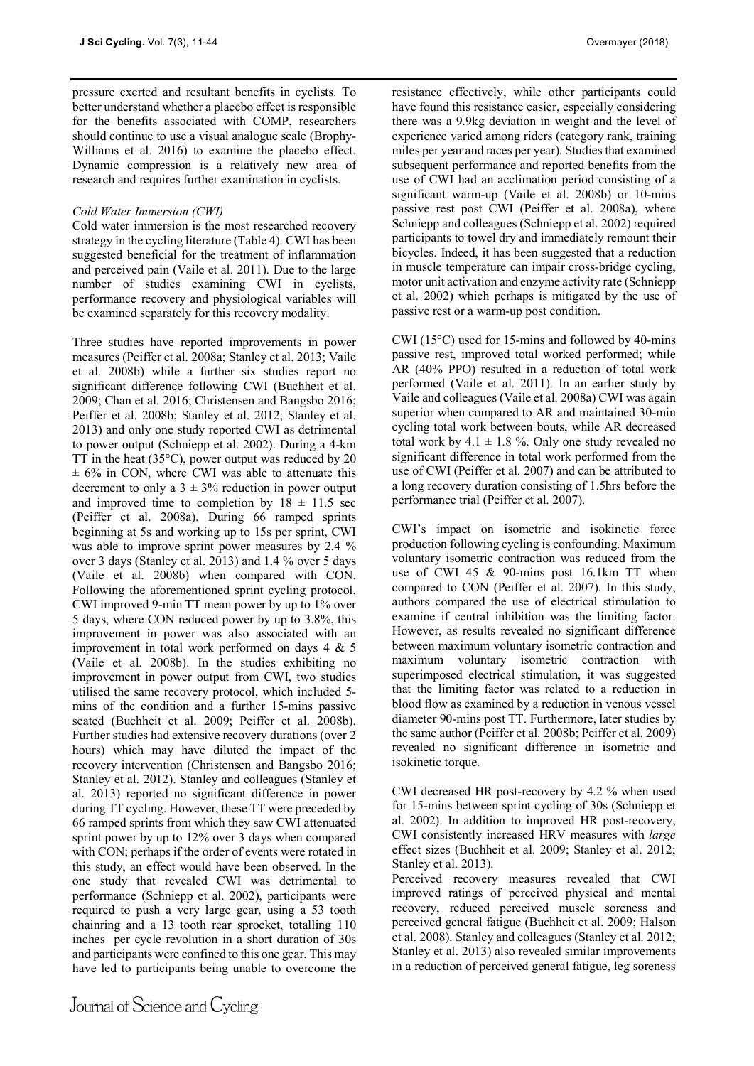pressure exerted and resultant benefits in cyclists. To better understand whether a placebo effect is responsible for the benefits associated with COMP, researchers should continue to use a visual analogue scale (Brophy-Williams et al. 2016) to examine the placebo effect. Dynamic compression is a relatively new area of research and requires further examination in cyclists.

*Cold Water Immersion (CWI)*

Cold water immersion is the most researched recovery strategy in the cycling literature (Table 4). CWI has been suggested beneficial for the treatment of inflammation and perceived pain (Vaile et al. 2011). Due to the large number of studies examining CWI in cyclists, performance recovery and physiological variables will be examined separately for this recovery modality.

Three studies have reported improvements in power measures (Peiffer et al. 2008a; Stanley et al. 2013; Vaile et al. 2008b) while a further six studies report no significant difference following CWI (Buchheit et al. 2009; Chan et al. 2016; Christensen and Bangsbo 2016; Peiffer et al. 2008b; Stanley et al. 2012; Stanley et al. 2013) and only one study reported CWI as detrimental to power output (Schniepp et al. 2002). During a 4-km TT in the heat (35°C), power output was reduced by 20 ± 6% in CON, where CWI was able to attenuate this decrement to only a 3 ± 3% reduction in power output and improved time to completion by 18 ± 11.5 sec (Peiffer et al. 2008a). During 66 ramped sprints beginning at 5s and working up to 15s per sprint, CWI was able to improve sprint power measures by 2.4 % over 3 days (Stanley et al. 2013) and 1.4 % over 5 days (Vaile et al. 2008b) when compared with CON. Following the aforementioned sprint cycling protocol, CWI improved 9-min TT mean power by up to 1% over 5 days, where CON reduced power by up to 3.8%, this improvement in power was also associated with an improvement in total work performed on days 4 & 5 (Vaile et al. 2008b). In the studies exhibiting no improvement in power output from CWI, two studies utilised the same recovery protocol, which included 5-mins of the condition and a further 15-mins passive seated (Buchheit et al. 2009; Peiffer et al. 2008b). Further studies had extensive recovery durations (over 2 hours) which may have diluted the impact of the recovery intervention (Christensen and Bangsbo 2016; Stanley et al. 2012). Stanley and colleagues (Stanley et al. 2013) reported no significant difference in power during TT cycling. However, these TT were preceded by 66 ramped sprints from which they saw CWI attenuated sprint power by up to 12% over 3 days when compared with CON; perhaps if the order of events were rotated in this study, an effect would have been observed. In the one study that revealed CWI was detrimental to performance (Schniepp et al. 2002), participants were required to push a very large gear, using a 53 tooth chainring and a 13 tooth rear sprocket, totalling 110 inches per cycle revolution in a short duration of 30s and participants were confined to this one gear. This may have led to participants being unable to overcome the resistance effectively, while other participants could have found this resistance easier, especially considering there was a 9.9kg deviation in weight and the level of experience varied among riders (category rank, training miles per year and races per year). Studies that examined subsequent performance and reported benefits from the use of CWI had an acclimation period consisting of a significant warm-up (Vaile et al. 2008b) or 10-mins passive rest post CWI (Peiffer et al. 2008a), where Schniepp and colleagues (Schniepp et al. 2002) required participants to towel dry and immediately remount their bicycles. Indeed, it has been suggested that a reduction in muscle temperature can impair cross-bridge cycling, motor unit activation and enzyme activity rate (Schniepp et al. 2002) which perhaps is mitigated by the use of passive rest or a warm-up post condition.

CWI (15°C) used for 15-mins and followed by 40-mins passive rest, improved total worked performed; while AR (40% PPO) resulted in a reduction of total work performed (Vaile et al. 2011). In an earlier study by Vaile and colleagues (Vaile et al. 2008a) CWI was again superior when compared to AR and maintained 30-min cycling total work between bouts, while AR decreased total work by 4.1 ± 1.8 %. Only one study revealed no significant difference in total work performed from the use of CWI (Peiffer et al. 2007) and can be attributed to a long recovery duration consisting of 1.5hrs before the performance trial (Peiffer et al. 2007).

CWI's impact on isometric and isokinetic force production following cycling is confounding. Maximum voluntary isometric contraction was reduced from the use of CWI 45 & 90-mins post 16.1km TT when compared to CON (Peiffer et al. 2007). In this study, authors compared the use of electrical stimulation to examine if central inhibition was the limiting factor. However, as results revealed no significant difference between maximum voluntary isometric contraction and maximum voluntary isometric contraction with superimposed electrical stimulation, it was suggested that the limiting factor was related to a reduction in blood flow as examined by a reduction in venous vessel diameter 90-mins post TT. Furthermore, later studies by the same author (Peiffer et al. 2008b; Peiffer et al. 2009) revealed no significant difference in isometric and isokinetic torque.

CWI decreased HR post-recovery by 4.2 % when used for 15-mins between sprint cycling of 30s (Schniepp et al. 2002). In addition to improved HR post-recovery, CWI consistently increased HRV measures with *large* effect sizes (Buchheit et al. 2009; Stanley et al. 2012; Stanley et al. 2013).

Perceived recovery measures revealed that CWI improved ratings of perceived physical and mental recovery, reduced perceived muscle soreness and perceived general fatigue (Buchheit et al. 2009; Halson et al. 2008). Stanley and colleagues (Stanley et al. 2012; Stanley et al. 2013) also revealed similar improvements in a reduction of perceived general fatigue, leg soreness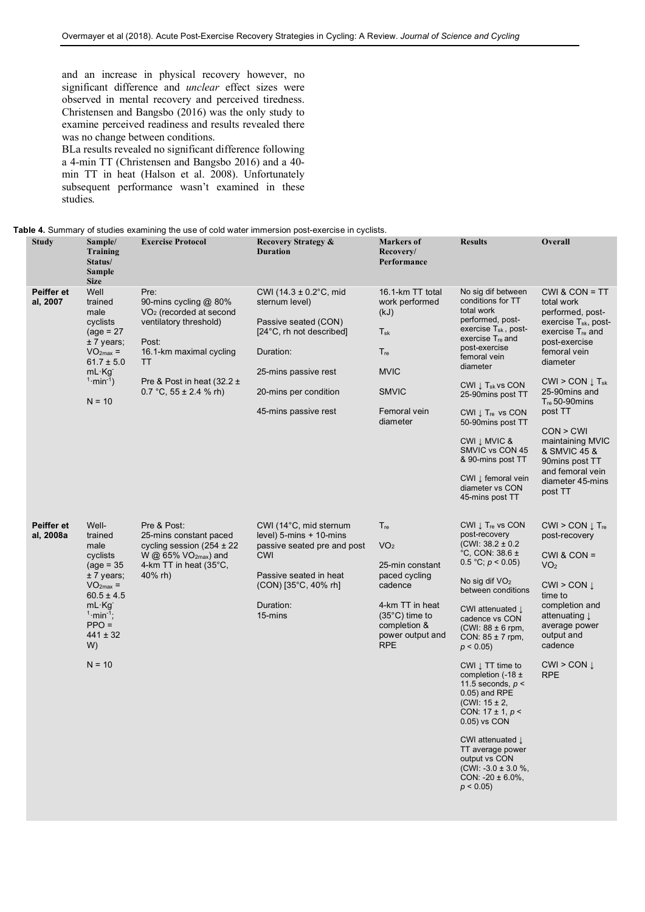and an increase in physical recovery however, no significant difference and *unclear* effect sizes were observed in mental recovery and perceived tiredness. Christensen and Bangsbo (2016) was the only study to examine perceived readiness and results revealed there was no change between conditions.

BLa results revealed no significant difference following a 4-min TT (Christensen and Bangsbo 2016) and a 40-min TT in heat (Halson et al. 2008). Unfortunately subsequent performance wasn't examined in these studies.

**Table 4.** Summary of studies examining the use of cold water immersion post-exercise in cyclists.

| Study | Sample/ Training Status/ Sample Size | Exercise Protocol | Recovery Strategy & Duration | Markers of Recovery/ Performance | Results | Overall |
|---|---|---|---|---|---|---|
| **Peiffer et al, 2007** | Well trained male cyclists (age = 27 ± 7 years; $VO_{2max}$ = 61.7 ± 5.0 $mL \cdot Kg^{-1} \cdot min^{-1}$) <br><br> N = 10 | Pre: 90-mins cycling @ 80% $VO_2$ (recorded at second ventilatory threshold) <br><br> Post: 16.1-km maximal cycling TT <br><br> Pre & Post in heat (32.2 ± 0.7 °C, 55 ± 2.4 % rh) | CWI (14.3 ± 0.2°C, mid sternum level) <br><br> Passive seated (CON) [24°C, rh not described] <br><br> Duration: <br><br> 25-mins passive rest <br><br> 20-mins per condition <br><br> 45-mins passive rest | 16.1-km TT total work performed (kJ) <br><br> $T_{sk}$ <br><br> $T_{re}$ <br><br> MVIC <br><br> SMVIC <br><br> Femoral vein diameter | No sig dif between conditions for TT total work performed, post-exercise $T_{sk}$, post-exercise $T_{re}$ and post-exercise femoral vein diameter <br><br> CWI ↓ $T_{sk}$ vs CON 25-90mins post TT <br><br> CWI ↓ $T_{re}$ vs CON 50-90mins post TT <br><br> CWI ↓ MVIC & SMVIC vs CON 45 & 90-mins post TT <br><br> CWI ↓ femoral vein diameter vs CON 45-mins post TT | CWI & CON = TT total work performed, post-exercise $T_{sk}$, post-exercise $T_{re}$ and post-exercise femoral vein diameter <br><br> CWI > CON ↓ $T_{sk}$ 25-90mins and $T_{re}$ 50-90mins post TT <br><br> CON > CWI maintaining MVIC & SMVIC 45 & 90mins post TT and femoral vein diameter 45-mins post TT |
| **Peiffer et al, 2008a** | Well-trained male cyclists (age = 35 ± 7 years; $VO_{2max}$ = 60.5 ± 4.5 $mL \cdot Kg^{-1} \cdot min^{-1}$; PPO = 441 ± 32 W) <br><br> N = 10 | Pre & Post: 25-mins constant paced cycling session (254 ± 22 W @ 65% $VO_{2max}$) and 4-km TT in heat (35°C, 40% rh) | CWI (14°C, mid sternum level) 5-mins + 10-mins passive seated pre and post CWI <br><br> Passive seated in heat (CON) [35°C, 40% rh] <br><br> Duration: 15-mins | $T_{re}$ <br><br> $VO_2$ <br><br> 25-min constant paced cycling cadence <br><br> 4-km TT in heat (35°C) time to completion & power output and RPE | CWI ↓ $T_{re}$ vs CON post-recovery (CWI: 38.2 ± 0.2 °C, CON: 38.6 ± 0.5 °C; $p < 0.05$) <br><br> No sig dif $VO_2$ between conditions <br><br> CWI attenuated ↓ cadence vs CON (CWI: 88 ± 6 rpm, CON: 85 ± 7 rpm, $p < 0.05$) <br><br> CWI ↓ TT time to completion (-18 ± 11.5 seconds, $p < 0.05$) and RPE (CWI: 15 ± 2, CON: 17 ± 1, $p < 0.05$) vs CON <br><br> CWI attenuated ↓ TT average power output vs CON (CWI: -3.0 ± 3.0 %, CON: -20 ± 6.0%, $p < 0.05$) | CWI > CON ↓ $T_{re}$ post-recovery <br><br> CWI & CON = $VO_2$ <br><br> CWI > CON ↓ time to completion and attenuating ↓ average power output and cadence <br><br> CWI > CON ↓ RPE |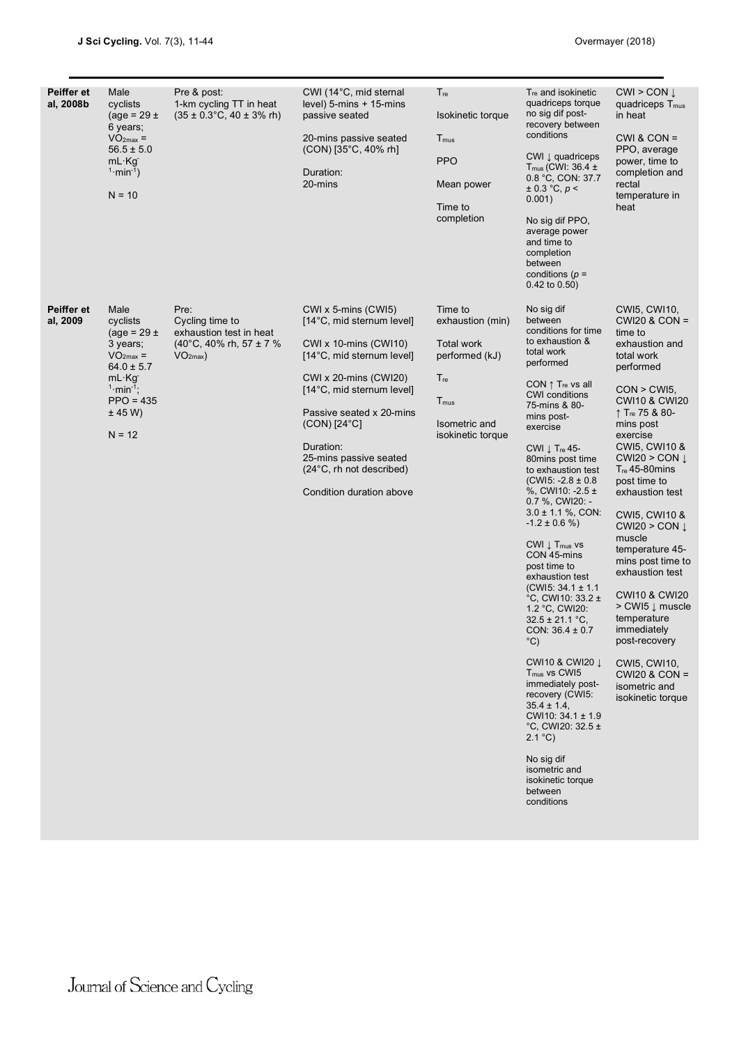| | | | | | | |
|---|---|---|---|---|---|---|
| **Peiffer et al, 2008b** | Male cyclists (age = 29 ± 6 years; $VO_{2max}$ = 56.5 ± 5.0 mL·Kg$^{-1}$·min$^{-1}$) N = 10 | Pre & post: 1-km cycling TT in heat (35 ± 0.3°C, 40 ± 3% rh) | CWI (14°C, mid sternal level) 5-mins + 15-mins passive seated 20-mins passive seated (CON) [35°C, 40% rh] Duration: 20-mins | $T_{re}$ Isokinetic torque $T_{mus}$ PPO Mean power Time to completion | $T_{re}$ and isokinetic quadriceps torque no sig dif post-recovery between conditions CWI ↓ quadriceps $T_{mus}$ (CWI: 36.4 ± 0.8 °C, CON: 37.7 ± 0.3 °C, $p$ < 0.001) No sig dif PPO, average power and time to completion between conditions ($p$ = 0.42 to 0.50) | CWI > CON ↓ quadriceps $T_{mus}$ in heat CWI & CON = PPO, average power, time to completion and rectal temperature in heat |
| **Peiffer et al, 2009** | Male cyclists (age = 29 ± 3 years; $VO_{2max}$ = 64.0 ± 5.7 mL·Kg$^{-1}$·min$^{-1}$; PPO = 435 ± 45 W) N = 12 | Pre: Cycling time to exhaustion test in heat (40°C, 40% rh, 57 ± 7 % $VO_{2max}$) | CWI x 5-mins (CWI5) [14°C, mid sternum level] CWI x 10-mins (CWI10) [14°C, mid sternum level] CWI x 20-mins (CWI20) [14°C, mid sternum level] Passive seated x 20-mins (CON) [24°C] Duration: 25-mins passive seated (24°C, rh not described) Condition duration above | Time to exhaustion (min) Total work performed (kJ) $T_{re}$ $T_{mus}$ Isometric and isokinetic torque | No sig dif between conditions for time to exhaustion & total work performed CON ↑ $T_{re}$ vs all CWI conditions 75-mins & 80-mins post-exercise CWI ↓ $T_{re}$ 45-80mins post time to exhaustion test (CWI5: -2.8 ± 0.8 %, CWI10: -2.5 ± 0.7 %, CWI20: -3.0 ± 1.1 %, CON: -1.2 ± 0.6 %) CWI ↓ $T_{mus}$ vs CON 45-mins post time to exhaustion test (CWI5: 34.1 ± 1.1 °C, CWI10: 33.2 ± 1.2 °C, CWI20: 32.5 ± 21.1 °C, CON: 36.4 ± 0.7 °C) CWI10 & CWI20 ↓ $T_{mus}$ vs CWI5 immediately post-recovery (CWI5: 35.4 ± 1.4, CWI10: 34.1 ± 1.9 °C, CWI20: 32.5 ± 2.1 °C) No sig dif isometric and isokinetic torque between conditions | CWI5, CWI10, CWI20 & CON = time to exhaustion and total work performed CON > CWI5, CWI10 & CWI20 ↑ $T_{re}$ 75 & 80-mins post exercise CWI5, CWI10 & CWI20 > CON ↓ $T_{re}$ 45-80mins post time to exhaustion test CWI5, CWI10 & CWI20 > CON ↓ muscle temperature 45-mins post time to exhaustion test CWI10 & CWI20 > CWI5 ↓ muscle temperature immediately post-recovery CWI5, CWI10, CWI20 & CON = isometric and isokinetic torque |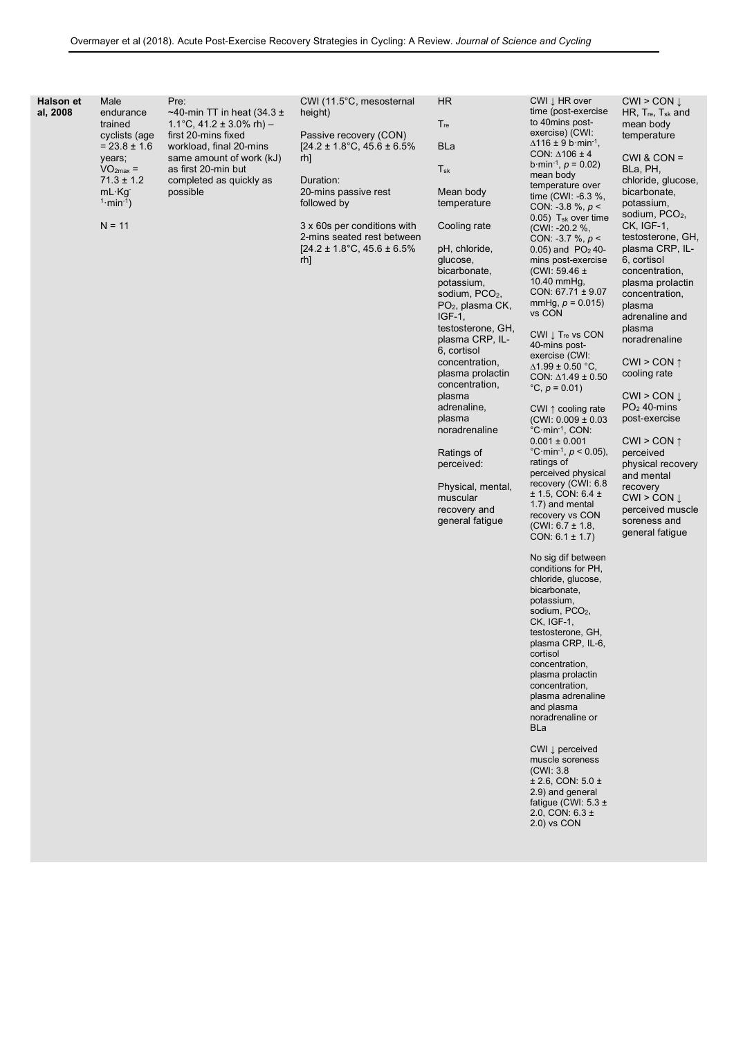| | | | | | | |
|---|---|---|---|---|---|---|
| **Halson et al, 2008** | Male endurance trained cyclists (age = 23.8 ± 1.6 years; $VO_{2max}$ = 71.3 ± 1.2 mL·Kg$^{-1}$·min$^{-1}$)<br><br>N = 11 | Pre:<br>~40-min TT in heat (34.3 ± 1.1°C, 41.2 ± 3.0% rh) – first 20-mins fixed workload, final 20-mins same amount of work (kJ) as first 20-min but completed as quickly as possible | CWI (11.5°C, mesosternal height)<br><br>Passive recovery (CON) [24.2 ± 1.8°C, 45.6 ± 6.5% rh]<br><br>Duration:<br>20-mins passive rest followed by<br><br>3 x 60s per conditions with 2-mins seated rest between [24.2 ± 1.8°C, 45.6 ± 6.5% rh] | HR<br><br>$T_{re}$<br><br>BLa<br><br>$T_{sk}$<br><br>Mean body temperature<br><br>Cooling rate<br><br>pH, chloride, glucose, bicarbonate, potassium, sodium, $PCO_2$, $PO_2$, plasma CK, IGF-1, testosterone, GH, plasma CRP, IL-6, cortisol concentration, plasma prolactin concentration, plasma adrenaline, plasma noradrenaline<br><br>Ratings of perceived:<br><br>Physical, mental, muscular recovery and general fatigue | CWI ↓ HR over time (post-exercise to 40mins post-exercise) (CWI: ∆116 ± 9 b·min$^{-1}$, CON: ∆106 ± 4 b·min$^{-1}$, $p = 0.02$) mean body temperature over time (CWI: -6.3 %, CON: -3.8 %, $p < 0.05$) $T_{sk}$ over time (CWI: -20.2 %, CON: -3.7 %, $p < 0.05$) and $PO_2$ 40-mins post-exercise (CWI: 59.46 ± 10.40 mmHg, CON: 67.71 ± 9.07 mmHg, $p = 0.015$) vs CON<br><br>CWI ↓ $T_{re}$ vs CON 40-mins post-exercise (CWI: ∆1.99 ± 0.50 °C, CON: ∆1.49 ± 0.50 °C, $p = 0.01$)<br><br>CWI ↑ cooling rate (CWI: 0.009 ± 0.03 °C·min$^{-1}$, CON: 0.001 ± 0.001 °C·min$^{-1}$, $p < 0.05$), ratings of perceived physical recovery (CWI: 6.8 ± 1.5, CON: 6.4 ± 1.7) and mental recovery vs CON (CWI: 6.7 ± 1.8, CON: 6.1 ± 1.7)<br><br>No sig dif between conditions for PH, chloride, glucose, bicarbonate, potassium, sodium, $PCO_2$, CK, IGF-1, testosterone, GH, plasma CRP, IL-6, cortisol concentration, plasma prolactin concentration, plasma adrenaline and plasma noradrenaline or BLa<br><br>CWI ↓ perceived muscle soreness (CWI: 3.8 ± 2.6, CON: 5.0 ± 2.9) and general fatigue (CWI: 5.3 ± 2.0, CON: 6.3 ± 2.0) vs CON | CWI > CON ↓ HR, $T_{re}$, $T_{sk}$ and mean body temperature<br><br>CWI & CON = BLa, PH, chloride, glucose, sodium, $PCO_2$, CK, IGF-1, testosterone, GH, plasma CRP, IL-6, cortisol concentration, plasma prolactin concentration, plasma adrenaline and plasma noradrenaline<br><br>CWI > CON ↑ cooling rate<br><br>CWI > CON ↓ $PO_2$ 40-mins post-exercise<br><br>CWI > CON ↑ perceived physical recovery and mental recovery<br>CWI > CON ↓ perceived muscle soreness and general fatigue |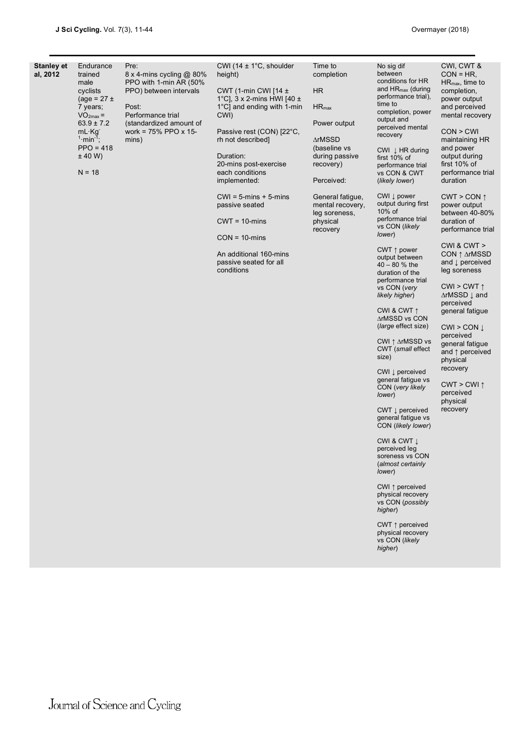| | | | | | | |
|---|---|---|---|---|---|---|
| **Stanley et al, 2012** | Endurance trained male cyclists (age = 27 ± 7 years; $VO_{2max}$ = 63.9 ± 7.2 $mL·Kg^{-1}·min^{-1}$; PPO = 418 ± 40 W)<br><br>N = 18 | Pre:<br>8 x 4-mins cycling @ 80% PPO with 1-min AR (50% PPO) between intervals<br><br>Post:<br>Performance trial (standardized amount of work = 75% PPO x 15-mins) | CWI (14 ± 1°C, shoulder height)<br><br>CWT (1-min CWI [14 ± 1°C], 3 x 2-mins HWI [40 ± 1°C] and ending with 1-min CWI)<br><br>Passive rest (CON) [22°C, rh not described]<br><br>Duration:<br>20-mins post-exercise each conditions implemented:<br><br>CWI = 5-mins + 5-mins passive seated<br><br>CWT = 10-mins<br><br>CON = 10-mins<br><br>An additional 160-mins passive seated for all conditions | Time to completion<br><br>HR<br><br>$HR_{max}$<br><br>Power output<br><br>∆rMSSD (baseline vs during passive recovery)<br><br>Perceived:<br><br>General fatigue, mental recovery, leg soreness, physical recovery | No sig dif between conditions for HR and $HR_{max}$ (during performance trial), time to completion, power output and perceived mental recovery<br><br>CWI ↓ HR during first 10% of performance trial vs CON & CWT (*likely lower*)<br><br>CWI ↓ power output during first 10% of performance trial vs CON (*likely lower*)<br><br>CWT ↑ power output between 40 – 80 % the duration of the performance trial vs CON (*very likely higher*)<br><br>CWI & CWT ↑ ∆rMSSD vs CON (*large* effect size)<br><br>CWI ↑ ∆rMSSD vs CWT (*small* effect size)<br><br>CWI ↓ perceived general fatigue vs CON (*very likely lower*)<br><br>CWT ↓ perceived general fatigue vs CON (*likely lower*)<br><br>CWI & CWT ↓ perceived leg soreness vs CON (*almost certainly lower*)<br><br>CWI ↑ perceived physical recovery vs CON (*possibly higher*)<br><br>CWT ↑ perceived physical recovery vs CON (*likely higher*) | CWI, CWT & CON = HR, $HR_{max}$, time to completion, power output and perceived mental recovery<br><br>CON > CWI maintaining HR and power output during first 10% of performance trial duration<br><br>CWT > CON ↑ power output between 40-80% duration of performance trial<br><br>CWI & CWT > CON ↑ ∆rMSSD and ↓ perceived leg soreness<br><br>CWI > CWT ↑ ∆rMSSD ↓ and perceived general fatigue<br><br>CWI > CON ↓ perceived general fatigue and ↑ perceived physical recovery<br><br>CWT > CWI ↑ perceived physical recovery |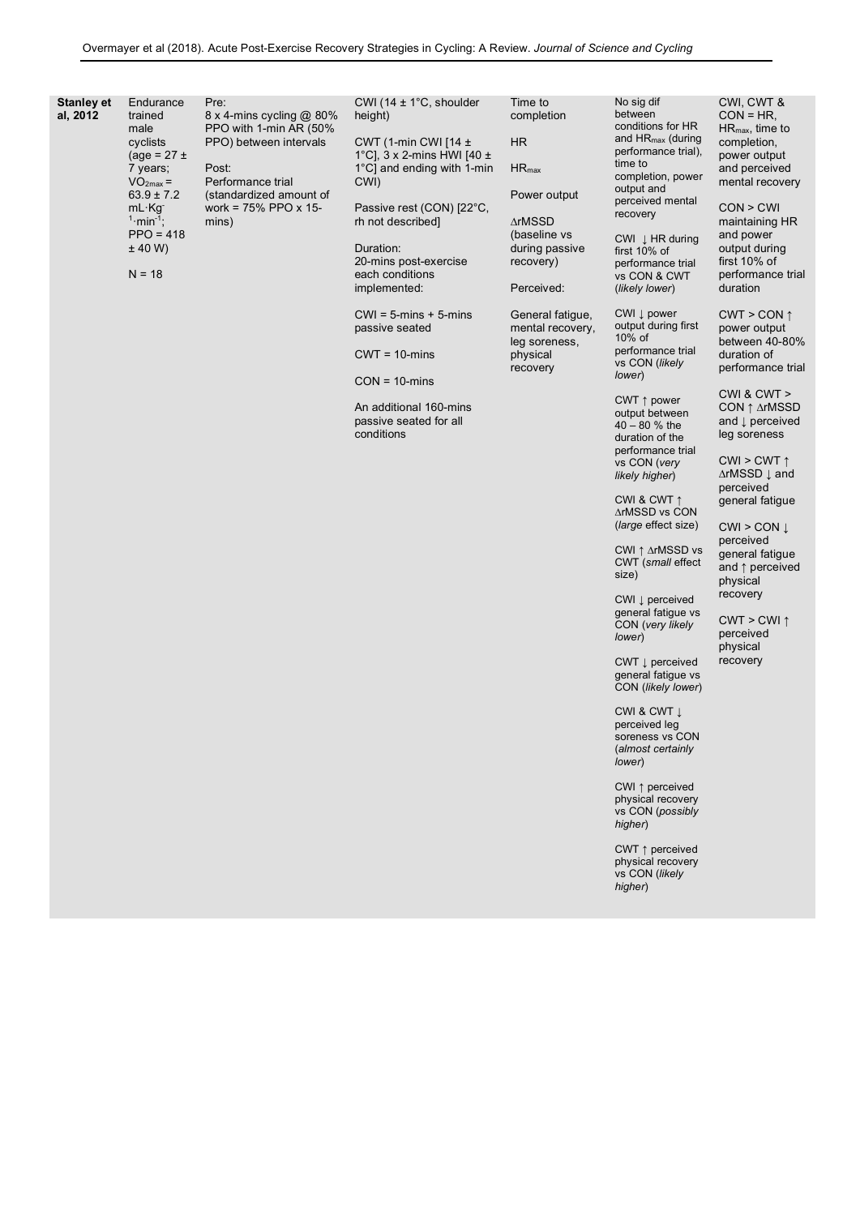| | | | | | | |
|---|---|---|---|---|---|---|
| **Stanley et al, 2012** | Endurance trained male cyclists (age = 27 ± 7 years; $VO_{2max}$ = 63.9 ± 7.2 mL·Kg$^{-1}$·min$^{-1}$; PPO = 418 ± 40 W)<br><br>N = 18 | Pre:<br>8 x 4-mins cycling @ 80% PPO with 1-min AR (50% PPO) between intervals<br><br>Post:<br>Performance trial (standardized amount of work = 75% PPO x 15-mins) | CWI (14 ± 1°C, shoulder height)<br><br>CWT (1-min CWI [14 ± 1°C], 3 x 2-mins HWI [40 ± 1°C] and ending with 1-min CWI)<br><br>Passive rest (CON) [22°C, rh not described]<br><br>Duration:<br>20-mins post-exercise each conditions implemented:<br><br>CWI = 5-mins + 5-mins passive seated<br><br>CWT = 10-mins<br><br>CON = 10-mins<br><br>An additional 160-mins passive seated for all conditions | Time to completion<br><br>HR<br><br>$HR_{max}$<br><br>Power output<br><br>ΔrMSSD (baseline vs during passive recovery)<br><br>Perceived:<br><br>General fatigue, mental recovery, leg soreness, physical recovery | No sig dif between conditions for HR and $HR_{max}$ (during performance trial), time to completion, power output and perceived mental recovery<br><br>CWI ↓ HR during first 10% of performance trial vs CON & CWT (*likely lower*)<br><br>CWI ↓ power output during first 10% of performance trial vs CON (*likely lower*)<br><br>CWT ↑ power output between 40 – 80 % the duration of the performance trial vs CON (*very likely higher*)<br><br>CWI & CWT ↑ ΔrMSSD vs CON (*large* effect size)<br><br>CWI ↑ ΔrMSSD vs CWT (*small* effect size)<br><br>CWI ↓ perceived general fatigue vs CON (*very likely lower*)<br><br>CWT ↓ perceived general fatigue vs CON (*likely lower*)<br><br>CWI & CWT ↓ perceived leg soreness vs CON (*almost certainly lower*)<br><br>CWI ↑ perceived physical recovery vs CON (*possibly higher*)<br><br>CWT ↑ perceived physical recovery vs CON (*likely higher*) | CWI, CWT & CON = HR, $HR_{max}$, time to completion, power output and perceived mental recovery<br><br>CON > CWI maintaining HR and power output during first 10% of performance trial duration<br><br>CWT > CON ↑ power output between 40-80% duration of performance trial<br><br>CWI & CWT > CON ↑ ΔrMSSD and ↓ perceived leg soreness<br><br>CWI > CWT ↑ ΔrMSSD ↓ and perceived general fatigue<br><br>CWI > CON ↓ perceived general fatigue and ↑ perceived physical recovery<br><br>CWT > CWI ↑ perceived physical recovery |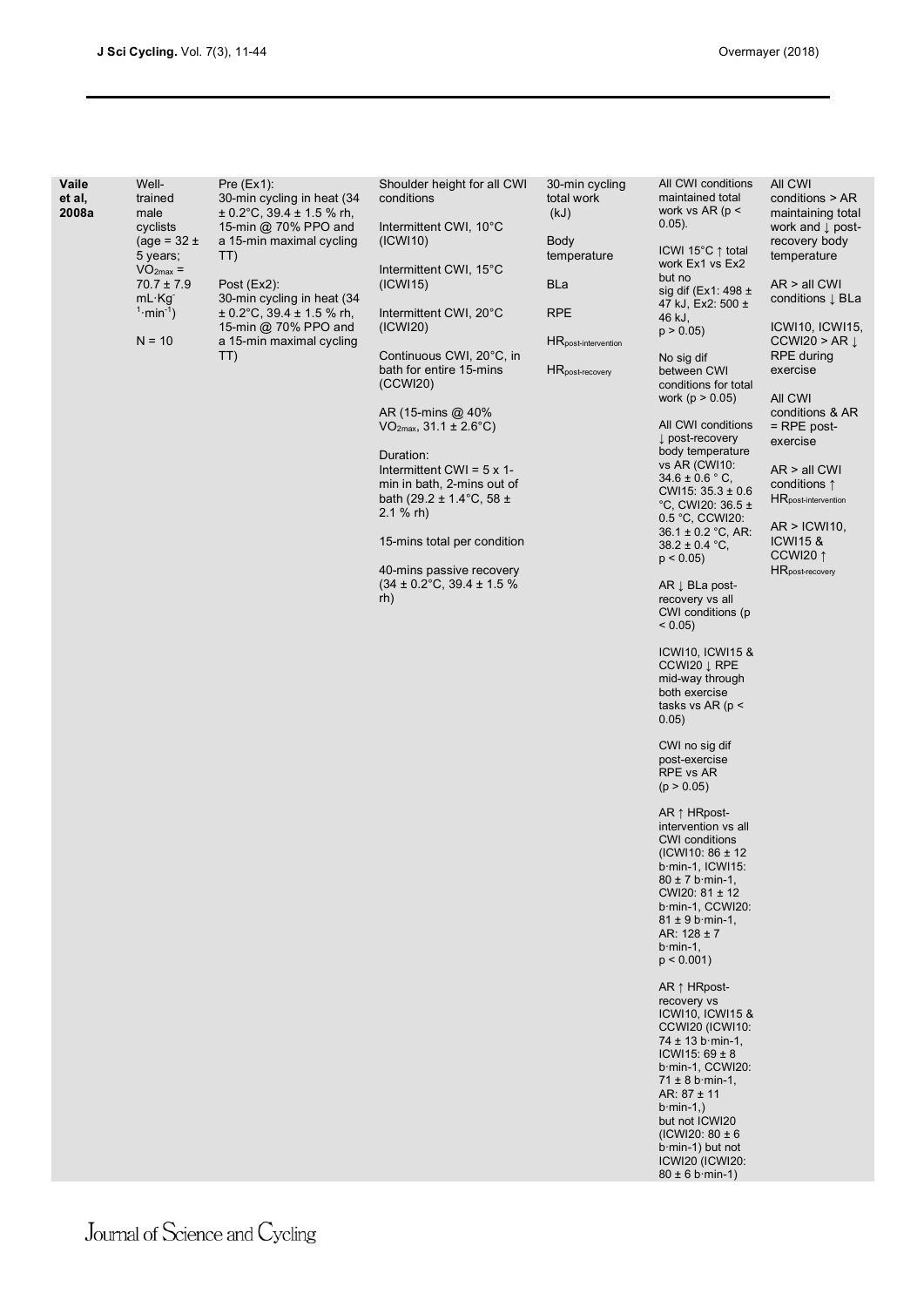| | | | | | | |
|---|---|---|---|---|---|---|
| **Vaile et al, 2008a** | Well-trained male cyclists (age = 32 ± 5 years; $VO_{2max}$ = 70.7 ± 7.9 $mL \cdot Kg^{-1} \cdot min^{-1}$)<br><br>N = 10 | Pre (Ex1):<br>30-min cycling in heat (34 ± 0.2°C, 39.4 ± 1.5 % rh, 15-min @ 70% PPO and a 15-min maximal cycling TT)<br><br>Post (Ex2):<br>30-min cycling in heat (34 ± 0.2°C, 39.4 ± 1.5 % rh, 15-min @ 70% PPO and a 15-min maximal cycling TT) | Shoulder height for all CWI conditions<br><br>Intermittent CWI, 10°C (ICWI10)<br><br>Intermittent CWI, 15°C (ICWI15)<br><br>Intermittent CWI, 20°C (ICWI20)<br><br>Continuous CWI, 20°C, in bath for entire 15-mins (CCWI20)<br><br>AR (15-mins @ 40% $VO_{2max}$, 31.1 ± 2.6°C)<br><br>Duration:<br>Intermittent CWI = 5 x 1-min in bath, 2-mins out of bath (29.2 ± 1.4°C, 58 ± 2.1 % rh)<br><br>15-mins total per condition<br><br>40-mins passive recovery (34 ± 0.2°C, 39.4 ± 1.5 % rh) | 30-min cycling total work (kJ)<br><br>Body temperature<br><br>BLa<br><br>RPE<br><br>$HR_{post\text{-}intervention}$<br><br>$HR_{post\text{-}recovery}$ | All CWI conditions maintained total work vs AR ($p < 0.05$).<br><br>ICWI 15°C ↑ total work Ex1 vs Ex2 but no sig dif (Ex1: 498 ± 47 kJ, Ex2: 500 ± 46 kJ, $p > 0.05$)<br><br>No sig dif between CWI conditions for total work ($p > 0.05$)<br><br>All CWI conditions ↓ post-recovery body temperature vs AR (CWI10: 34.6 ± 0.6 ° C, CWI15: 35.3 ± 0.6 °C, CWI20: 36.5 ± 0.5 °C, CCWI20: 36.1 ± 0.2 °C, AR: 38.2 ± 0.4 °C, $p < 0.05$)<br><br>AR ↓ BLa post-recovery vs all CWI conditions ($p < 0.05$)<br><br>ICWI10, ICWI15 & CCWI20 ↓ RPE mid-way through both exercise tasks vs AR ($p < 0.05$)<br><br>CWI no sig dif post-exercise RPE vs AR ($p > 0.05$)<br><br>AR ↑ HRpost-intervention vs all CWI conditions (ICWI10: 86 ± 12 b·min-1, ICWI15: 80 ± 7 b·min-1, CWI20: 81 ± 12 b·min-1, CCWI20: 81 ± 9 b·min-1, AR: 128 ± 7 b·min-1, $p < 0.001$)<br><br>AR ↑ HRpost-recovery vs ICWI10, ICWI15 & CCWI20 (ICWI10: 74 ± 13 b·min-1, ICWI15: 69 ± 8 b·min-1, CCWI20: 71 ± 8 b·min-1, AR: 87 ± 11 b·min-1,) but not ICWI20 (ICWI20: 80 ± 6 b·min-1) but not ICWI20 (ICWI20: 80 ± 6 b·min-1) | All CWI conditions > AR maintaining total work and ↓ post-recovery body temperature<br><br>AR > all CWI conditions ↓ BLa<br><br>ICWI10, ICWI15, CCWI20 > AR ↓ RPE during exercise<br><br>All CWI conditions & AR = RPE post-exercise<br><br>AR > all CWI conditions ↑ $HR_{post\text{-}intervention}$<br><br>AR > ICWI10, ICWI15 & CCWI20 ↑ $HR_{post\text{-}recovery}$ |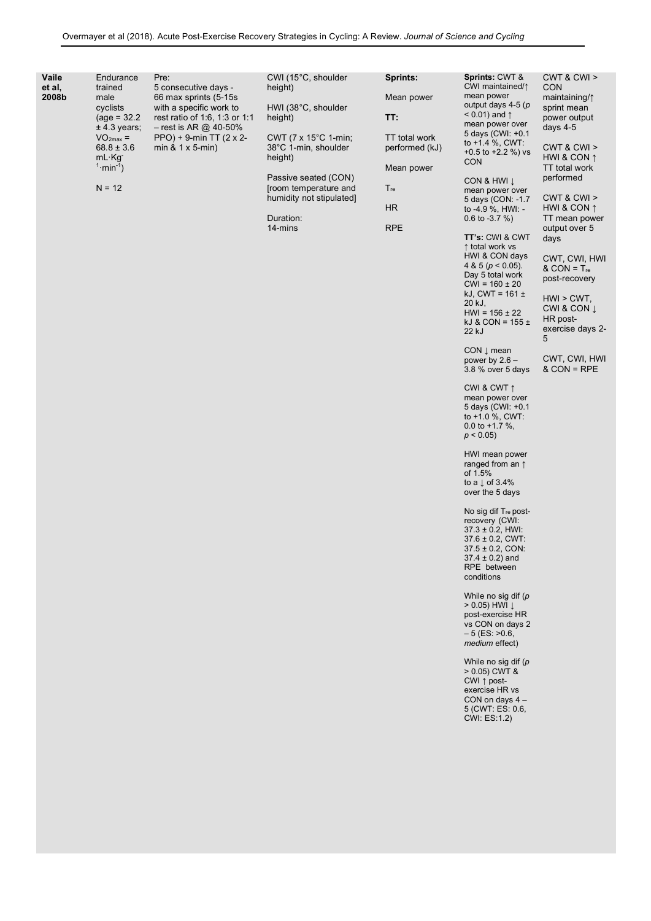| | | | | | | |
|---|---|---|---|---|---|---|
| **Vaile et al, 2008b** | Endurance trained male cyclists (age = 32.2 ± 4.3 years; $VO_{2max}$ = 68.8 ± 3.6 $mL{\cdot}Kg^{-1}{\cdot}min^{-1}$)<br><br>N = 12 | Pre:<br>5 consecutive days - 66 max sprints (5-15s with a specific work to rest ratio of 1:6, 1:3 or 1:1 – rest is AR @ 40-50% PPO) + 9-min TT (2 x 2-min & 1 x 5-min) | CWI (15°C, shoulder height)<br><br>HWI (38°C, shoulder height)<br><br>CWT (7 x 15°C 1-min; 38°C 1-min, shoulder height)<br><br>Passive seated (CON) [room temperature and humidity not stipulated]<br><br>Duration:<br>14-mins | **Sprints:**<br><br>Mean power<br><br>**TT:**<br><br>TT total work performed (kJ)<br><br>Mean power<br><br>$T_{re}$<br><br>HR<br><br>RPE | **Sprints:** CWT & CWI maintained/↑ mean power output days 4-5 ($p < 0.01$) and ↑ mean power over 5 days (CWI: +0.1 to +1.4 %, CWT: +0.5 to +2.2 %) vs CON<br><br>CON & HWI ↓ mean power over 5 days (CON: -1.7 to -4.9 %, HWI: -0.6 to -3.7 %)<br><br>**TT's:** CWI & CWT ↑ total work vs HWI & CON days 4 & 5 ($p < 0.05$). Day 5 total work CWI = 160 ± 20 kJ, CWT = 161 ± 20 kJ, HWI = 156 ± 22 kJ & CON = 155 ± 22 kJ<br><br>CON ↓ mean power by 2.6 – 3.8 % over 5 days<br><br>CWI & CWT ↑ mean power over 5 days (CWI: +0.1 to +1.0 %, CWT: 0.0 to +1.7 %, $p < 0.05$)<br><br>HWI mean power ranged from an ↑ of 1.5% to a ↓ of 3.4% over the 5 days<br><br>No sig dif $T_{re}$ post-recovery (CWI: 37.3 ± 0.2, HWI: 37.6 ± 0.2, CWT: 37.5 ± 0.2, CON: 37.4 ± 0.2) and RPE between conditions<br><br>While no sig dif ($p > 0.05$) HWI ↓ post-exercise HR vs CON on days 2 – 5 (ES: >0.6, *medium* effect)<br><br>While no sig dif ($p > 0.05$) CWT & CWI ↑ post-exercise HR vs CON on days 4 – 5 (CWT: ES: 0.6, CWI: ES:1.2) | CWT & CWI > CON maintaining/↑ sprint mean power output days 4-5<br><br>CWT & CWI > HWI & CON ↑ TT total work performed<br><br>CWT & CWI > HWI & CON ↑ TT mean power output over 5 days<br><br>CWT, CWI, HWI & CON = $T_{re}$ post-recovery<br><br>HWI > CWT, CWI & CON ↓ HR post-exercise days 2-5<br><br>CWT, CWI, HWI & CON = RPE |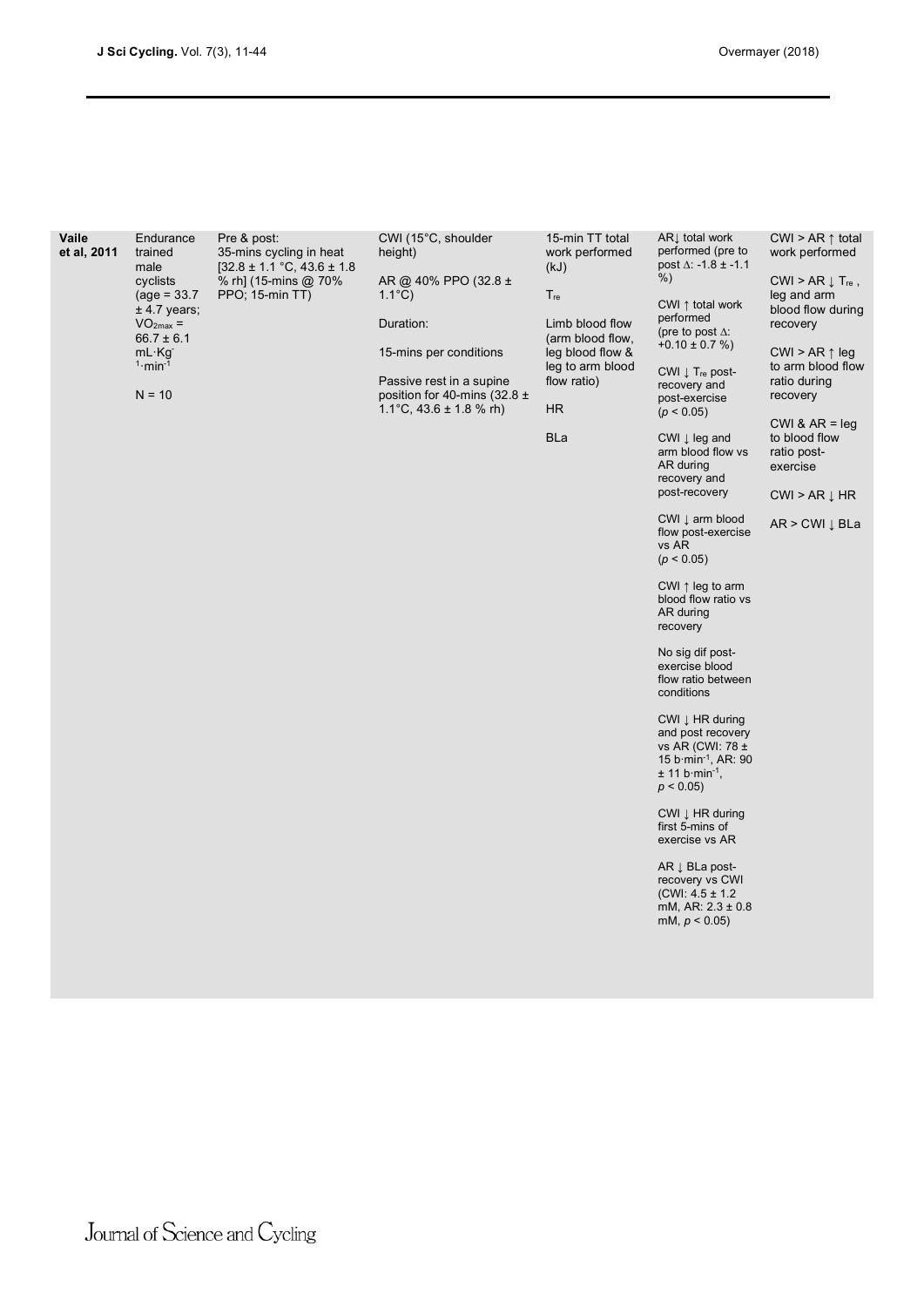| | | | | | | |
|---|---|---|---|---|---|---|
| **Vaile et al, 2011** | Endurance trained male cyclists (age = 33.7 ± 4.7 years; $VO_{2max}$ = 66.7 ± 6.1 mL·Kg$^{-1}$·min$^{-1}$<br><br>N = 10 | Pre & post: 35-mins cycling in heat [32.8 ± 1.1 °C, 43.6 ± 1.8 % rh] (15-mins @ 70% PPO; 15-min TT) | CWI (15°C, shoulder height)<br><br>AR @ 40% PPO (32.8 ± 1.1°C)<br><br>Duration:<br><br>15-mins per conditions<br><br>Passive rest in a supine position for 40-mins (32.8 ± 1.1°C, 43.6 ± 1.8 % rh) | 15-min TT total work performed (kJ)<br><br>$T_{re}$<br><br>Limb blood flow (arm blood flow, leg blood flow & leg to arm blood flow ratio)<br><br>HR<br><br>BLa | AR↓ total work performed (pre to post Δ: -1.8 ± -1.1 %)<br><br>CWI ↑ total work performed (pre to post Δ: +0.10 ± 0.7 %)<br><br>CWI ↓ $T_{re}$ post-recovery and post-exercise ($p < 0.05$)<br><br>CWI ↓ leg and arm blood flow vs AR during recovery and post-recovery<br><br>CWI ↓ arm blood flow post-exercise vs AR ($p < 0.05$)<br><br>CWI ↑ leg to arm blood flow ratio vs AR during recovery<br><br>No sig dif post-exercise blood flow ratio between conditions<br><br>CWI ↓ HR during and post recovery vs AR (CWI: 78 ± 15 b·min$^{-1}$, AR: 90 ± 11 b·min$^{-1}$, $p < 0.05$)<br><br>CWI ↓ HR during first 5-mins of exercise vs AR<br><br>AR ↓ BLa post-recovery vs CWI (CWI: 4.5 ± 1.2 mM, AR: 2.3 ± 0.8 mM, $p < 0.05$) | CWI > AR ↑ total work performed<br><br>CWI > AR ↓ $T_{re}$, leg and arm blood flow during recovery<br><br>CWI > AR ↑ leg to arm blood flow ratio during recovery<br><br>CWI & AR = leg to blood flow ratio post-exercise<br><br>CWI > AR ↓ HR<br><br>AR > CWI ↓ BLa |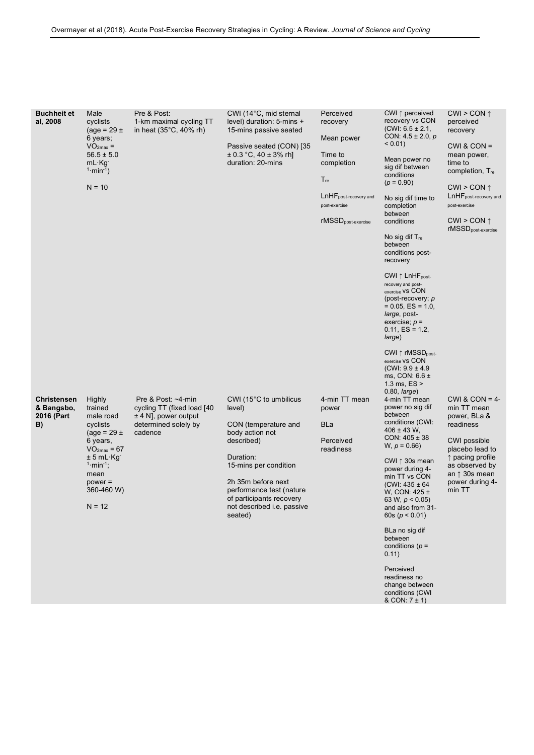| | | | | | | |
|---|---|---|---|---|---|---|
| **Buchheit et al, 2008** | Male cyclists (age = 29 ± 6 years; $VO_{2max}$ = 56.5 ± 5.0 mL·Kg$^{-1}$·min$^{-1}$)<br><br>N = 10 | Pre & Post:<br>1-km maximal cycling TT in heat (35°C, 40% rh) | CWI (14°C, mid sternal level) duration: 5-mins + 15-mins passive seated<br><br>Passive seated (CON) [35 ± 0.3 °C, 40 ± 3% rh] duration: 20-mins | Perceived recovery<br><br>Mean power<br><br>Time to completion<br><br>$T_{re}$<br><br>$LnHF_{post\text{-}recovery\ and\ post\text{-}exercise}$<br><br>$rMSSD_{post\text{-}exercise}$ | CWI ↑ perceived recovery vs CON (CWI: 6.5 ± 2.1, CON: 4.5 ± 2.0, $p < 0.01$)<br><br>Mean power no sig dif between conditions ($p = 0.90$)<br><br>No sig dif time to completion between conditions<br><br>No sig dif $T_{re}$ between conditions post-recovery<br><br>CWI ↑ $LnHF_{post\text{-}recovery\ and\ post\text{-}exercise}$ vs CON (post-recovery; $p = 0.05$, ES = 1.0, *large*, post-exercise; $p = 0.11$, ES = 1.2, *large*)<br><br>CWI ↑ $rMSSD_{post\text{-}exercise}$ vs CON (CWI: 9.9 ± 4.9 ms, CON: 6.6 ± 1.3 ms, ES > 0.80, *large*) | CWI > CON ↑ perceived recovery<br><br>CWI & CON = mean power, time to completion, $T_{re}$<br><br>CWI > CON ↑ $LnHF_{post\text{-}recovery\ and\ post\text{-}exercise}$<br><br>CWI > CON ↑ $rMSSD_{post\text{-}exercise}$ |
| **Christensen & Bangsbo, 2016 (Part B)** | Highly trained male road cyclists (age = 29 ± 6 years, $VO_{2max}$ = 67 ± 5 mL·Kg$^{-1}$·min$^{-1}$; mean power = 360-460 W)<br><br>N = 12 | Pre & Post: ~4-min cycling TT (fixed load [40 ± 4 N], power output determined solely by cadence | CWI (15°C to umbilicus level)<br><br>CON (temperature and body action not described)<br><br>Duration:<br>15-mins per condition<br><br>2h 35m before next performance test (nature of participants recovery not described i.e. passive seated) | 4-min TT mean power<br><br>BLa<br><br>Perceived readiness | 4-min TT mean power no sig dif between conditions (CWI: 406 ± 43 W, CON: 405 ± 38 W, $p = 0.66$)<br><br>CWI ↑ 30s mean power during 4-min TT vs CON (CWI: 435 ± 64 W, CON: 425 ± 63 W, $p < 0.05$) and also from 31-60s ($p < 0.01$)<br><br>BLa no sig dif between conditions ($p = 0.11$)<br><br>Perceived readiness no change between conditions (CWI & CON: 7 ± 1) | CWI & CON = 4-min TT mean power, BLa & readiness<br><br>CWI possible placebo lead to ↑ pacing profile as observed by an ↑ 30s mean power during 4-min TT |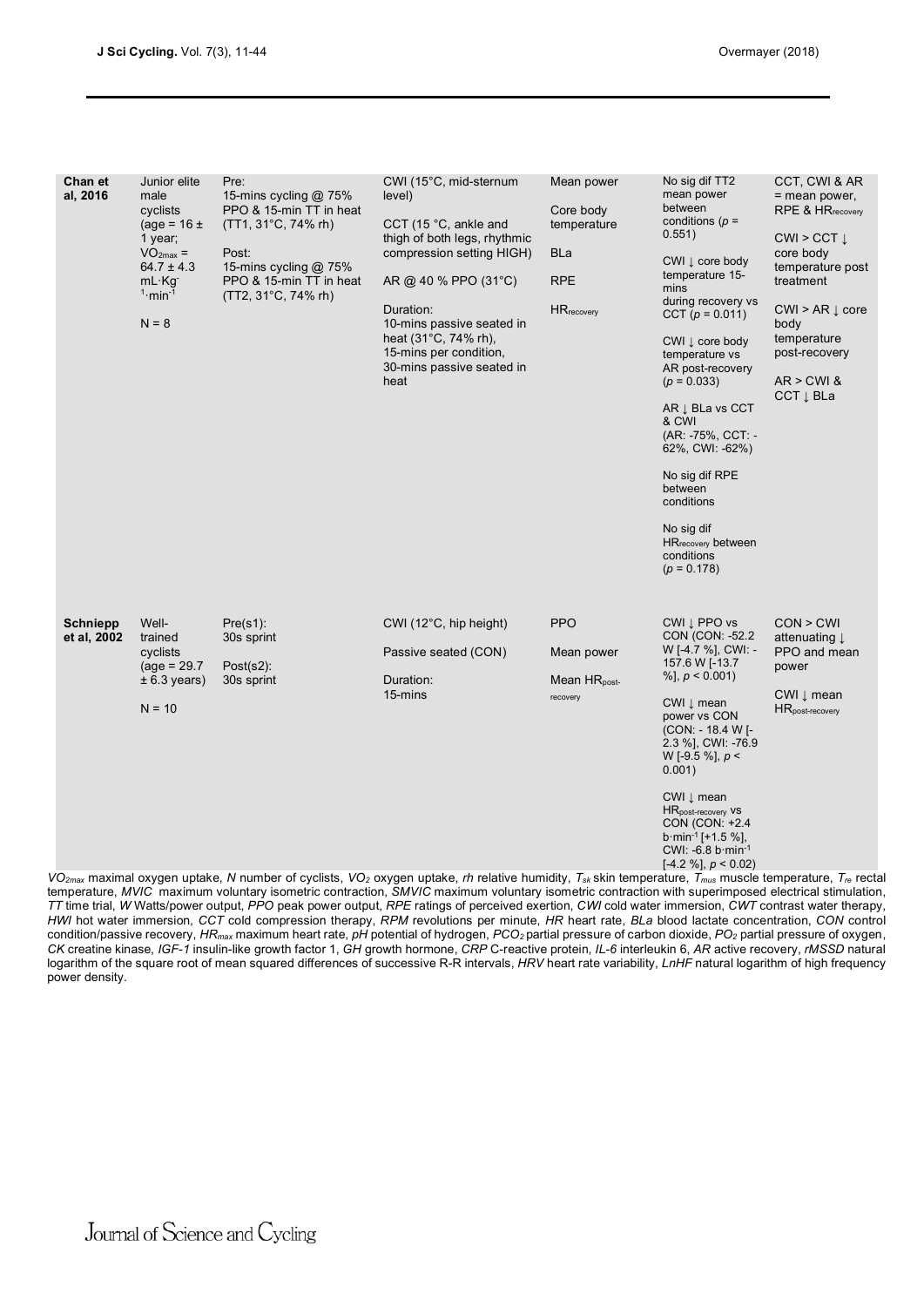| | | | | | | |
|---|---|---|---|---|---|---|
| **Chan et al, 2016** | Junior elite male cyclists (age = 16 ± 1 year; $VO_{2max}$ = 64.7 ± 4.3 mL·Kg$^{-1}$·min$^{-1}$ N = 8 | Pre: 15-mins cycling @ 75% PPO & 15-min TT in heat (TT1, 31°C, 74% rh) Post: 15-mins cycling @ 75% PPO & 15-min TT in heat (TT2, 31°C, 74% rh) | CWI (15°C, mid-sternum level) CCT (15 °C, ankle and thigh of both legs, rhythmic compression setting HIGH) AR @ 40 % PPO (31°C) Duration: 10-mins passive seated in heat (31°C, 74% rh), 15-mins per condition, 30-mins passive seated in heat | Mean power Core body temperature BLa RPE $HR_{recovery}$ | No sig dif TT2 mean power between conditions ($p$ = 0.551) CWI ↓ core body temperature 15-mins during recovery vs CCT ($p$ = 0.011) CWI ↓ core body temperature vs AR post-recovery ($p$ = 0.033) AR ↓ BLa vs CCT & CWI (AR: -75%, CCT: -62%, CWI: -62%) No sig dif RPE between conditions No sig dif $HR_{recovery}$ between conditions ($p$ = 0.178) | CCT, CWI & AR = mean power, RPE & $HR_{recovery}$ CWI > CCT ↓ core body temperature post treatment CWI > AR ↓ core body temperature post-recovery AR > CWI & CCT ↓ BLa |
| **Schniepp et al, 2002** | Well-trained cyclists (age = 29.7 ± 6.3 years) N = 10 | Pre(s1): 30s sprint Post(s2): 30s sprint | CWI (12°C, hip height) Passive seated (CON) Duration: 15-mins | PPO Mean power Mean $HR_{post\text{-}recovery}$ | CWI ↓ PPO vs CON (CON: -52.2 W [-4.7 %], CWI: -157.6 W [-13.7 %], $p$ < 0.001) CWI ↓ mean power vs CON (CON: - 18.4 W [-2.3 %], CWI: -76.9 W [-9.5 %], $p$ < 0.001) CWI ↓ mean $HR_{post\text{-}recovery}$ vs CON (CON: +2.4 b·min$^{-1}$ [+1.5 %], CWI: -6.8 b·min$^{-1}$ [-4.2 %], $p$ < 0.02) | CON > CWI attenuating ↓ PPO and mean power CWI ↓ mean $HR_{post\text{-}recovery}$ |

*$VO_{2max}$* maximal oxygen uptake, *N* number of cyclists, *$VO_2$* oxygen uptake, *rh* relative humidity, *$T_{sk}$* skin temperature, *$T_{mus}$* muscle temperature, *$T_{re}$* rectal temperature, *MVIC* maximum voluntary isometric contraction, *SMVIC* maximum voluntary isometric contraction with superimposed electrical stimulation, *TT* time trial, *W* Watts/power output, *PPO* peak power output, *RPE* ratings of perceived exertion, *CWI* cold water immersion, *CWT* contrast water therapy, *HWI* hot water immersion, *CCT* cold compression therapy, *RPM* revolutions per minute, *HR* heart rate, *BLa* blood lactate concentration, *CON* control condition/passive recovery, *$HR_{max}$* maximum heart rate, *pH* potential of hydrogen, *$PCO_2$* partial pressure of carbon dioxide, *$PO_2$* partial pressure of oxygen, *CK* creatine kinase, *IGF-1* insulin-like growth factor 1, *GH* growth hormone, *CRP* C-reactive protein, *IL-6* interleukin 6, *AR* active recovery, *rMSSD* natural logarithm of the square root of mean squared differences of successive R-R intervals, *HRV* heart rate variability, *LnHF* natural logarithm of high frequency power density.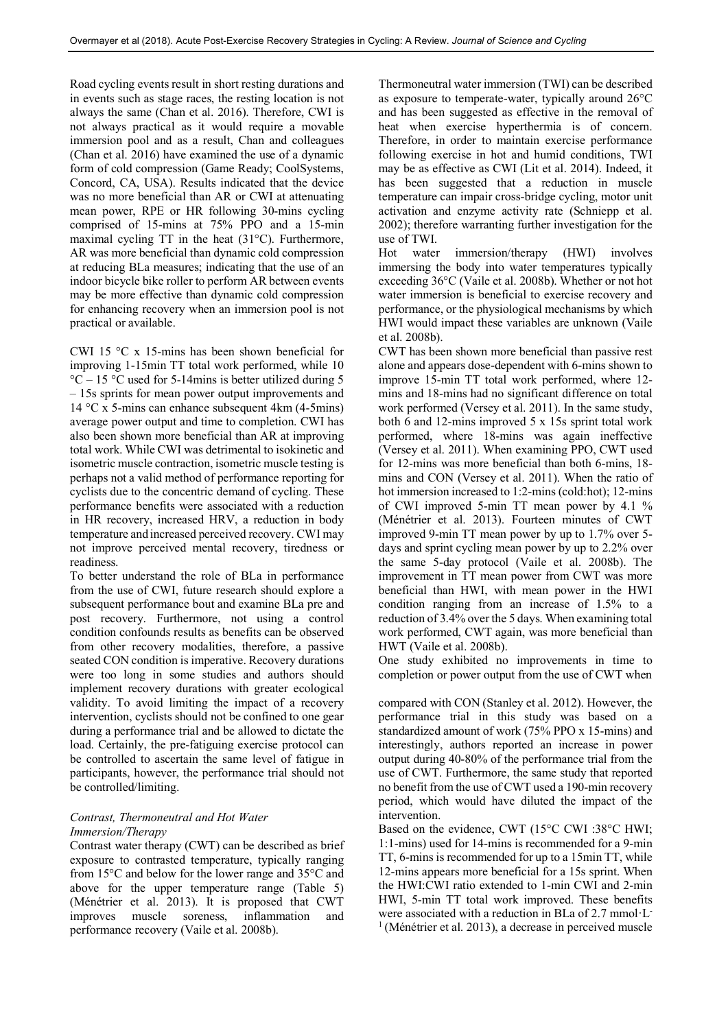Road cycling events result in short resting durations and in events such as stage races, the resting location is not always the same (Chan et al. 2016). Therefore, CWI is not always practical as it would require a movable immersion pool and as a result, Chan and colleagues (Chan et al. 2016) have examined the use of a dynamic form of cold compression (Game Ready; CoolSystems, Concord, CA, USA). Results indicated that the device was no more beneficial than AR or CWI at attenuating mean power, RPE or HR following 30-mins cycling comprised of 15-mins at 75% PPO and a 15-min maximal cycling TT in the heat (31°C). Furthermore, AR was more beneficial than dynamic cold compression at reducing BLa measures; indicating that the use of an indoor bicycle bike roller to perform AR between events may be more effective than dynamic cold compression for enhancing recovery when an immersion pool is not practical or available.

CWI 15 °C x 15-mins has been shown beneficial for improving 1-15min TT total work performed, while 10 °C – 15 °C used for 5-14mins is better utilized during 5 – 15s sprints for mean power output improvements and 14 °C x 5-mins can enhance subsequent 4km (4-5mins) average power output and time to completion. CWI has also been shown more beneficial than AR at improving total work. While CWI was detrimental to isokinetic and isometric muscle contraction, isometric muscle testing is perhaps not a valid method of performance reporting for cyclists due to the concentric demand of cycling. These performance benefits were associated with a reduction in HR recovery, increased HRV, a reduction in body temperature and increased perceived recovery. CWI may not improve perceived mental recovery, tiredness or readiness.

To better understand the role of BLa in performance from the use of CWI, future research should explore a subsequent performance bout and examine BLa pre and post recovery. Furthermore, not using a control condition confounds results as benefits can be observed from other recovery modalities, therefore, a passive seated CON condition is imperative. Recovery durations were too long in some studies and authors should implement recovery durations with greater ecological validity. To avoid limiting the impact of a recovery intervention, cyclists should not be confined to one gear during a performance trial and be allowed to dictate the load. Certainly, the pre-fatiguing exercise protocol can be controlled to ascertain the same level of fatigue in participants, however, the performance trial should not be controlled/limiting.

### *Contrast, Thermoneutral and Hot Water Immersion/Therapy*

Contrast water therapy (CWT) can be described as brief exposure to contrasted temperature, typically ranging from 15°C and below for the lower range and 35°C and above for the upper temperature range (Table 5) (Ménétrier et al. 2013). It is proposed that CWT improves muscle soreness, inflammation and performance recovery (Vaile et al. 2008b).

Thermoneutral water immersion (TWI) can be described as exposure to temperate-water, typically around 26°C and has been suggested as effective in the removal of heat when exercise hyperthermia is of concern. Therefore, in order to maintain exercise performance following exercise in hot and humid conditions, TWI may be as effective as CWI (Lit et al. 2014). Indeed, it has been suggested that a reduction in muscle temperature can impair cross-bridge cycling, motor unit activation and enzyme activity rate (Schniepp et al. 2002); therefore warranting further investigation for the use of TWI.

Hot water immersion/therapy (HWI) involves immersing the body into water temperatures typically exceeding 36°C (Vaile et al. 2008b). Whether or not hot water immersion is beneficial to exercise recovery and performance, or the physiological mechanisms by which HWI would impact these variables are unknown (Vaile et al. 2008b).

CWT has been shown more beneficial than passive rest alone and appears dose-dependent with 6-mins shown to improve 15-min TT total work performed, where 12-mins and 18-mins had no significant difference on total work performed (Versey et al. 2011). In the same study, both 6 and 12-mins improved 5 x 15s sprint total work performed, where 18-mins was again ineffective (Versey et al. 2011). When examining PPO, CWT used for 12-mins was more beneficial than both 6-mins, 18-mins and CON (Versey et al. 2011). When the ratio of hot immersion increased to 1:2-mins (cold:hot); 12-mins of CWT improved 5-min TT mean power by 4.1 % (Ménétrier et al. 2013). Fourteen minutes of CWT improved 9-min TT mean power by up to 1.7% over 5-days and sprint cycling mean power by up to 2.2% over the same 5-day protocol (Vaile et al. 2008b). The improvement in TT mean power from CWT was more beneficial than HWI, with mean power in the HWI condition ranging from an increase of 1.5% to a reduction of 3.4% over the 5 days. When examining total work performed, CWT again, was more beneficial than HWT (Vaile et al. 2008b).

One study exhibited no improvements in time to completion or power output from the use of CWT when compared with CON (Stanley et al. 2012). However, the performance trial in this study was based on a standardized amount of work (75% PPO x 15-mins) and interestingly, authors reported an increase in power output during 40-80% of the performance trial from the use of CWT. Furthermore, the same study that reported no benefit from the use of CWT used a 190-min recovery period, which would have diluted the impact of the intervention.

Based on the evidence, CWT (15°C CWI :38°C HWI; 1:1-mins) used for 14-mins is recommended for a 9-min TT, 6-mins is recommended for up to a 15min TT, while 12-mins appears more beneficial for a 15s sprint. When the HWI:CWI ratio extended to 1-min CWI and 2-min HWI, 5-min TT total work improved. These benefits were associated with a reduction in BLa of 2.7 $mmol \cdot L^{-1}$ (Ménétrier et al. 2013), a decrease in perceived muscle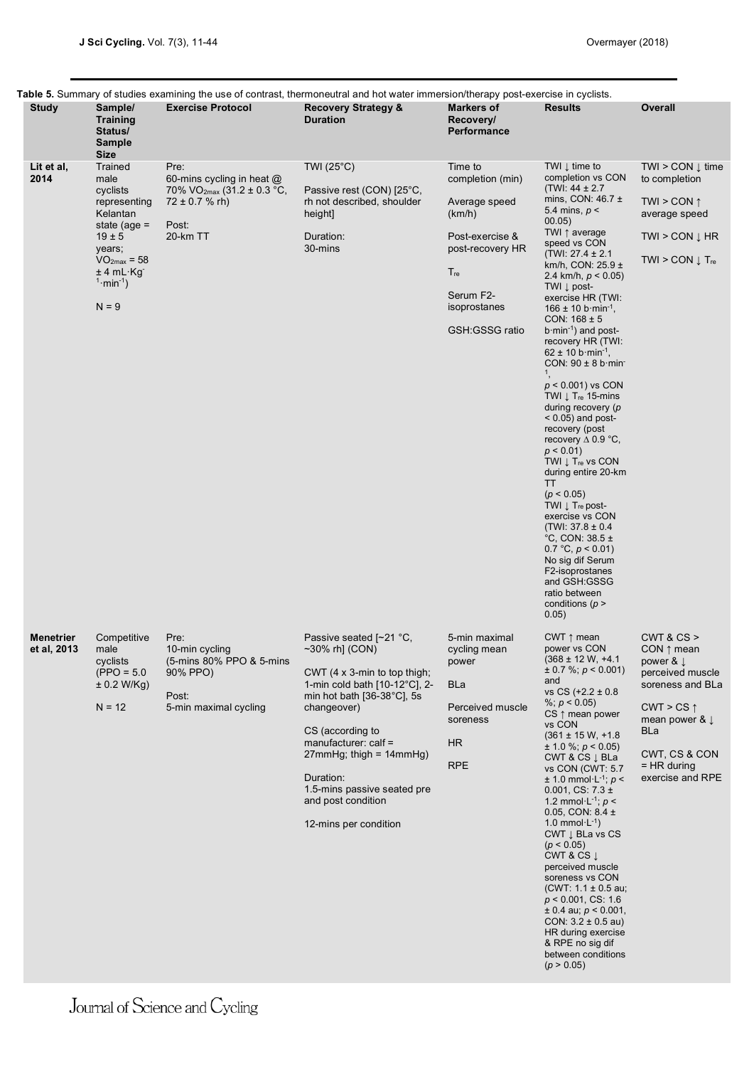**Table 5.** Summary of studies examining the use of contrast, thermoneutral and hot water immersion/therapy post-exercise in cyclists.

| Study | Sample/ Training Status/ Sample Size | Exercise Protocol | Recovery Strategy & Duration | Markers of Recovery/ Performance | Results | Overall |
|---|---|---|---|---|---|---|
| **Lit et al, 2014** | Trained male cyclists representing Kelantan state (age = 19 ± 5 years; $VO_{2max}$ = 58 ± 4 mL·Kg$^{-1}$·min$^{-1}$) <br><br> N = 9 | Pre: <br> 60-mins cycling in heat @ 70% $VO_{2max}$ (31.2 ± 0.3 °C, 72 ± 0.7 % rh) <br><br> Post: <br> 20-km TT | TWI (25°C) <br><br> Passive rest (CON) [25°C, rh not described, shoulder height] <br><br> Duration: <br> 30-mins | Time to completion (min) <br><br> Average speed (km/h) <br><br> Post-exercise & post-recovery HR <br><br> $T_{re}$ <br><br> Serum F2-isoprostanes <br><br> GSH:GSSG ratio | TWI ↓ time to completion vs CON (TWI: 44 ± 2.7 mins, CON: 46.7 ± 5.4 mins, $p$ < 00.05) <br> TWI ↑ average speed vs CON (TWI: 27.4 ± 2.1 km/h, CON: 25.9 ± 2.4 km/h, $p$ < 0.05) <br> TWI ↓ post-exercise HR (TWI: 166 ± 10 b·min$^{-1}$, CON: 168 ± 5 b·min$^{-1}$) and post-recovery HR (TWI: 62 ± 10 b·min$^{-1}$, CON: 90 ± 8 b·min$^{-1}$, <br> $p$ < 0.001) vs CON <br> TWI ↓ $T_{re}$ 15-mins during recovery ($p$ < 0.05) and post-recovery (post recovery Δ 0.9 °C, $p$ < 0.01) <br> TWI ↓ $T_{re}$ vs CON during entire 20-km TT <br> ($p$ < 0.05) <br> TWI ↓ $T_{re}$ post-exercise vs CON (TWI: 37.8 ± 0.4 °C, CON: 38.5 ± 0.7 °C, $p$ < 0.01) <br> No sig dif Serum F2-isoprostanes and GSH:GSSG ratio between conditions ($p$ > 0.05) | TWI > CON ↓ time to completion <br><br> TWI > CON ↑ average speed <br><br> TWI > CON ↓ HR <br><br> TWI > CON ↓ $T_{re}$ |
| **Menetrier et al, 2013** | Competitive male cyclists (PPO = 5.0 ± 0.2 W/Kg) <br><br> N = 12 | Pre: <br> 10-min cycling (5-mins 80% PPO & 5-mins 90% PPO) <br><br> Post: <br> 5-min maximal cycling | Passive seated [~21 °C, ~30% rh] (CON) <br><br> CWT (4 x 3-min to top thigh; 1-min cold bath [10-12°C], 2-min hot bath [36-38°C], 5s changeover) <br><br> CS (according to manufacturer: calf = 27mmHg; thigh = 14mmHg) <br><br> Duration: <br> 1.5-mins passive seated pre and post condition <br><br> 12-mins per condition | 5-min maximal cycling mean power <br><br> BLa <br><br> Perceived muscle soreness <br><br> HR <br><br> RPE | CWT ↑ mean power vs CON (368 ± 12 W, +4.1 ± 0.7 %; $p$ < 0.001) and <br> vs CS (+2.2 ± 0.8 %; $p$ < 0.05) <br> CS ↑ mean power vs CON <br> (361 ± 15 W, +1.8 ± 1.0 %; $p$ < 0.05) <br> CWT & CS ↓ BLa vs CON (CWT: 5.7 ± 1.0 mmol·L$^{-1}$; $p$ < 0.001, CS: 7.3 ± 1.2 mmol·L$^{-1}$; $p$ < 0.05, CON: 8.4 ± 1.0 mmol·L$^{-1}$) <br> CWT ↓ BLa vs CS ($p$ < 0.05) <br> CWT & CS ↓ perceived muscle soreness vs CON (CWT: 1.1 ± 0.5 au; $p$ < 0.001, CS: 1.6 ± 0.4 au; $p$ < 0.001, CON: 3.2 ± 0.5 au) <br> HR during exercise & RPE no sig dif between conditions ($p$ > 0.05) | CWT & CS > CON ↑ mean power & ↓ perceived muscle soreness and BLa <br><br> CWT > CS ↑ mean power & ↓ BLa <br><br> CWT, CS & CON = HR during exercise and RPE |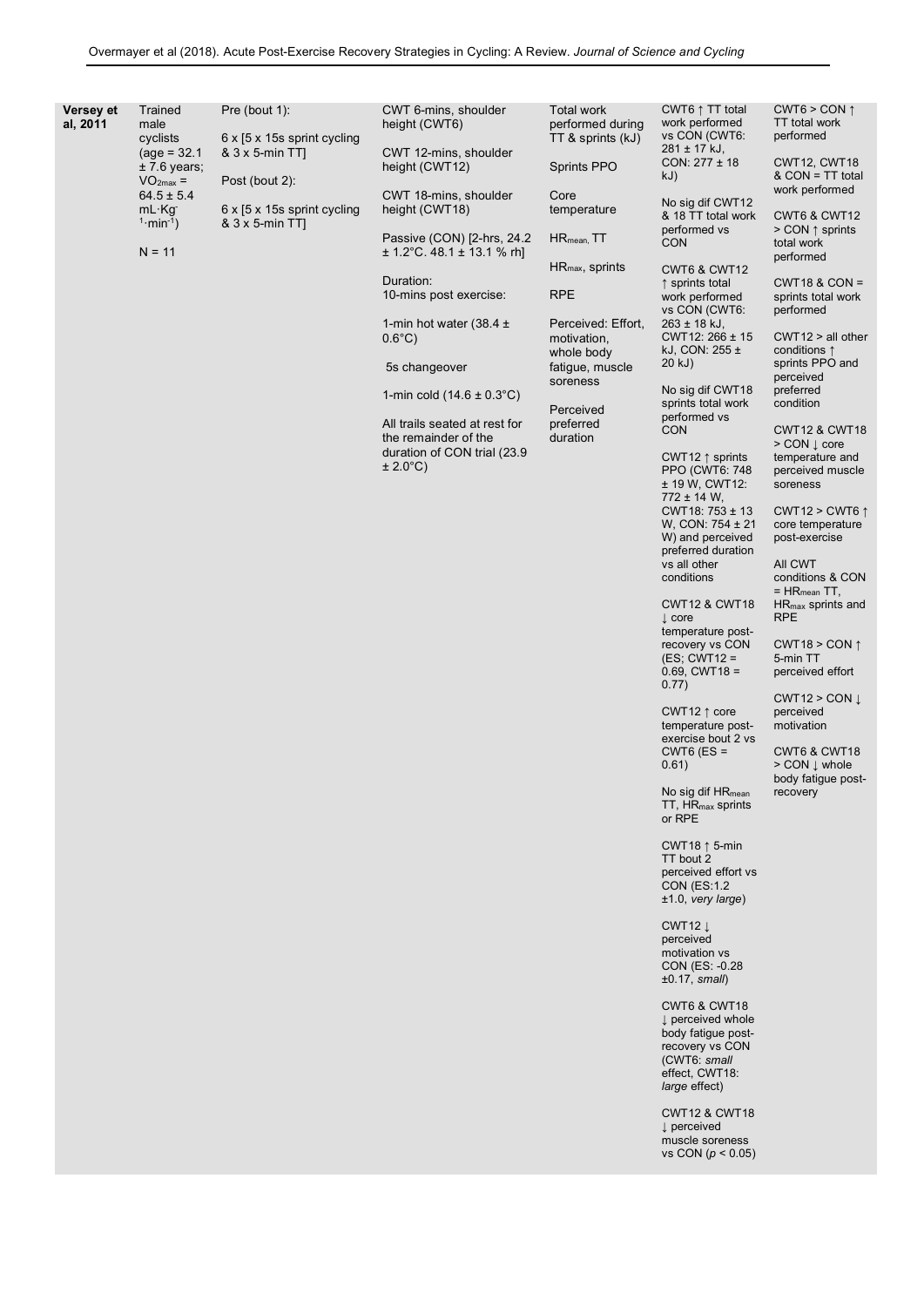| | | | | | | |
|---|---|---|---|---|---|---|
| **Versey et al, 2011** | Trained male cyclists (age = 32.1 ± 7.6 years; $VO_{2max}$ = 64.5 ± 5.4 mL·Kg$^{-1}$·min$^{-1}$)<br><br>N = 11 | Pre (bout 1):<br><br>6 x [5 x 15s sprint cycling & 3 x 5-min TT]<br><br>Post (bout 2):<br><br>6 x [5 x 15s sprint cycling & 3 x 5-min TT] | CWT 6-mins, shoulder height (CWT6)<br><br>CWT 12-mins, shoulder height (CWT12)<br><br>CWT 18-mins, shoulder height (CWT18)<br><br>Passive (CON) [2-hrs, 24.2 ± 1.2°C. 48.1 ± 13.1 % rh]<br><br>Duration:<br>10-mins post exercise:<br><br>1-min hot water (38.4 ± 0.6°C)<br><br>5s changeover<br><br>1-min cold (14.6 ± 0.3°C)<br><br>All trails seated at rest for the remainder of the duration of CON trial (23.9 ± 2.0°C) | Total work performed during TT & sprints (kJ)<br><br>Sprints PPO<br><br>Core temperature<br><br>$HR_{mean}$, TT<br><br>$HR_{max}$, sprints<br><br>RPE<br><br>Perceived: Effort, motivation, whole body fatigue, muscle soreness<br><br>Perceived preferred duration | CWT6 ↑ TT total work performed vs CON (CWT6: 281 ± 17 kJ, CON: 277 ± 18 kJ)<br><br>No sig dif CWT12 & 18 TT total work performed vs CON<br><br>CWT6 & CWT12 ↑ sprints total work performed vs CON (CWT6: 263 ± 18 kJ, CWT12: 266 ± 15 kJ, CON: 255 ± 20 kJ)<br><br>No sig dif CWT18 sprints total work performed vs CON<br><br>CWT12 ↑ sprints PPO (CWT6: 748 ± 19 W, CWT12: 772 ± 14 W, CWT18: 753 ± 13 W, CON: 754 ± 21 W) and perceived preferred duration vs all other conditions<br><br>CWT12 & CWT18 ↓ core temperature post-recovery vs CON (ES; CWT12 = 0.69, CWT18 = 0.77)<br><br>CWT12 ↑ core temperature post-exercise bout 2 vs CWT6 (ES = 0.61)<br><br>No sig dif $HR_{mean}$ TT, $HR_{max}$ sprints or RPE<br><br>CWT18 ↑ 5-min TT bout 2 perceived effort vs CON (ES:1.2 ±1.0, *very large*)<br><br>CWT12 ↓ perceived motivation vs CON (ES: -0.28 ±0.17, *small*)<br><br>CWT6 & CWT18 ↓ perceived whole body fatigue post-recovery vs CON (CWT6: *small* effect, CWT18: *large* effect)<br><br>CWT12 & CWT18 ↓ perceived muscle soreness vs CON ($p < 0.05$) | CWT6 > CON ↑ TT total work performed<br><br>CWT12, CWT18 & CON = TT total work performed<br><br>CWT6 & CWT12 > CON ↑ sprints total work performed<br><br>CWT18 & CON = sprints total work performed<br><br>CWT12 > all other conditions ↑ sprints PPO and perceived preferred condition<br><br>CWT12 & CWT18 > CON ↓ core temperature and perceived muscle soreness<br><br>CWT12 > CWT6 ↑ core temperature post-exercise<br><br>All CWT conditions & CON = $HR_{mean}$ TT, $HR_{max}$ sprints and RPE<br><br>CWT18 > CON ↑ 5-min TT perceived effort<br><br>CWT12 > CON ↓ perceived motivation<br><br>CWT6 & CWT18 > CON ↓ whole body fatigue post-recovery |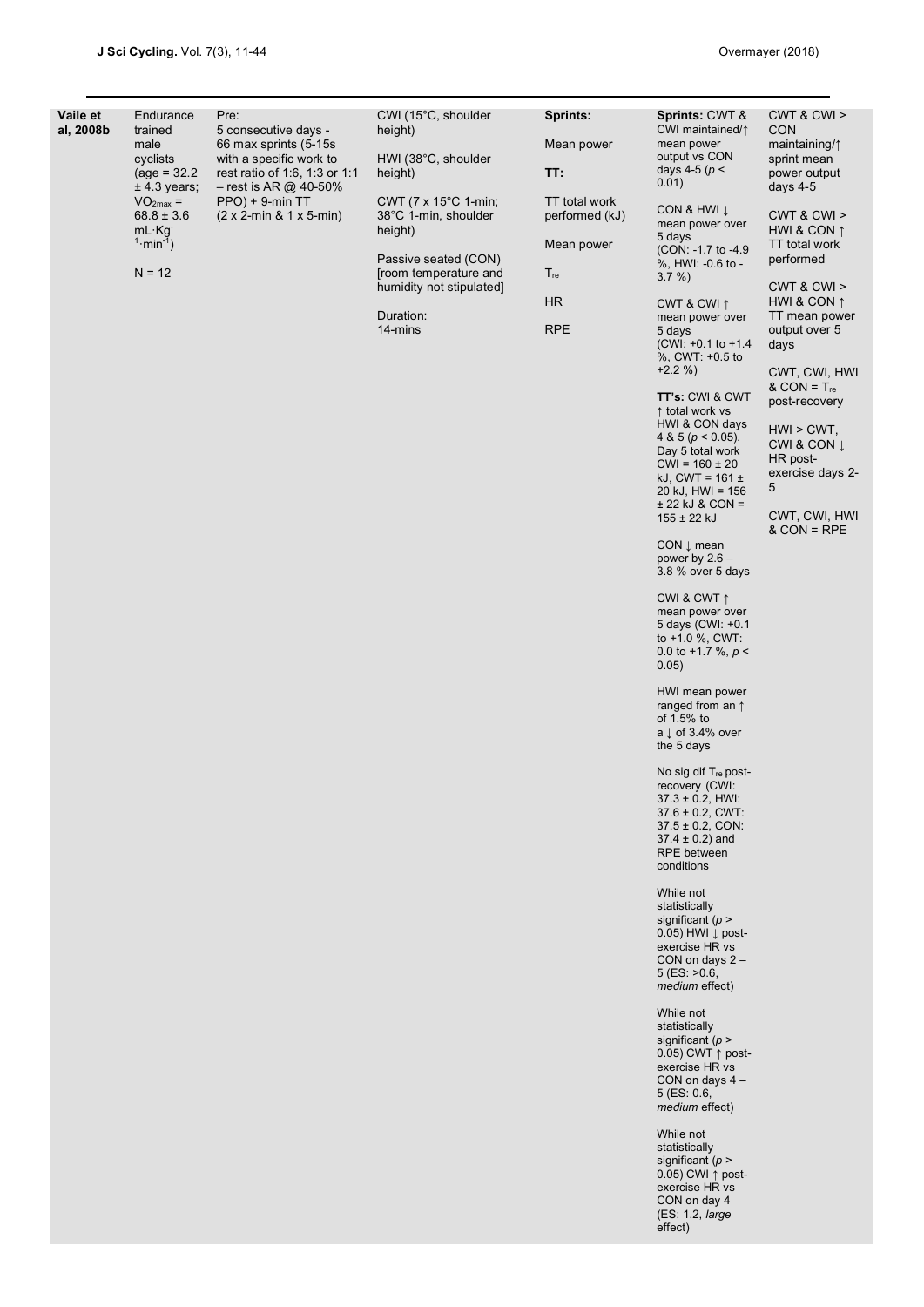| | | | | | | |
|---|---|---|---|---|---|---|
| **Vaile et al, 2008b** | Endurance trained male cyclists (age = 32.2 ± 4.3 years; $VO_{2max}$ = 68.8 ± 3.6 $mL{\cdot}Kg^{-1}{\cdot}min^{-1}$)<br><br>N = 12 | Pre:<br>5 consecutive days - 66 max sprints (5-15s with a specific work to rest ratio of 1:6, 1:3 or 1:1 – rest is AR @ 40-50% PPO) + 9-min TT (2 x 2-min & 1 x 5-min) | CWI (15°C, shoulder height)<br><br>HWI (38°C, shoulder height)<br><br>CWT (7 x 15°C 1-min; 38°C 1-min, shoulder height)<br><br>Passive seated (CON) [room temperature and humidity not stipulated]<br><br>Duration:<br>14-mins | **Sprints:**<br><br>Mean power<br><br>**TT:**<br><br>TT total work performed (kJ)<br><br>Mean power<br><br>$T_{re}$<br><br>HR<br><br>RPE | **Sprints:** CWT & CWI maintained/↑ mean power output vs CON days 4-5 ($p < 0.01$)<br><br>CON & HWI ↓ mean power over 5 days (CON: -1.7 to -4.9 %, HWI: -0.6 to -3.7 %)<br><br>CWT & CWI ↑ mean power over 5 days (CWI: +0.1 to +1.4 %, CWT: +0.5 to +2.2 %)<br><br>**TT's:** CWI & CWT ↑ total work vs HWI & CON days 4 & 5 ($p < 0.05$). Day 5 total work CWI = 160 ± 20 kJ, CWT = 161 ± 20 kJ, HWI = 156 ± 22 kJ & CON = 155 ± 22 kJ<br><br>CON ↓ mean power by 2.6 – 3.8 % over 5 days<br><br>CWI & CWT ↑ mean power over 5 days (CWI: +0.1 to +1.0 %, CWT: 0.0 to +1.7 %, $p < 0.05$)<br><br>HWI mean power ranged from an ↑ of 1.5% to a ↓ of 3.4% over the 5 days<br><br>No sig dif $T_{re}$ post-recovery (CWI: 37.3 ± 0.2, HWI: 37.6 ± 0.2, CWT: 37.5 ± 0.2, CON: 37.4 ± 0.2) and RPE between conditions<br><br>While not statistically significant ($p > 0.05$) HWI ↓ post-exercise HR vs CON on days 2 – 5 (ES: >0.6, *medium* effect)<br><br>While not statistically significant ($p > 0.05$) CWT ↑ post-exercise HR vs CON on days 4 – 5 (ES: 0.6, *medium* effect)<br><br>While not statistically significant ($p > 0.05$) CWI ↑ post-exercise HR vs CON on day 4 (ES: 1.2, *large* effect) | CWT & CWI > CON maintaining/↑ sprint mean power output days 4-5<br><br>CWT & CWI > HWI & CON ↑ TT total work performed<br><br>CWT & CWI > HWI & CON ↑ TT mean power output over 5 days<br><br>CWT, CWI, HWI & CON = $T_{re}$ post-recovery<br><br>HWI > CWT, CWI & CON ↓ HR post-exercise days 2-5<br><br>CWT, CWI, HWI & CON = RPE |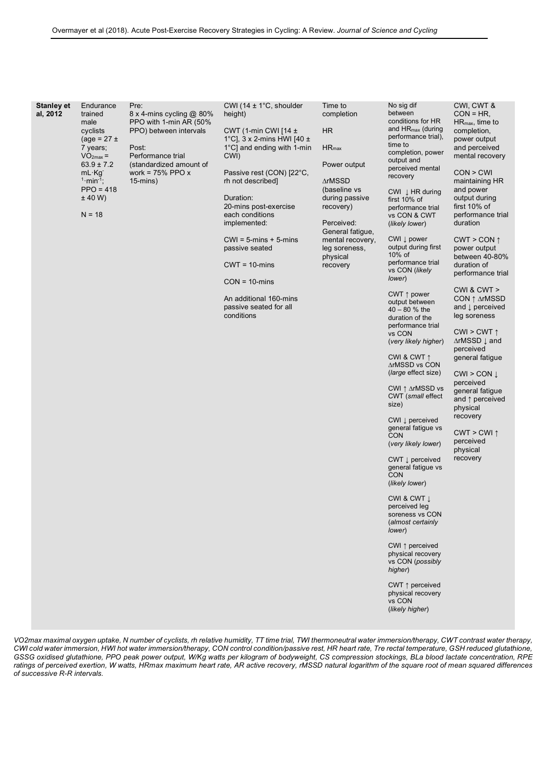| | | | | | | |
|---|---|---|---|---|---|---|
| **Stanley et al, 2012** | Endurance trained male cyclists (age = 27 ± 7 years; $VO_{2max}$ = 63.9 ± 7.2 mL·Kg$^{-1}$·min$^{-1}$; PPO = 418 ± 40 W)<br><br>N = 18 | Pre:<br>8 x 4-mins cycling @ 80% PPO with 1-min AR (50% PPO) between intervals<br><br>Post:<br>Performance trial (standardized amount of work = 75% PPO x 15-mins) | CWI (14 ± 1°C, shoulder height)<br><br>CWT (1-min CWI [14 ± 1°C], 3 x 2-mins HWI [40 ± 1°C] and ending with 1-min CWI)<br><br>Passive rest (CON) [22°C, rh not described]<br><br>Duration:<br>20-mins post-exercise each conditions implemented:<br><br>CWI = 5-mins + 5-mins passive seated<br><br>CWT = 10-mins<br><br>CON = 10-mins<br><br>An additional 160-mins passive seated for all conditions | Time to completion<br><br>HR<br><br>$HR_{max}$<br><br>Power output<br><br>∆rMSSD (baseline vs during passive recovery)<br><br>Perceived: General fatigue, mental recovery, leg soreness, physical recovery | No sig dif between conditions for HR and $HR_{max}$ (during performance trial), time to completion, power output and perceived mental recovery<br><br>CWI ↓ HR during first 10% of performance trial vs CON & CWT (*likely lower*)<br><br>CWI ↓ power output during first 10% of performance trial vs CON (*likely lower*)<br><br>CWT ↑ power output between 40 – 80 % the duration of the performance trial vs CON (*very likely higher*)<br><br>CWI & CWT ↑ ∆rMSSD vs CON (*large effect size*)<br><br>CWI ↑ ∆rMSSD vs CWT (*small effect size*)<br><br>CWI ↓ perceived general fatigue vs CON (*very likely lower*)<br><br>CWT ↓ perceived general fatigue vs CON (*likely lower*)<br><br>CWI & CWT ↓ perceived leg soreness vs CON (*almost certainly lower*)<br><br>CWI ↑ perceived physical recovery vs CON (*possibly higher*)<br><br>CWT ↑ perceived physical recovery vs CON (*likely higher*) | CWI, CWT & CON = HR, $HR_{max}$, time to completion, power output and perceived mental recovery<br><br>CON > CWI maintaining HR and power output during first 10% of performance trial duration<br><br>CWT > CON ↑ power output between 40-80% duration of performance trial<br><br>CWI & CWT > CON ↑ ∆rMSSD and ↓ perceived leg soreness<br><br>CWI > CWT ↑ ∆rMSSD ↓ and perceived general fatigue<br><br>CWI > CON ↓ perceived general fatigue and ↑ perceived physical recovery<br><br>CWT > CWI ↑ perceived physical recovery |

*VO2max maximal oxygen uptake, N number of cyclists, rh relative humidity, TT time trial, TWI thermoneutral water immersion/therapy, CWT contrast water therapy, CWI cold water immersion, HWI hot water immersion/therapy, CON control condition/passive rest, HR heart rate, Tre rectal temperature, GSH reduced glutathione, GSSG oxidised glutathione, PPO peak power output, W/Kg watts per kilogram of bodyweight, CS compression stockings, BLa blood lactate concentration, RPE ratings of perceived exertion, W watts, HRmax maximum heart rate, AR active recovery, rMSSD natural logarithm of the square root of mean squared differences of successive R-R intervals.*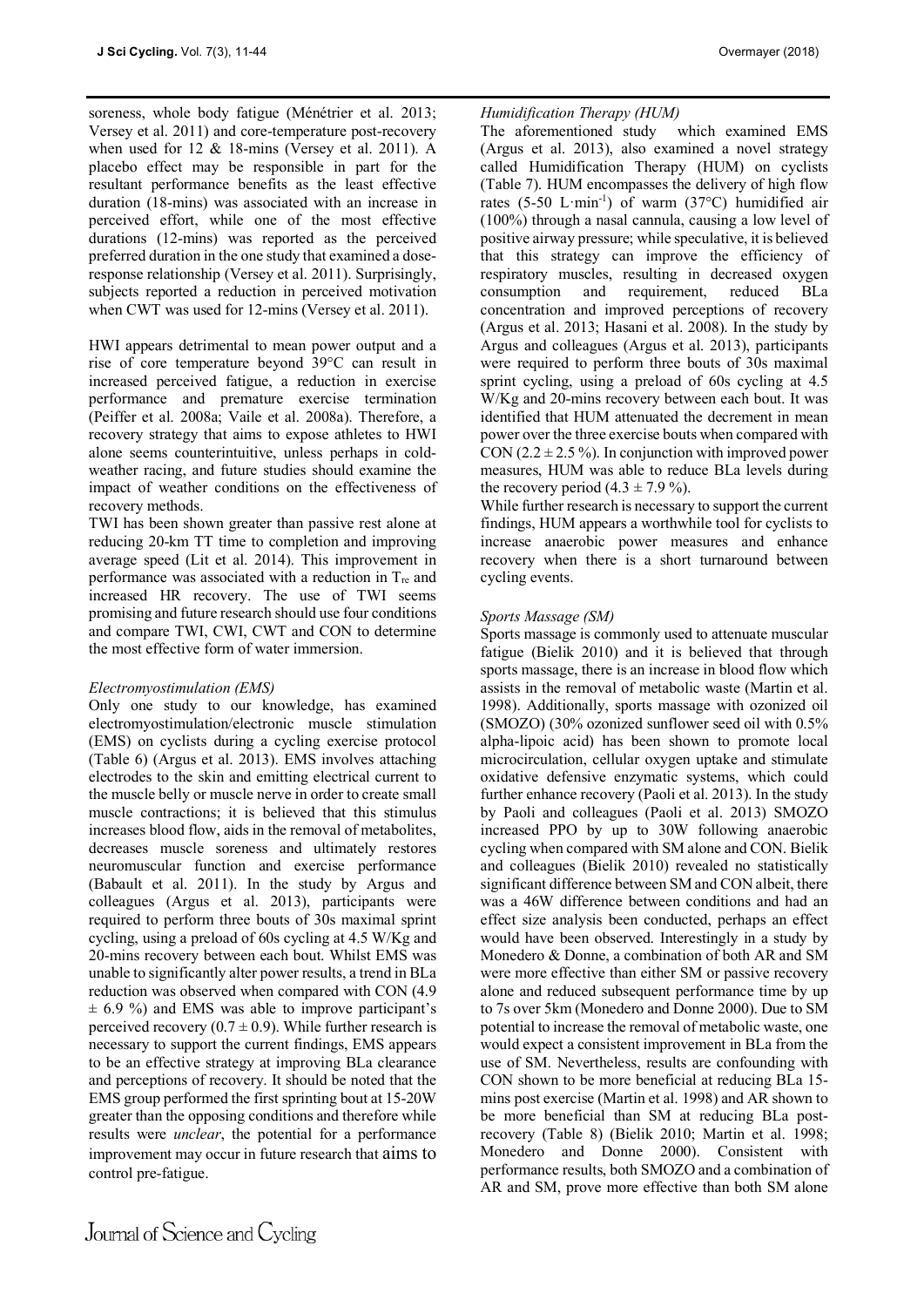soreness, whole body fatigue (Ménétrier et al. 2013; Versey et al. 2011) and core-temperature post-recovery when used for 12 & 18-mins (Versey et al. 2011). A placebo effect may be responsible in part for the resultant performance benefits as the least effective duration (18-mins) was associated with an increase in perceived effort, while one of the most effective durations (12-mins) was reported as the perceived preferred duration in the one study that examined a dose-response relationship (Versey et al. 2011). Surprisingly, subjects reported a reduction in perceived motivation when CWT was used for 12-mins (Versey et al. 2011).

HWI appears detrimental to mean power output and a rise of core temperature beyond 39°C can result in increased perceived fatigue, a reduction in exercise performance and premature exercise termination (Peiffer et al. 2008a; Vaile et al. 2008a). Therefore, a recovery strategy that aims to expose athletes to HWI alone seems counterintuitive, unless perhaps in cold-weather racing, and future studies should examine the impact of weather conditions on the effectiveness of recovery methods.

TWI has been shown greater than passive rest alone at reducing 20-km TT time to completion and improving average speed (Lit et al. 2014). This improvement in performance was associated with a reduction in $T_{re}$ and increased HR recovery. The use of TWI seems promising and future research should use four conditions and compare TWI, CWI, CWT and CON to determine the most effective form of water immersion.

*Electromyostimulation (EMS)*

Only one study to our knowledge, has examined electromyostimulation/electronic muscle stimulation (EMS) on cyclists during a cycling exercise protocol (Table 6) (Argus et al. 2013). EMS involves attaching electrodes to the skin and emitting electrical current to the muscle belly or muscle nerve in order to create small muscle contractions; it is believed that this stimulus increases blood flow, aids in the removal of metabolites, decreases muscle soreness and ultimately restores neuromuscular function and exercise performance (Babault et al. 2011). In the study by Argus and colleagues (Argus et al. 2013), participants were required to perform three bouts of 30s maximal sprint cycling, using a preload of 60s cycling at 4.5 W/Kg and 20-mins recovery between each bout. Whilst EMS was unable to significantly alter power results, a trend in BLa reduction was observed when compared with CON (4.9 ± 6.9 %) and EMS was able to improve participant's perceived recovery (0.7 ± 0.9). While further research is necessary to support the current findings, EMS appears to be an effective strategy at improving BLa clearance and perceptions of recovery. It should be noted that the EMS group performed the first sprinting bout at 15-20W greater than the opposing conditions and therefore while results were *unclear*, the potential for a performance improvement may occur in future research that aims to control pre-fatigue.

*Humidification Therapy (HUM)*

The aforementioned study which examined EMS (Argus et al. 2013), also examined a novel strategy called Humidification Therapy (HUM) on cyclists (Table 7). HUM encompasses the delivery of high flow rates (5-50 L·min$^{-1}$) of warm (37°C) humidified air (100%) through a nasal cannula, causing a low level of positive airway pressure; while speculative, it is believed that this strategy can improve the efficiency of respiratory muscles, resulting in decreased oxygen consumption and requirement, reduced BLa concentration and improved perceptions of recovery (Argus et al. 2013; Hasani et al. 2008). In the study by Argus and colleagues (Argus et al. 2013), participants were required to perform three bouts of 30s maximal sprint cycling, using a preload of 60s cycling at 4.5 W/Kg and 20-mins recovery between each bout. It was identified that HUM attenuated the decrement in mean power over the three exercise bouts when compared with CON (2.2 ± 2.5 %). In conjunction with improved power measures, HUM was able to reduce BLa levels during the recovery period (4.3 ± 7.9 %).

While further research is necessary to support the current findings, HUM appears a worthwhile tool for cyclists to increase anaerobic power measures and enhance recovery when there is a short turnaround between cycling events.

*Sports Massage (SM)*

Sports massage is commonly used to attenuate muscular fatigue (Bielik 2010) and it is believed that through sports massage, there is an increase in blood flow which assists in the removal of metabolic waste (Martin et al. 1998). Additionally, sports massage with ozonized oil (SMOZO) (30% ozonized sunflower seed oil with 0.5% alpha-lipoic acid) has been shown to promote local microcirculation, cellular oxygen uptake and stimulate oxidative defensive enzymatic systems, which could further enhance recovery (Paoli et al. 2013). In the study by Paoli and colleagues (Paoli et al. 2013) SMOZO increased PPO by up to 30W following anaerobic cycling when compared with SM alone and CON. Bielik and colleagues (Bielik 2010) revealed no statistically significant difference between SM and CON albeit, there was a 46W difference between conditions and had an effect size analysis been conducted, perhaps an effect would have been observed. Interestingly in a study by Monedero & Donne, a combination of both AR and SM were more effective than either SM or passive recovery alone and reduced subsequent performance time by up to 7s over 5km (Monedero and Donne 2000). Due to SM potential to increase the removal of metabolic waste, one would expect a consistent improvement in BLa from the use of SM. Nevertheless, results are confounding with CON shown to be more beneficial at reducing BLa 15-mins post exercise (Martin et al. 1998) and AR shown to be more beneficial than SM at reducing BLa post-recovery (Table 8) (Bielik 2010; Martin et al. 1998; Monedero and Donne 2000). Consistent with performance results, both SMOZO and a combination of AR and SM, prove more effective than both SM alone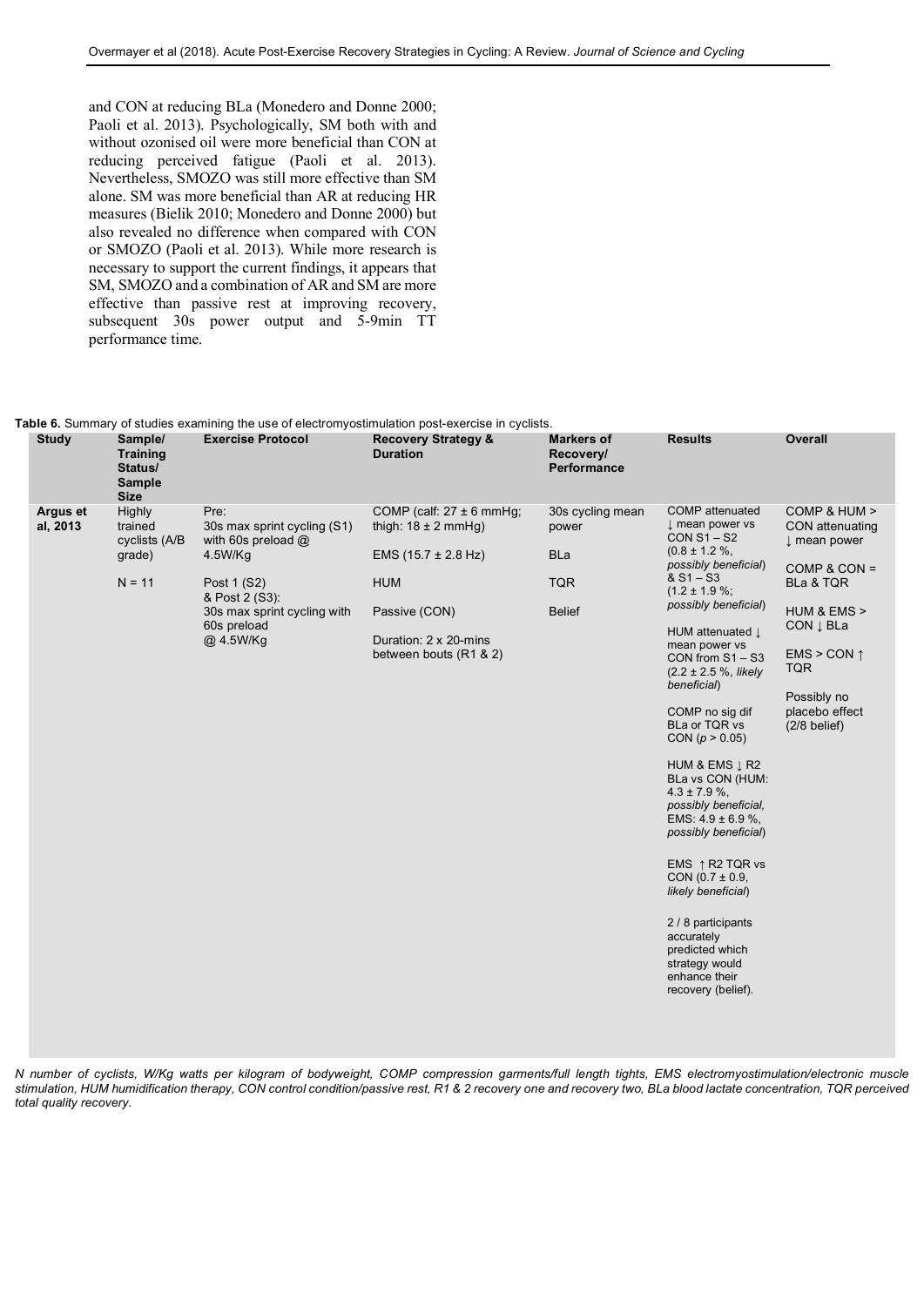and CON at reducing BLa (Monedero and Donne 2000; Paoli et al. 2013). Psychologically, SM both with and without ozonised oil were more beneficial than CON at reducing perceived fatigue (Paoli et al. 2013). Nevertheless, SMOZO was still more effective than SM alone. SM was more beneficial than AR at reducing HR measures (Bielik 2010; Monedero and Donne 2000) but also revealed no difference when compared with CON or SMOZO (Paoli et al. 2013). While more research is necessary to support the current findings, it appears that SM, SMOZO and a combination of AR and SM are more effective than passive rest at improving recovery, subsequent 30s power output and 5-9min TT performance time.

**Table 6.** Summary of studies examining the use of electromyostimulation post-exercise in cyclists.

| Study | Sample/ Training Status/ Sample Size | Exercise Protocol | Recovery Strategy & Duration | Markers of Recovery/ Performance | Results | Overall |
|---|---|---|---|---|---|---|
| **Argus et al, 2013** | Highly trained cyclists (A/B grade)<br><br>N = 11 | Pre:<br>30s max sprint cycling (S1) with 60s preload @ 4.5W/Kg<br><br>Post 1 (S2) & Post 2 (S3):<br>30s max sprint cycling with 60s preload @ 4.5W/Kg | COMP (calf: 27 ± 6 mmHg; thigh: 18 ± 2 mmHg)<br><br>EMS (15.7 ± 2.8 Hz)<br><br>HUM<br><br>Passive (CON)<br><br>Duration: 2 x 20-mins between bouts (R1 & 2) | 30s cycling mean power<br><br>BLa<br><br>TQR<br><br>Belief | COMP attenuated ↓ mean power vs CON S1 – S2 (0.8 ± 1.2 %, *possibly beneficial*) & S1 – S3 (1.2 ± 1.9 %; *possibly beneficial*)<br><br>HUM attenuated ↓ mean power vs CON from S1 – S3 (2.2 ± 2.5 %, *likely beneficial*)<br><br>COMP no sig dif BLa or TQR vs CON ($p > 0.05$)<br><br>HUM & EMS ↓ R2 BLa vs CON (HUM: 4.3 ± 7.9 %, *possibly beneficial*, EMS: 4.9 ± 6.9 %, *possibly beneficial*)<br><br>EMS ↑ R2 TQR vs CON (0.7 ± 0.9, *likely beneficial*)<br><br>2 / 8 participants accurately predicted which strategy would enhance their recovery (belief). | COMP & HUM > CON attenuating ↓ mean power<br><br>COMP & CON = BLa & TQR<br><br>HUM & EMS > CON ↓ BLa<br><br>EMS > CON ↑ TQR<br><br>Possibly no placebo effect (2/8 belief) |

*N number of cyclists, W/Kg watts per kilogram of bodyweight, COMP compression garments/full length tights, EMS electromyostimulation/electronic muscle stimulation, HUM humidification therapy, CON control condition/passive rest, R1 & 2 recovery one and recovery two, BLa blood lactate concentration, TQR perceived total quality recovery.*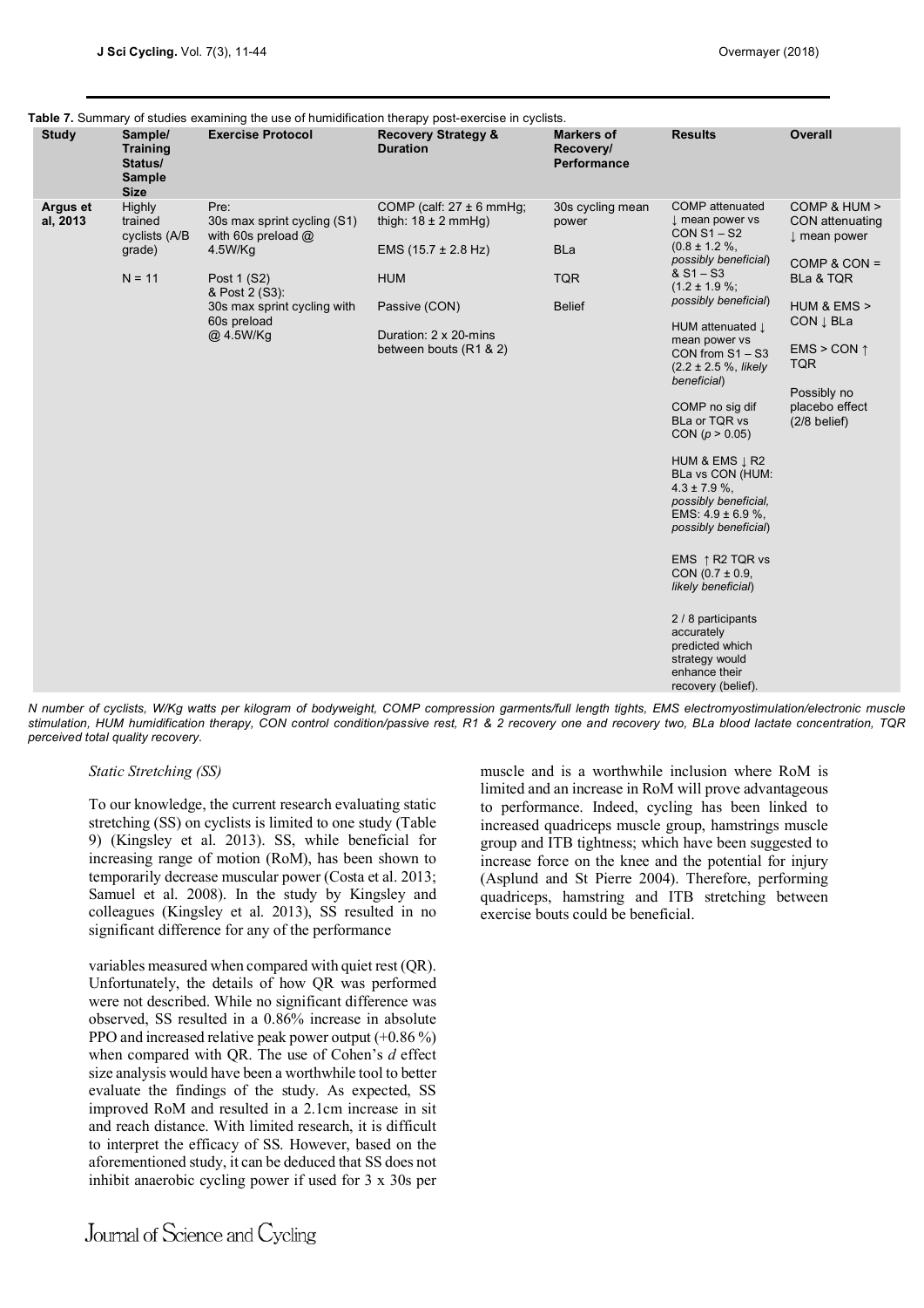**Table 7.** Summary of studies examining the use of humidification therapy post-exercise in cyclists.

| Study | Sample/ Training Status/ Sample Size | Exercise Protocol | Recovery Strategy & Duration | Markers of Recovery/ Performance | Results | Overall |
|---|---|---|---|---|---|---|
| **Argus et al, 2013** | Highly trained cyclists (A/B grade)<br><br>N = 11 | Pre:<br>30s max sprint cycling (S1) with 60s preload @ 4.5W/Kg<br><br>Post 1 (S2) & Post 2 (S3):<br>30s max sprint cycling with 60s preload @ 4.5W/Kg | COMP (calf: 27 ± 6 mmHg; thigh: 18 ± 2 mmHg)<br><br>EMS (15.7 ± 2.8 Hz)<br><br>HUM<br><br>Passive (CON)<br><br>Duration: 2 x 20-mins between bouts (R1 & 2) | 30s cycling mean power<br><br>BLa<br><br>TQR<br><br>Belief | COMP attenuated ↓ mean power vs CON S1 – S2 (0.8 ± 1.2 %, *possibly beneficial*) & S1 – S3 (1.2 ± 1.9 %; *possibly beneficial*)<br><br>HUM attenuated ↓ mean power vs CON from S1 – S3 (2.2 ± 2.5 %, *likely beneficial*)<br><br>COMP no sig dif BLa or TQR vs CON ($p > 0.05$)<br><br>HUM & EMS ↓ R2 BLa vs CON (HUM: 4.3 ± 7.9 %, *possibly beneficial*, EMS: 4.9 ± 6.9 %, *possibly beneficial*)<br><br>EMS ↑ R2 TQR vs CON (0.7 ± 0.9, *likely beneficial*)<br><br>2 / 8 participants accurately predicted which strategy would enhance their recovery (belief). | COMP & HUM > CON attenuating ↓ mean power<br><br>COMP & CON = BLa & TQR<br><br>HUM & EMS > CON ↓ BLa<br><br>EMS > CON ↑ TQR<br><br>Possibly no placebo effect (2/8 belief) |

*N number of cyclists, W/Kg watts per kilogram of bodyweight, COMP compression garments/full length tights, EMS electromyostimulation/electronic muscle stimulation, HUM humidification therapy, CON control condition/passive rest, R1 & 2 recovery one and recovery two, BLa blood lactate concentration, TQR perceived total quality recovery.*

*Static Stretching (SS)*

To our knowledge, the current research evaluating static stretching (SS) on cyclists is limited to one study (Table 9) (Kingsley et al. 2013). SS, while beneficial for increasing range of motion (RoM), has been shown to temporarily decrease muscular power (Costa et al. 2013; Samuel et al. 2008). In the study by Kingsley and colleagues (Kingsley et al. 2013), SS resulted in no significant difference for any of the performance variables measured when compared with quiet rest (QR). Unfortunately, the details of how QR was performed were not described. While no significant difference was observed, SS resulted in a 0.86% increase in absolute PPO and increased relative peak power output (+0.86 %) when compared with QR. The use of Cohen's *d* effect size analysis would have been a worthwhile tool to better evaluate the findings of the study. As expected, SS improved RoM and resulted in a 2.1cm increase in sit and reach distance. With limited research, it is difficult to interpret the efficacy of SS. However, based on the aforementioned study, it can be deduced that SS does not inhibit anaerobic cycling power if used for 3 x 30s per muscle and is a worthwhile inclusion where RoM is limited and an increase in RoM will prove advantageous to performance. Indeed, cycling has been linked to increased quadriceps muscle group, hamstrings muscle group and ITB tightness; which have been suggested to increase force on the knee and the potential for injury (Asplund and St Pierre 2004). Therefore, performing quadriceps, hamstring and ITB stretching between exercise bouts could be beneficial.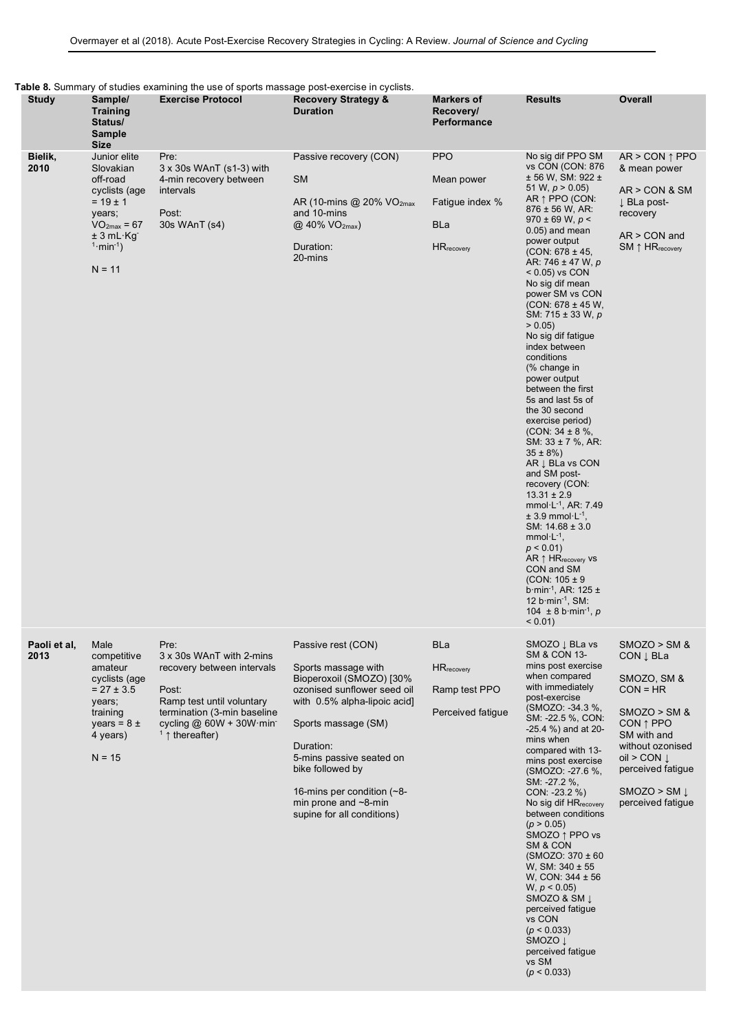**Table 8.** Summary of studies examining the use of sports massage post-exercise in cyclists.

| Study | Sample/ Training Status/ Sample Size | Exercise Protocol | Recovery Strategy & Duration | Markers of Recovery/ Performance | Results | Overall |
|---|---|---|---|---|---|---|
| **Bielik, 2010** | Junior elite Slovakian off-road cyclists (age = 19 ± 1 years; $VO_{2max}$ = 67 ± 3 $mL \cdot Kg^{-1} \cdot min^{-1}$) N = 11 | Pre: 3 x 30s WAnT (s1-3) with 4-min recovery between intervals Post: 30s WAnT (s4) | Passive recovery (CON) SM AR (10-mins @ 20% $VO_{2max}$ and 10-mins @ 40% $VO_{2max}$) Duration: 20-mins | PPO Mean power Fatigue index % BLa $HR_{recovery}$ | No sig dif PPO SM vs CON (CON: 876 ± 56 W, SM: 922 ± 51 W, $p > 0.05$) AR ↑ PPO (CON: 876 ± 56 W, AR: 970 ± 69 W, $p < 0.05$) and mean power output (CON: 678 ± 45, AR: 746 ± 47 W, $p < 0.05$) vs CON No sig dif mean power SM vs CON (CON: 678 ± 45 W, SM: 715 ± 33 W, $p > 0.05$) No sig dif fatigue index between conditions (% change in power output between the first 5s and last 5s of the 30 second exercise period) (CON: 34 ± 8 %, SM: 33 ± 7 %, AR: 35 ± 8%) AR ↓ BLa vs CON and SM post-recovery (CON: 13.31 ± 2.9 $mmol \cdot L^{-1}$, AR: 7.49 ± 3.9 $mmol \cdot L^{-1}$, SM: 14.68 ± 3.0 $mmol \cdot L^{-1}$, $p < 0.01$) AR ↑ $HR_{recovery}$ vs CON and SM (CON: 105 ± 9 $b \cdot min^{-1}$, AR: 125 ± 12 $b \cdot min^{-1}$, SM: 104 ± 8 $b \cdot min^{-1}$, $p < 0.01$) | AR > CON ↑ PPO & mean power AR > CON & SM ↓ BLa post-recovery AR > CON and SM ↑ $HR_{recovery}$ |
| **Paoli et al, 2013** | Male competitive amateur cyclists (age = 27 ± 3.5 years; training years = 8 ± 4 years) N = 15 | Pre: 3 x 30s WAnT with 2-mins recovery between intervals Post: Ramp test until voluntary termination (3-min baseline cycling @ 60W + 30W·$min^{-1}$ ↑ thereafter) | Passive rest (CON) Sports massage with Bioperoxoil (SMOZO) [30% ozonised sunflower seed oil with 0.5% alpha-lipoic acid] Sports massage (SM) Duration: 5-mins passive seated on bike followed by 16-mins per condition (~8-min prone and ~8-min supine for all conditions) | BLa $HR_{recovery}$ Ramp test PPO Perceived fatigue | SMOZO ↓ BLa vs SM & CON 13-mins post exercise when compared with immediately post-exercise (SMOZO: -34.3 %, SM: -22.5 %, CON: -25.4 %) and at 20-mins when compared with 13-mins post exercise (SMOZO: -27.6 %, SM: -27.2 %, CON: -23.2 %) No sig dif $HR_{recovery}$ between conditions ($p > 0.05$) SMOZO ↑ PPO vs SM & CON (SMOZO: 370 ± 60 W, SM: 340 ± 55 W, CON: 344 ± 56 W, $p < 0.05$) SMOZO & SM ↓ perceived fatigue vs CON ($p < 0.033$) SMOZO ↓ perceived fatigue vs SM ($p < 0.033$) | SMOZO > SM & CON ↓ BLa SMOZO, SM & CON = HR SMOZO > SM & CON ↑ PPO SM with and without ozonised oil > CON ↓ perceived fatigue SMOZO > SM ↓ perceived fatigue |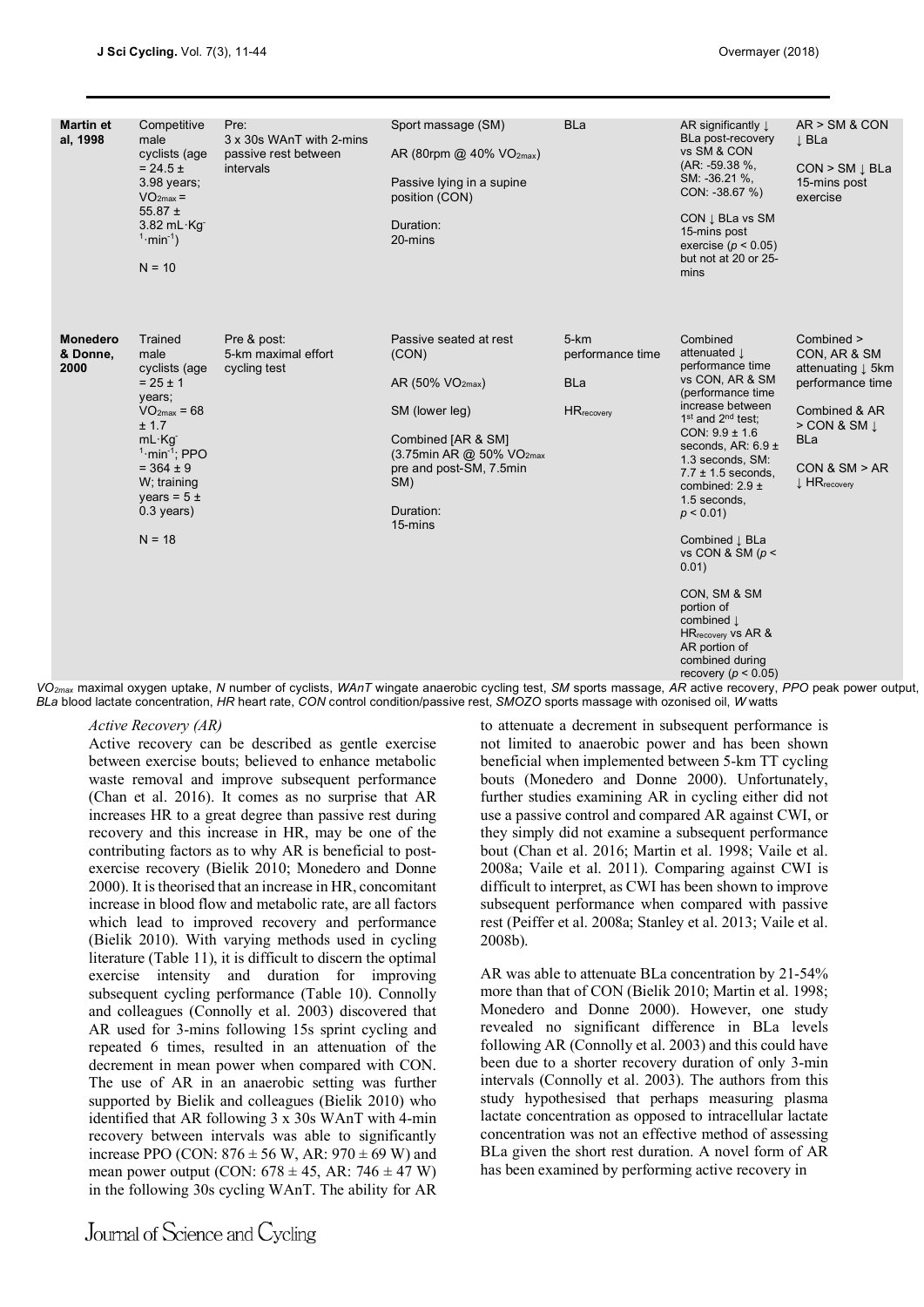| | | | | | | |
|---|---|---|---|---|---|---|
| **Martin et al, 1998** | Competitive male cyclists (age = 24.5 ± 3.98 years; $VO_{2max}$ = 55.87 ± 3.82 mL·Kg$^{-1}$·min$^{-1}$)<br><br>N = 10 | Pre:<br>3 x 30s WAnT with 2-mins passive rest between intervals | Sport massage (SM)<br><br>AR (80rpm @ 40% $VO_{2max}$)<br><br>Passive lying in a supine position (CON)<br><br>Duration:<br>20-mins | BLa | AR significantly ↓ BLa post-recovery vs SM & CON (AR: -59.38 %, SM: -36.21 %, CON: -38.67 %)<br><br>CON ↓ BLa vs SM 15-mins post exercise ($p$ < 0.05) but not at 20 or 25-mins | AR > SM & CON ↓ BLa<br><br>CON > SM ↓ BLa 15-mins post exercise |
| **Monedero & Donne, 2000** | Trained male cyclists (age = 25 ± 1 years; $VO_{2max}$ = 68 ± 1.7 mL·Kg$^{-1}$·min$^{-1}$; PPO = 364 ± 9 W; training years = 5 ± 0.3 years)<br><br>N = 18 | Pre & post:<br>5-km maximal effort cycling test | Passive seated at rest (CON)<br><br>AR (50% $VO_{2max}$)<br><br>SM (lower leg)<br><br>Combined [AR & SM] (3.75min AR @ 50% $VO_{2max}$ pre and post-SM, 7.5min SM)<br><br>Duration:<br>15-mins | 5-km performance time<br><br>BLa<br><br>$HR_{recovery}$ | Combined attenuated ↓ performance time vs CON, AR & SM (performance time increase between 1st and 2nd test; CON: 9.9 ± 1.6 seconds, AR: 6.9 ± 1.3 seconds, SM: 7.7 ± 1.5 seconds, combined: 2.9 ± 1.5 seconds, $p$ < 0.01)<br><br>Combined ↓ BLa vs CON & SM ($p$ < 0.01)<br><br>CON, SM & SM portion of combined ↓ $HR_{recovery}$ vs AR & AR portion of combined during recovery ($p$ < 0.05) | Combined > CON, AR & SM attenuating ↓ 5km performance time<br><br>Combined & AR > CON & SM ↓ BLa<br><br>CON & SM > AR ↓ $HR_{recovery}$ |

$VO_{2max}$ maximal oxygen uptake, *N* number of cyclists, *WAnT* wingate anaerobic cycling test, *SM* sports massage, *AR* active recovery, *PPO* peak power output, *BLa* blood lactate concentration, *HR* heart rate, *CON* control condition/passive rest, *SMOZO* sports massage with ozonised oil, *W* watts

*Active Recovery (AR)*

Active recovery can be described as gentle exercise between exercise bouts; believed to enhance metabolic waste removal and improve subsequent performance (Chan et al. 2016). It comes as no surprise that AR increases HR to a great degree than passive rest during recovery and this increase in HR, may be one of the contributing factors as to why AR is beneficial to post-exercise recovery (Bielik 2010; Monedero and Donne 2000). It is theorised that an increase in HR, concomitant increase in blood flow and metabolic rate, are all factors which lead to improved recovery and performance (Bielik 2010). With varying methods used in cycling literature (Table 11), it is difficult to discern the optimal exercise intensity and duration for improving subsequent cycling performance (Table 10). Connolly and colleagues (Connolly et al. 2003) discovered that AR used for 3-mins following 15s sprint cycling and repeated 6 times, resulted in an attenuation of the decrement in mean power when compared with CON. The use of AR in an anaerobic setting was further supported by Bielik and colleagues (Bielik 2010) who identified that AR following 3 x 30s WAnT with 4-min recovery between intervals was able to significantly increase PPO (CON: 876 ± 56 W, AR: 970 ± 69 W) and mean power output (CON: 678 ± 45, AR: 746 ± 47 W) in the following 30s cycling WAnT. The ability for AR to attenuate a decrement in subsequent performance is not limited to anaerobic power and has been shown beneficial when implemented between 5-km TT cycling bouts (Monedero and Donne 2000). Unfortunately, further studies examining AR in cycling either did not use a passive control and compared AR against CWI, or they simply did not examine a subsequent performance bout (Chan et al. 2016; Martin et al. 1998; Vaile et al. 2008a; Vaile et al. 2011). Comparing against CWI is difficult to interpret, as CWI has been shown to improve subsequent performance when compared with passive rest (Peiffer et al. 2008a; Stanley et al. 2013; Vaile et al. 2008b).

AR was able to attenuate BLa concentration by 21-54% more than that of CON (Bielik 2010; Martin et al. 1998; Monedero and Donne 2000). However, one study revealed no significant difference in BLa levels following AR (Connolly et al. 2003) and this could have been due to a shorter recovery duration of only 3-min intervals (Connolly et al. 2003). The authors from this study hypothesised that perhaps measuring plasma lactate concentration as opposed to intracellular lactate concentration was not an effective method of assessing BLa given the short rest duration. A novel form of AR has been examined by performing active recovery in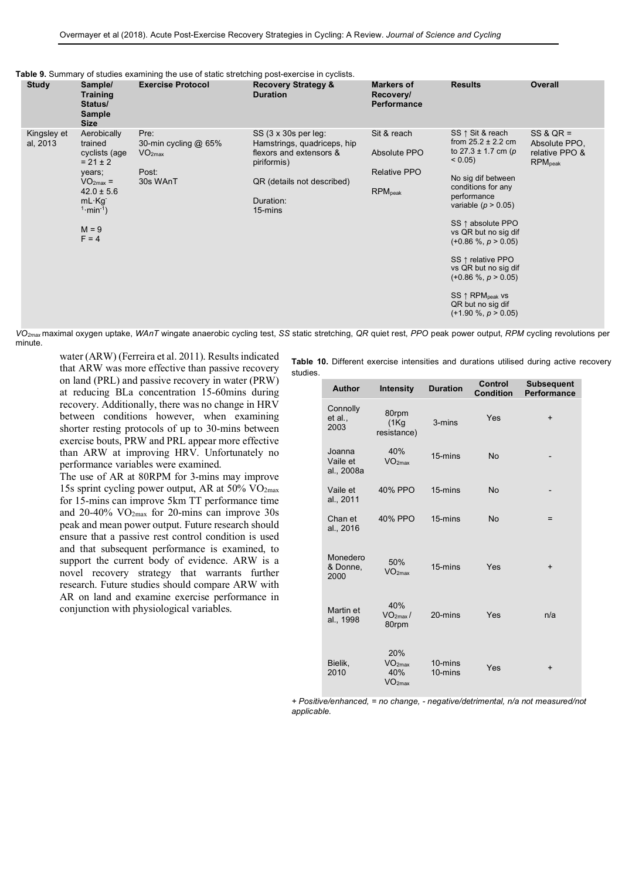**Table 9.** Summary of studies examining the use of static stretching post-exercise in cyclists.

| Study | Sample/ Training Status/ Sample Size | Exercise Protocol | Recovery Strategy & Duration | Markers of Recovery/ Performance | Results | Overall |
|---|---|---|---|---|---|---|
| Kingsley et al, 2013 | Aerobically trained cyclists (age = 21 ± 2 years; $VO_{2max}$ = 42.0 ± 5.6 $mL \cdot Kg^{-1} \cdot min^{-1}$) M = 9 F = 4 | Pre: 30-min cycling @ 65% $VO_{2max}$ Post: 30s WAnT | SS (3 x 30s per leg: Hamstrings, quadriceps, hip flexors and extensors & piriformis) QR (details not described) Duration: 15-mins | Sit & reach Absolute PPO Relative PPO $RPM_{peak}$ | SS ↑ Sit & reach from 25.2 ± 2.2 cm to 27.3 ± 1.7 cm ($p < 0.05$) No sig dif between conditions for any performance variable ($p > 0.05$) SS ↑ absolute PPO vs QR but no sig dif (+0.86 %, $p > 0.05$) SS ↑ relative PPO vs QR but no sig dif (+0.86 %, $p > 0.05$) SS ↑ $RPM_{peak}$ vs QR but no sig dif (+1.90 %, $p > 0.05$) | SS & QR = Absolute PPO, relative PPO & $RPM_{peak}$ |

*$VO_{2max}$ maximal oxygen uptake, WAnT wingate anaerobic cycling test, SS static stretching, QR quiet rest, PPO peak power output, RPM cycling revolutions per minute.*

water (ARW) (Ferreira et al. 2011). Results indicated that ARW was more effective than passive recovery on land (PRL) and passive recovery in water (PRW) at reducing BLa concentration 15-60mins during recovery. Additionally, there was no change in HRV between conditions however, when examining shorter resting protocols of up to 30-mins between exercise bouts, PRW and PRL appear more effective than ARW at improving HRV. Unfortunately no performance variables were examined.

The use of AR at 80RPM for 3-mins may improve 15s sprint cycling power output, AR at 50% $VO_{2max}$ for 15-mins can improve 5km TT performance time and 20-40% $VO_{2max}$ for 20-mins can improve 30s peak and mean power output. Future research should ensure that a passive rest control condition is used and that subsequent performance is examined, to support the current body of evidence. ARW is a novel recovery strategy that warrants further research. Future studies should compare ARW with AR on land and examine exercise performance in conjunction with physiological variables.

**Table 10.** Different exercise intensities and durations utilised during active recovery studies.

| Author | Intensity | Duration | Control Condition | Subsequent Performance |
|---|---|---|---|---|
| Connolly et al., 2003 | 80rpm (1Kg resistance) | 3-mins | Yes | + |
| Joanna Vaile et al., 2008a | 40% $VO_{2max}$ | 15-mins | No | - |
| Vaile et al., 2011 | 40% PPO | 15-mins | No | - |
| Chan et al., 2016 | 40% PPO | 15-mins | No | = |
| Monedero & Donne, 2000 | 50% $VO_{2max}$ | 15-mins | Yes | + |
| Martin et al., 1998 | 40% $VO_{2max}$ / 80rpm | 20-mins | Yes | n/a |
| Bielik, 2010 | 20% $VO_{2max}$ 40% $VO_{2max}$ | 10-mins 10-mins | Yes | + |

*+ Positive/enhanced, = no change, - negative/detrimental, n/a not measured/not applicable.*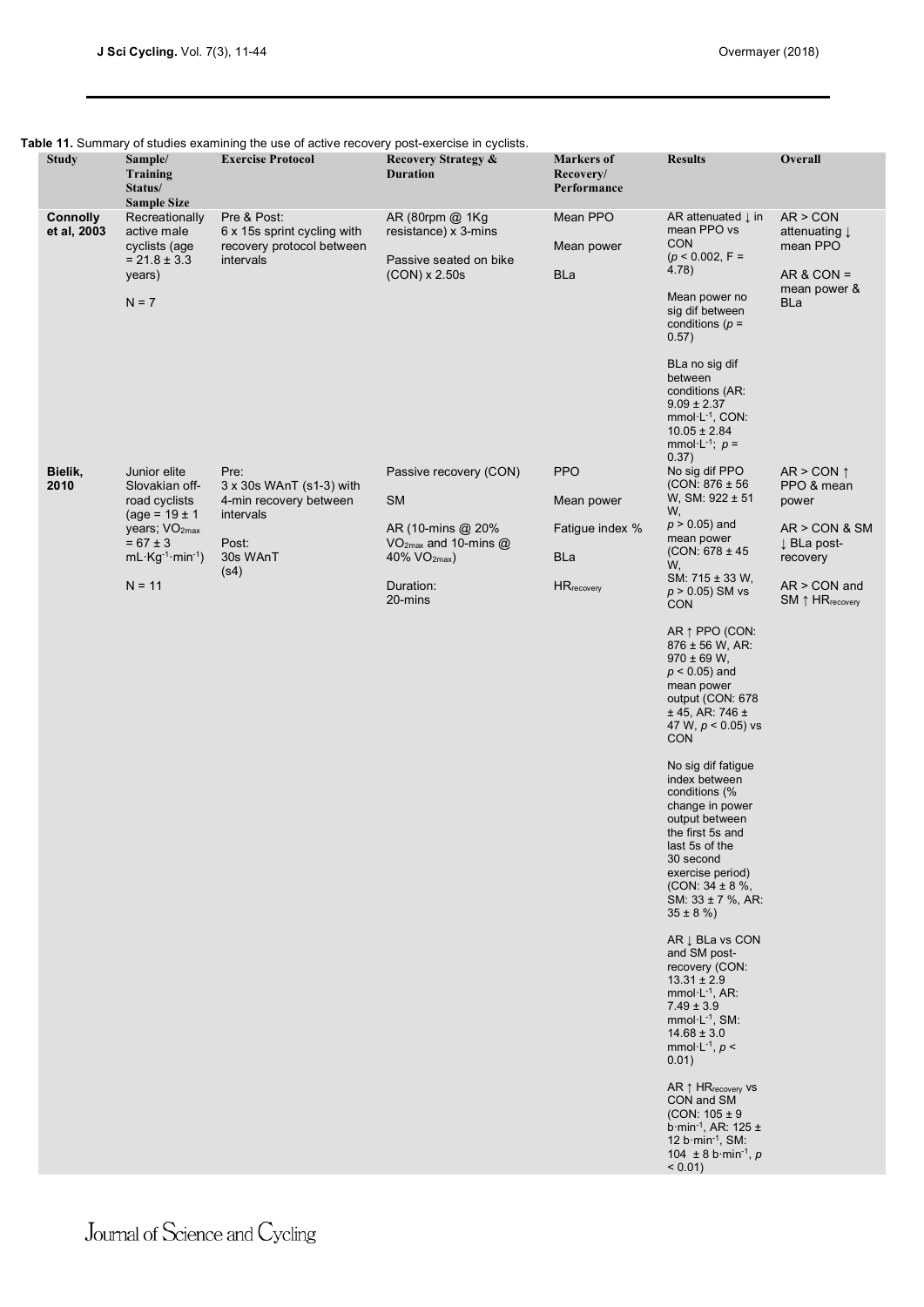**Table 11.** Summary of studies examining the use of active recovery post-exercise in cyclists.

| Study | Sample/ Training Status/ Sample Size | Exercise Protocol | Recovery Strategy & Duration | Markers of Recovery/ Performance | Results | Overall |
|---|---|---|---|---|---|---|
| **Connolly et al, 2003** | Recreationally active male cyclists (age = 21.8 ± 3.3 years)<br><br>N = 7 | Pre & Post:<br>6 x 15s sprint cycling with recovery protocol between intervals | AR (80rpm @ 1Kg resistance) x 3-mins<br><br>Passive seated on bike (CON) x 2.50s | Mean PPO<br><br>Mean power<br><br>BLa | AR attenuated ↓ in mean PPO vs CON ($p < 0.002$, F = 4.78)<br><br>Mean power no sig dif between conditions ($p = 0.57$)<br><br>BLa no sig dif between conditions (AR: 9.09 ± 2.37 $mmol{\cdot}L^{-1}$, CON: 10.05 ± 2.84 $mmol{\cdot}L^{-1}$; $p = 0.37$) | AR > CON attenuating ↓ mean PPO<br><br>AR & CON = mean power & BLa |
| **Bielik, 2010** | Junior elite Slovakian off-road cyclists (age = 19 ± 1 years; $VO_{2max}$ = 67 ± 3 $mL{\cdot}Kg^{-1}{\cdot}min^{-1}$)<br><br>N = 11 | Pre:<br>3 x 30s WAnT (s1-3) with 4-min recovery between intervals<br><br>Post:<br>30s WAnT (s4) | Passive recovery (CON)<br><br>SM<br><br>AR (10-mins @ 20% $VO_{2max}$ and 10-mins @ 40% $VO_{2max}$)<br><br>Duration:<br>20-mins | PPO<br><br>Mean power<br><br>Fatigue index %<br><br>BLa<br><br>$HR_{recovery}$ | No sig dif PPO (CON: 876 ± 56 W, SM: 922 ± 51 W, $p > 0.05$) and mean power (CON: 678 ± 45 W, SM: 715 ± 33 W, $p > 0.05$) SM vs CON<br><br>AR ↑ PPO (CON: 876 ± 56 W, AR: 970 ± 69 W, $p < 0.05$) and mean power output (CON: 678 ± 45, AR: 746 ± 47 W, $p < 0.05$) vs CON<br><br>No sig dif fatigue index between conditions (% change in power output between the first 5s and last 5s of the 30 second exercise period) (CON: 34 ± 8 %, SM: 33 ± 7 %, AR: 35 ± 8 %)<br><br>AR ↓ BLa vs CON and SM post-recovery (CON: 13.31 ± 2.9 $mmol{\cdot}L^{-1}$, AR: 7.49 ± 3.9 $mmol{\cdot}L^{-1}$, SM: 14.68 ± 3.0 $mmol{\cdot}L^{-1}$, $p < 0.01$)<br><br>AR ↑ $HR_{recovery}$ vs CON and SM (CON: 105 ± 9 $b{\cdot}min^{-1}$, AR: 125 ± 12 $b{\cdot}min^{-1}$, SM: 104 ± 8 $b{\cdot}min^{-1}$, $p < 0.01$) | AR > CON ↑ PPO & mean power<br><br>AR > CON & SM ↓ BLa post-recovery<br><br>AR > CON and SM ↑ $HR_{recovery}$ |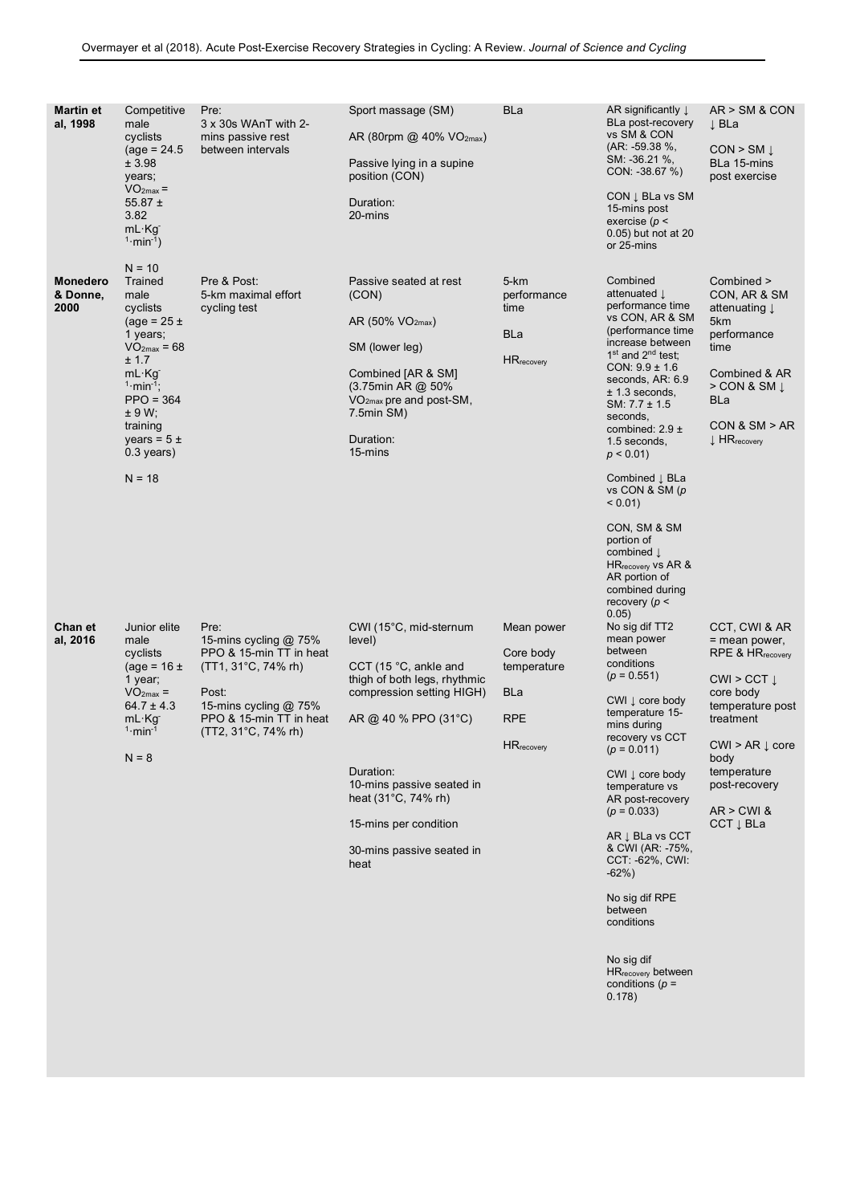| | | | | | | |
|---|---|---|---|---|---|---|
| **Martin et al, 1998** | Competitive male cyclists (age = 24.5 ± 3.98 years; $VO_{2max}$ = 55.87 ± 3.82 mL·Kg$^{-1}$·min$^{-1}$) N = 10 | Pre: 3 x 30s WAnT with 2-mins passive rest between intervals | Sport massage (SM) AR (80rpm @ 40% $VO_{2max}$) Passive lying in a supine position (CON) Duration: 20-mins | BLa | AR significantly ↓ BLa post-recovery vs SM & CON (AR: -59.38 %, SM: -36.21 %, CON: -38.67 %) CON ↓ BLa vs SM 15-mins post exercise ($p$ < 0.05) but not at 20 or 25-mins | AR > SM & CON ↓ BLa CON > SM ↓ BLa 15-mins post exercise |
| **Monedero & Donne, 2000** | Trained male cyclists (age = 25 ± 1 years; $VO_{2max}$ = 68 ± 1.7 mL·Kg$^{-1}$·min$^{-1}$; PPO = 364 ± 9 W; training years = 5 ± 0.3 years) N = 18 | Pre & Post: 5-km maximal effort cycling test | Passive seated at rest (CON) AR (50% $VO_{2max}$) SM (lower leg) Combined [AR & SM] (3.75min AR @ 50% $VO_{2max}$ pre and post-SM, 7.5min SM) Duration: 15-mins | 5-km performance time BLa $HR_{recovery}$ | Combined attenuated ↓ performance time vs CON, AR & SM (performance time increase between 1st and 2nd test; CON: 9.9 ± 1.6 seconds, AR: 6.9 ± 1.3 seconds, SM: 7.7 ± 1.5 seconds, combined: 2.9 ± 1.5 seconds, $p$ < 0.01) Combined ↓ BLa vs CON & SM ($p$ < 0.01) CON, SM & SM portion of combined ↓ $HR_{recovery}$ vs AR & AR portion of combined during recovery ($p$ < 0.05) | Combined > CON, AR & SM attenuating ↓ 5km performance time Combined & AR > CON & SM ↓ BLa CON & SM > AR ↓ $HR_{recovery}$ |
| **Chan et al, 2016** | Junior elite male cyclists (age = 16 ± 1 year; $VO_{2max}$ = 64.7 ± 4.3 mL·Kg$^{-1}$·min$^{-1}$ N = 8 | Pre: 15-mins cycling @ 75% PPO & 15-min TT in heat (TT1, 31°C, 74% rh) Post: 15-mins cycling @ 75% PPO & 15-min TT in heat (TT2, 31°C, 74% rh) | CWI (15°C, mid-sternum level) CCT (15 °C, ankle and thigh of both legs, rhythmic compression setting HIGH) AR @ 40 % PPO (31°C) Duration: 10-mins passive seated in heat (31°C, 74% rh) 15-mins per condition 30-mins passive seated in heat | Mean power Core body temperature BLa RPE $HR_{recovery}$ | No sig dif TT2 mean power between conditions ($p$ = 0.551) CWI ↓ core body temperature 15-mins during recovery vs CCT ($p$ = 0.011) CWI ↓ core body temperature vs AR post-recovery ($p$ = 0.033) AR ↓ BLa vs CCT & CWI (AR: -75%, CCT: -62%, CWI: -62%) No sig dif RPE between conditions No sig dif $HR_{recovery}$ between conditions ($p$ = 0.178) | CCT, CWI & AR = mean power, RPE & $HR_{recovery}$ CWI > CCT ↓ core body temperature post treatment CWI > AR ↓ core body temperature post-recovery AR > CWI & CCT ↓ BLa |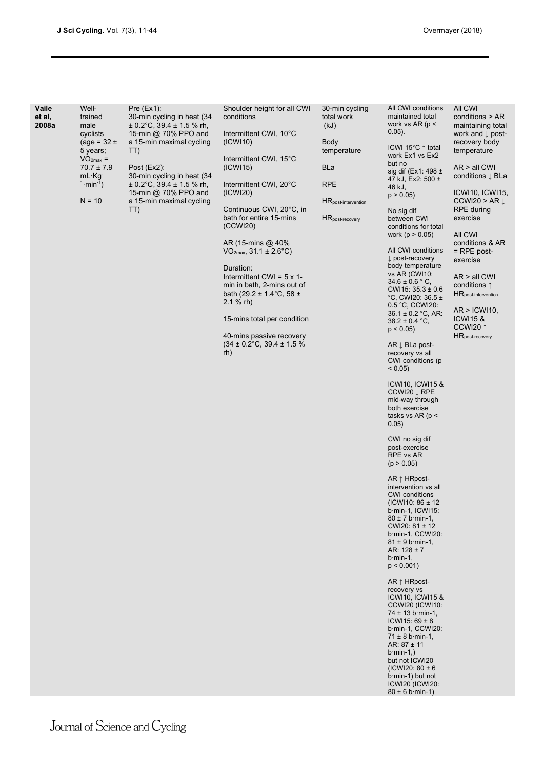| | | | | | | |
|---|---|---|---|---|---|---|
| **Vaile et al, 2008a** | Well-trained male cyclists (age = 32 ± 5 years; $VO_{2max}$ = 70.7 ± 7.9 $mL·Kg^{-1}·min^{-1}$)<br><br>N = 10 | Pre (Ex1):<br>30-min cycling in heat (34 ± 0.2°C, 39.4 ± 1.5 % rh, 15-min @ 70% PPO and a 15-min maximal cycling TT)<br><br>Post (Ex2):<br>30-min cycling in heat (34 ± 0.2°C, 39.4 ± 1.5 % rh, 15-min @ 70% PPO and a 15-min maximal cycling TT) | Shoulder height for all CWI conditions<br><br>Intermittent CWI, 10°C (ICWI10)<br><br>Intermittent CWI, 15°C (ICWI15)<br><br>Intermittent CWI, 20°C (ICWI20)<br><br>Continuous CWI, 20°C, in bath for entire 15-mins (CCWI20)<br><br>AR (15-mins @ 40% $VO_{2max}$, 31.1 ± 2.6°C)<br><br>Duration:<br>Intermittent CWI = 5 x 1-min in bath, 2-mins out of bath (29.2 ± 1.4°C, 58 ± 2.1 % rh)<br><br>15-mins total per condition<br><br>40-mins passive recovery (34 ± 0.2°C, 39.4 ± 1.5 % rh) | 30-min cycling total work (kJ)<br><br>Body temperature<br><br>BLa<br><br>RPE<br><br>$HR_{post\text{-}intervention}$<br><br>$HR_{post\text{-}recovery}$ | All CWI conditions maintained total work vs AR ($p < 0.05$).<br><br>ICWI 15°C ↑ total work Ex1 vs Ex2 but no sig dif (Ex1: 498 ± 47 kJ, Ex2: 500 ± 46 kJ, $p > 0.05$)<br><br>No sig dif between CWI conditions for total work ($p > 0.05$)<br><br>All CWI conditions ↓ post-recovery body temperature vs AR (CWI10: 34.6 ± 0.6 °C, CWI15: 35.3 ± 0.6 °C, CWI20: 36.5 ± 0.5 °C, CCWI20: 36.1 ± 0.2 °C, AR: 38.2 ± 0.4 °C, $p < 0.05$)<br><br>AR ↓ BLa post-recovery vs all CWI conditions ($p < 0.05$)<br><br>ICWI10, ICWI15 & CCWI20 ↓ RPE mid-way through both exercise tasks vs AR ($p < 0.05$)<br><br>CWI no sig dif post-exercise RPE vs AR ($p > 0.05$)<br><br>AR ↑ HRpost-intervention vs all CWI conditions (ICWI10: 86 ± 12 b·min-1, ICWI15: 80 ± 7 b·min-1, CWI20: 81 ± 12 b·min-1, CCWI20: 81 ± 9 b·min-1, AR: 128 ± 7 b·min-1, $p < 0.001$)<br><br>AR ↑ HRpost-recovery vs ICWI10, ICWI15 & CCWI20 (ICWI10: 74 ± 13 b·min-1, ICWI15: 69 ± 8 b·min-1, CCWI20: 71 ± 8 b·min-1, AR: 87 ± 11 b·min-1,) but not ICWI20 (ICWI20: 80 ± 6 b·min-1) but not ICWI20 (ICWI20: 80 ± 6 b·min-1) | All CWI conditions > AR maintaining total work and ↓ post-recovery body temperature<br><br>AR > all CWI conditions ↓ BLa<br><br>ICWI10, ICWI15, CCWI20 > AR ↓ RPE during exercise<br><br>All CWI conditions & AR = RPE post-exercise<br><br>AR > all CWI conditions ↑ $HR_{post\text{-}intervention}$<br><br>AR > ICWI10, ICWI15 & CCWI20 ↑ $HR_{post\text{-}recovery}$ |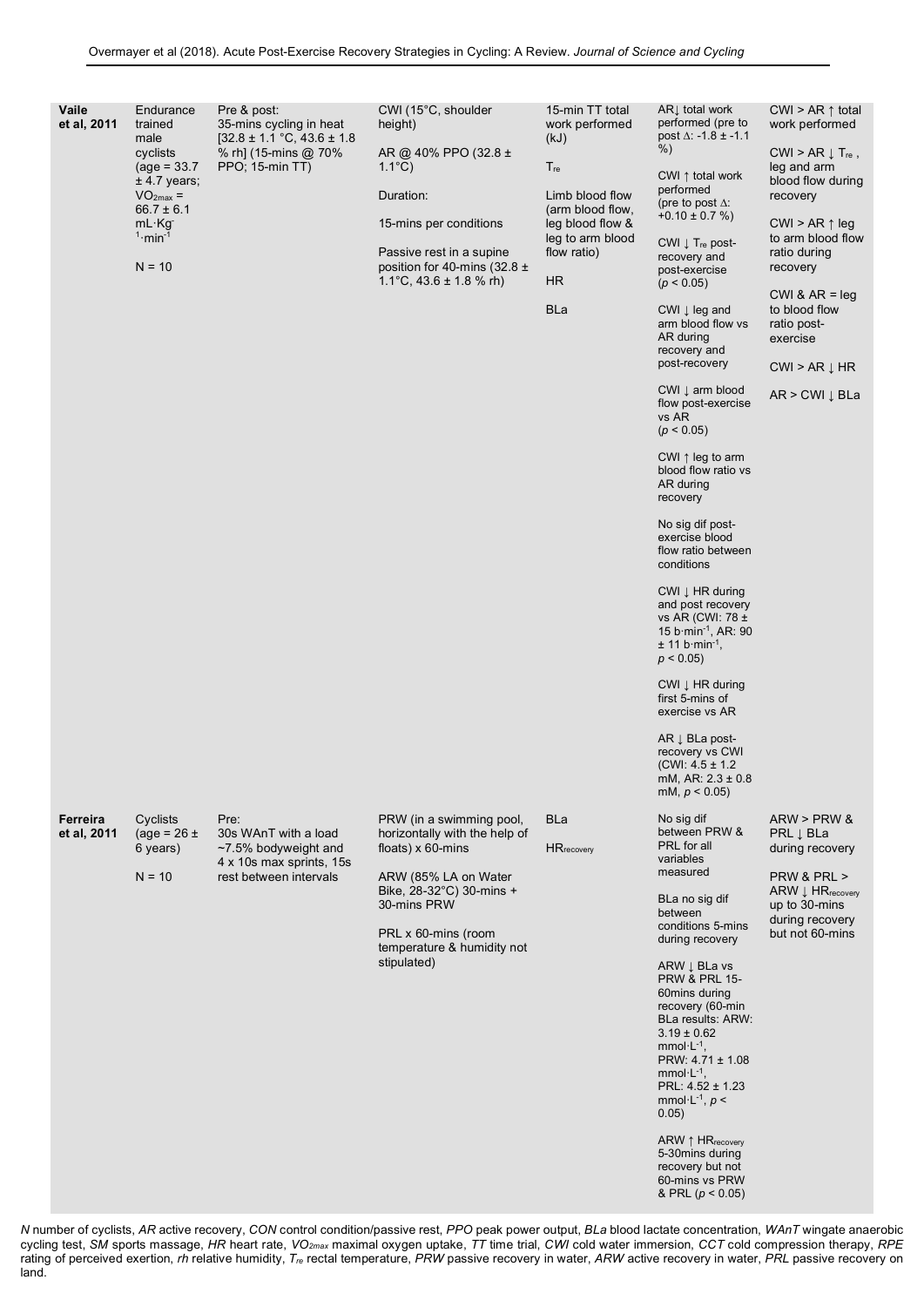| | | | | | | |
|---|---|---|---|---|---|---|
| **Vaile et al, 2011** | Endurance trained male cyclists (age = 33.7 ± 4.7 years; $VO_{2max}$ = 66.7 ± 6.1 mL·Kg$^{-1}$·min$^{-1}$ N = 10 | Pre & post: 35-mins cycling in heat [32.8 ± 1.1 °C, 43.6 ± 1.8 % rh] (15-mins @ 70% PPO; 15-min TT) | CWI (15°C, shoulder height) AR @ 40% PPO (32.8 ± 1.1°C) Duration: 15-mins per conditions Passive rest in a supine position for 40-mins (32.8 ± 1.1°C, 43.6 ± 1.8 % rh) | 15-min TT total work performed (kJ) $T_{re}$ Limb blood flow (arm blood flow, leg blood flow & leg to arm blood flow ratio) HR BLa | AR↓ total work performed (pre to post Δ: -1.8 ± -1.1 %) CWI ↑ total work performed (pre to post Δ: +0.10 ± 0.7 %) CWI ↓ $T_{re}$ post-recovery and post-exercise ($p < 0.05$) CWI ↓ leg and arm blood flow vs AR during recovery and post-recovery CWI ↓ arm blood flow post-exercise vs AR ($p < 0.05$) CWI ↑ leg to arm blood flow ratio vs AR during recovery No sig dif post-exercise blood flow ratio between conditions CWI ↓ HR during and post recovery vs AR (CWI: 78 ± 15 b·min$^{-1}$, AR: 90 ± 11 b·min$^{-1}$, $p < 0.05$) CWI ↓ HR during first 5-mins of exercise vs AR AR ↓ BLa post-recovery vs CWI (CWI: 4.5 ± 1.2 mM, AR: 2.3 ± 0.8 mM, $p < 0.05$) | CWI > AR ↑ total work performed CWI > AR ↓ $T_{re}$, leg and arm blood flow during recovery CWI > AR ↑ leg to arm blood flow ratio during recovery CWI & AR = leg to blood flow ratio post-exercise CWI > AR ↓ HR AR > CWI ↓ BLa |
| **Ferreira et al, 2011** | Cyclists (age = 26 ± 6 years) N = 10 | Pre: 30s WAnT with a load ~7.5% bodyweight and 4 x 10s max sprints, 15s rest between intervals | PRW (in a swimming pool, horizontally with the help of floats) x 60-mins ARW (85% LA on Water Bike, 28-32°C) 30-mins + 30-mins PRW PRL x 60-mins (room temperature & humidity not stipulated) | BLa $HR_{recovery}$ | No sig dif between PRW & PRL for all variables measured BLa no sig dif between conditions 5-mins during recovery ARW ↓ BLa vs PRW & PRL 15-60mins during recovery (60-min BLa results: ARW: 3.19 ± 0.62 mmol·L$^{-1}$, PRW: 4.71 ± 1.08 mmol·L$^{-1}$, PRL: 4.52 ± 1.23 mmol·L$^{-1}$, $p < 0.05$) ARW ↑ $HR_{recovery}$ 5-30mins during recovery but not 60-mins vs PRW & PRL ($p < 0.05$) | ARW > PRW & PRL ↓ BLa during recovery PRW & PRL > ARW ↓ $HR_{recovery}$ up to 30-mins during recovery but not 60-mins |

*N* number of cyclists, *AR* active recovery, *CON* control condition/passive rest, *PPO* peak power output, *BLa* blood lactate concentration, *WAnT* wingate anaerobic cycling test, *SM* sports massage, *HR* heart rate, $VO_{2max}$ maximal oxygen uptake, *TT* time trial, *CWI* cold water immersion, *CCT* cold compression therapy, *RPE* rating of perceived exertion, *rh* relative humidity, $T_{re}$ rectal temperature, *PRW* passive recovery in water, *ARW* active recovery in water, *PRL* passive recovery on land.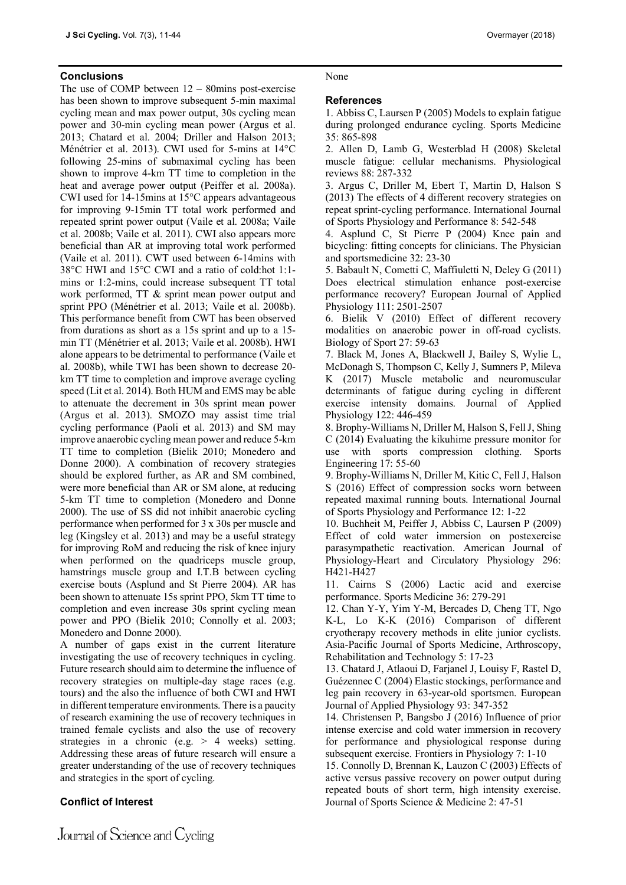## Conclusions

The use of COMP between 12 – 80mins post-exercise has been shown to improve subsequent 5-min maximal cycling mean and max power output, 30s cycling mean power and 30-min cycling mean power (Argus et al. 2013; Chatard et al. 2004; Driller and Halson 2013; Ménétrier et al. 2013). CWI used for 5-mins at 14°C following 25-mins of submaximal cycling has been shown to improve 4-km TT time to completion in the heat and average power output (Peiffer et al. 2008a). CWI used for 14-15mins at 15°C appears advantageous for improving 9-15min TT total work performed and repeated sprint power output (Vaile et al. 2008a; Vaile et al. 2008b; Vaile et al. 2011). CWI also appears more beneficial than AR at improving total work performed (Vaile et al. 2011). CWT used between 6-14mins with 38°C HWI and 15°C CWI and a ratio of cold:hot 1:1-mins or 1:2-mins, could increase subsequent TT total work performed, TT & sprint mean power output and sprint PPO (Ménétrier et al. 2013; Vaile et al. 2008b). This performance benefit from CWT has been observed from durations as short as a 15s sprint and up to a 15-min TT (Ménétrier et al. 2013; Vaile et al. 2008b). HWI alone appears to be detrimental to performance (Vaile et al. 2008b), while TWI has been shown to decrease 20-km TT time to completion and improve average cycling speed (Lit et al. 2014). Both HUM and EMS may be able to attenuate the decrement in 30s sprint mean power (Argus et al. 2013). SMOZO may assist time trial cycling performance (Paoli et al. 2013) and SM may improve anaerobic cycling mean power and reduce 5-km TT time to completion (Bielik 2010; Monedero and Donne 2000). A combination of recovery strategies should be explored further, as AR and SM combined, were more beneficial than AR or SM alone, at reducing 5-km TT time to completion (Monedero and Donne 2000). The use of SS did not inhibit anaerobic cycling performance when performed for 3 x 30s per muscle and leg (Kingsley et al. 2013) and may be a useful strategy for improving RoM and reducing the risk of knee injury when performed on the quadriceps muscle group, hamstrings muscle group and I.T.B between cycling exercise bouts (Asplund and St Pierre 2004). AR has been shown to attenuate 15s sprint PPO, 5km TT time to completion and even increase 30s sprint cycling mean power and PPO (Bielik 2010; Connolly et al. 2003; Monedero and Donne 2000).

A number of gaps exist in the current literature investigating the use of recovery techniques in cycling. Future research should aim to determine the influence of recovery strategies on multiple-day stage races (e.g. tours) and the also the influence of both CWI and HWI in different temperature environments. There is a paucity of research examining the use of recovery techniques in trained female cyclists and also the use of recovery strategies in a chronic (e.g. > 4 weeks) setting. Addressing these areas of future research will ensure a greater understanding of the use of recovery techniques and strategies in the sport of cycling.

## Conflict of Interest

None

## References

1. Abbiss C, Laursen P (2005) Models to explain fatigue during prolonged endurance cycling. Sports Medicine 35: 865-898
2. Allen D, Lamb G, Westerblad H (2008) Skeletal muscle fatigue: cellular mechanisms. Physiological reviews 88: 287-332
3. Argus C, Driller M, Ebert T, Martin D, Halson S (2013) The effects of 4 different recovery strategies on repeat sprint-cycling performance. International Journal of Sports Physiology and Performance 8: 542-548
4. Asplund C, St Pierre P (2004) Knee pain and bicycling: fitting concepts for clinicians. The Physician and sportsmedicine 32: 23-30
5. Babault N, Cometti C, Maffiuletti N, Deley G (2011) Does electrical stimulation enhance post-exercise performance recovery? European Journal of Applied Physiology 111: 2501-2507
6. Bielik V (2010) Effect of different recovery modalities on anaerobic power in off-road cyclists. Biology of Sport 27: 59-63
7. Black M, Jones A, Blackwell J, Bailey S, Wylie L, McDonagh S, Thompson C, Kelly J, Sumners P, Mileva K (2017) Muscle metabolic and neuromuscular determinants of fatigue during cycling in different exercise intensity domains. Journal of Applied Physiology 122: 446-459
8. Brophy-Williams N, Driller M, Halson S, Fell J, Shing C (2014) Evaluating the kikuhime pressure monitor for use with sports compression clothing. Sports Engineering 17: 55-60
9. Brophy-Williams N, Driller M, Kitic C, Fell J, Halson S (2016) Effect of compression socks worn between repeated maximal running bouts. International Journal of Sports Physiology and Performance 12: 1-22
10. Buchheit M, Peiffer J, Abbiss C, Laursen P (2009) Effect of cold water immersion on postexercise parasympathetic reactivation. American Journal of Physiology-Heart and Circulatory Physiology 296: H421-H427
11. Cairns S (2006) Lactic acid and exercise performance. Sports Medicine 36: 279-291
12. Chan Y-Y, Yim Y-M, Bercades D, Cheng TT, Ngo K-L, Lo K-K (2016) Comparison of different cryotherapy recovery methods in elite junior cyclists. Asia-Pacific Journal of Sports Medicine, Arthroscopy, Rehabilitation and Technology 5: 17-23
13. Chatard J, Atlaoui D, Farjanel J, Louisy F, Rastel D, Guézennec C (2004) Elastic stockings, performance and leg pain recovery in 63-year-old sportsmen. European Journal of Applied Physiology 93: 347-352
14. Christensen P, Bangsbo J (2016) Influence of prior intense exercise and cold water immersion in recovery for performance and physiological response during subsequent exercise. Frontiers in Physiology 7: 1-10
15. Connolly D, Brennan K, Lauzon C (2003) Effects of active versus passive recovery on power output during repeated bouts of short term, high intensity exercise. Journal of Sports Science & Medicine 2: 47-51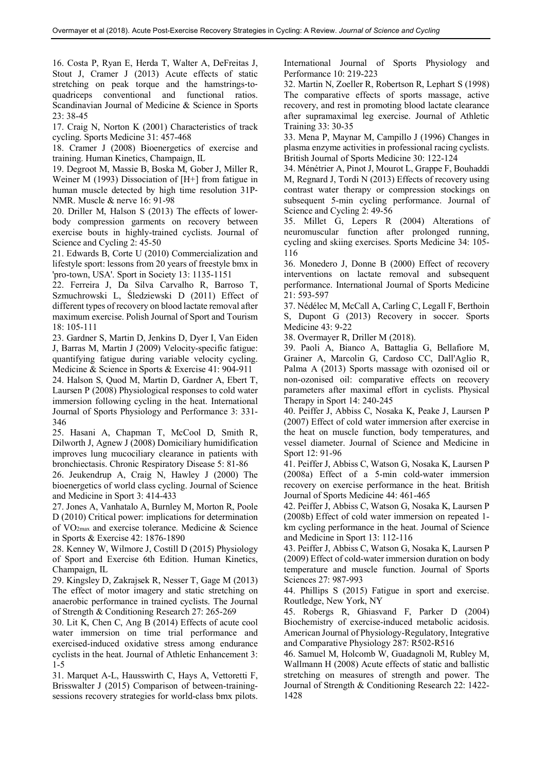16. Costa P, Ryan E, Herda T, Walter A, DeFreitas J, Stout J, Cramer J (2013) Acute effects of static stretching on peak torque and the hamstrings-to-quadriceps conventional and functional ratios. Scandinavian Journal of Medicine & Science in Sports 23: 38-45

17. Craig N, Norton K (2001) Characteristics of track cycling. Sports Medicine 31: 457-468

18. Cramer J (2008) Bioenergetics of exercise and training. Human Kinetics, Champaign, IL

19. Degroot M, Massie B, Boska M, Gober J, Miller R, Weiner M (1993) Dissociation of [H+] from fatigue in human muscle detected by high time resolution 31P-NMR. Muscle & nerve 16: 91-98

20. Driller M, Halson S (2013) The effects of lower-body compression garments on recovery between exercise bouts in highly-trained cyclists. Journal of Science and Cycling 2: 45-50

21. Edwards B, Corte U (2010) Commercialization and lifestyle sport: lessons from 20 years of freestyle bmx in 'pro-town, USA'. Sport in Society 13: 1135-1151

22. Ferreira J, Da Silva Carvalho R, Barroso T, Szmuchrowski L, Śledziewski D (2011) Effect of different types of recovery on blood lactate removal after maximum exercise. Polish Journal of Sport and Tourism 18: 105-111

23. Gardner S, Martin D, Jenkins D, Dyer I, Van Eiden J, Barras M, Martin J (2009) Velocity-specific fatigue: quantifying fatigue during variable velocity cycling. Medicine & Science in Sports & Exercise 41: 904-911

24. Halson S, Quod M, Martin D, Gardner A, Ebert T, Laursen P (2008) Physiological responses to cold water immersion following cycling in the heat. International Journal of Sports Physiology and Performance 3: 331-346

25. Hasani A, Chapman T, McCool D, Smith R, Dilworth J, Agnew J (2008) Domiciliary humidification improves lung mucociliary clearance in patients with bronchiectasis. Chronic Respiratory Disease 5: 81-86

26. Jeukendrup A, Craig N, Hawley J (2000) The bioenergetics of world class cycling. Journal of Science and Medicine in Sport 3: 414-433

27. Jones A, Vanhatalo A, Burnley M, Morton R, Poole D (2010) Critical power: implications for determination of $VO_{2max}$ and exercise tolerance. Medicine & Science in Sports & Exercise 42: 1876-1890

28. Kenney W, Wilmore J, Costill D (2015) Physiology of Sport and Exercise 6th Edition. Human Kinetics, Champaign, IL

29. Kingsley D, Zakrajsek R, Nesser T, Gage M (2013) The effect of motor imagery and static stretching on anaerobic performance in trained cyclists. The Journal of Strength & Conditioning Research 27: 265-269

30. Lit K, Chen C, Ang B (2014) Effects of acute cool water immersion on time trial performance and exercised-induced oxidative stress among endurance cyclists in the heat. Journal of Athletic Enhancement 3: 1-5

31. Marquet A-L, Hausswirth C, Hays A, Vettoretti F, Brisswalter J (2015) Comparison of between-training-sessions recovery strategies for world-class bmx pilots. International Journal of Sports Physiology and Performance 10: 219-223

32. Martin N, Zoeller R, Robertson R, Lephart S (1998) The comparative effects of sports massage, active recovery, and rest in promoting blood lactate clearance after supramaximal leg exercise. Journal of Athletic Training 33: 30-35

33. Mena P, Maynar M, Campillo J (1996) Changes in plasma enzyme activities in professional racing cyclists. British Journal of Sports Medicine 30: 122-124

34. Ménétrier A, Pinot J, Mourot L, Grappe F, Bouhaddi M, Regnard J, Tordi N (2013) Effects of recovery using contrast water therapy or compression stockings on subsequent 5-min cycling performance. Journal of Science and Cycling 2: 49-56

35. Millet G, Lepers R (2004) Alterations of neuromuscular function after prolonged running, cycling and skiing exercises. Sports Medicine 34: 105-116

36. Monedero J, Donne B (2000) Effect of recovery interventions on lactate removal and subsequent performance. International Journal of Sports Medicine 21: 593-597

37. Nédélec M, McCall A, Carling C, Legall F, Berthoin S, Dupont G (2013) Recovery in soccer. Sports Medicine 43: 9-22

38. Overmayer R, Driller M (2018).

39. Paoli A, Bianco A, Battaglia G, Bellafiore M, Grainer A, Marcolin G, Cardoso CC, Dall'Aglio R, Palma A (2013) Sports massage with ozonised oil or non-ozonised oil: comparative effects on recovery parameters after maximal effort in cyclists. Physical Therapy in Sport 14: 240-245

40. Peiffer J, Abbiss C, Nosaka K, Peake J, Laursen P (2007) Effect of cold water immersion after exercise in the heat on muscle function, body temperatures, and vessel diameter. Journal of Science and Medicine in Sport 12: 91-96

41. Peiffer J, Abbiss C, Watson G, Nosaka K, Laursen P (2008a) Effect of a 5-min cold-water immersion recovery on exercise performance in the heat. British Journal of Sports Medicine 44: 461-465

42. Peiffer J, Abbiss C, Watson G, Nosaka K, Laursen P (2008b) Effect of cold water immersion on repeated 1-km cycling performance in the heat. Journal of Science and Medicine in Sport 13: 112-116

43. Peiffer J, Abbiss C, Watson G, Nosaka K, Laursen P (2009) Effect of cold-water immersion duration on body temperature and muscle function. Journal of Sports Sciences 27: 987-993

44. Phillips S (2015) Fatigue in sport and exercise. Routledge, New York, NY

45. Robergs R, Ghiasvand F, Parker D (2004) Biochemistry of exercise-induced metabolic acidosis. American Journal of Physiology-Regulatory, Integrative and Comparative Physiology 287: R502-R516

46. Samuel M, Holcomb W, Guadagnoli M, Rubley M, Wallmann H (2008) Acute effects of static and ballistic stretching on measures of strength and power. The Journal of Strength & Conditioning Research 22: 1422-1428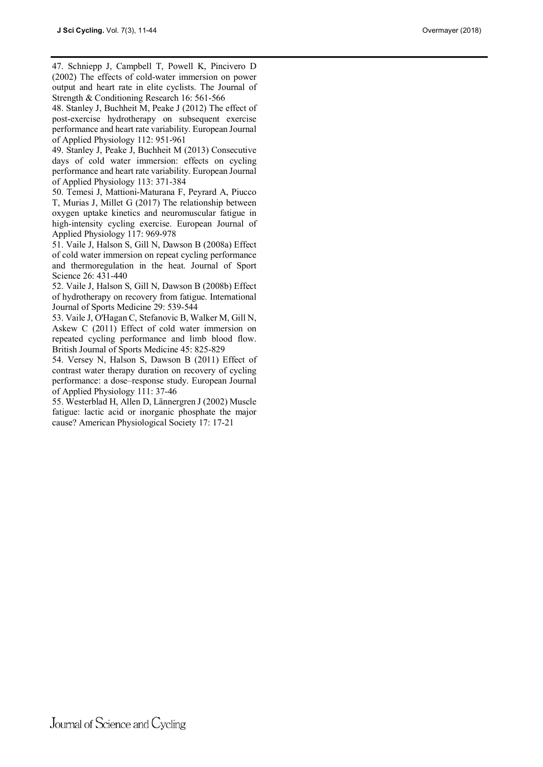47. Schniepp J, Campbell T, Powell K, Pincivero D (2002) The effects of cold-water immersion on power output and heart rate in elite cyclists. The Journal of Strength & Conditioning Research 16: 561-566

48. Stanley J, Buchheit M, Peake J (2012) The effect of post-exercise hydrotherapy on subsequent exercise performance and heart rate variability. European Journal of Applied Physiology 112: 951-961

49. Stanley J, Peake J, Buchheit M (2013) Consecutive days of cold water immersion: effects on cycling performance and heart rate variability. European Journal of Applied Physiology 113: 371-384

50. Temesi J, Mattioni-Maturana F, Peyrard A, Piucco T, Murias J, Millet G (2017) The relationship between oxygen uptake kinetics and neuromuscular fatigue in high-intensity cycling exercise. European Journal of Applied Physiology 117: 969-978

51. Vaile J, Halson S, Gill N, Dawson B (2008a) Effect of cold water immersion on repeat cycling performance and thermoregulation in the heat. Journal of Sport Science 26: 431-440

52. Vaile J, Halson S, Gill N, Dawson B (2008b) Effect of hydrotherapy on recovery from fatigue. International Journal of Sports Medicine 29: 539-544

53. Vaile J, O'Hagan C, Stefanovic B, Walker M, Gill N, Askew C (2011) Effect of cold water immersion on repeated cycling performance and limb blood flow. British Journal of Sports Medicine 45: 825-829

54. Versey N, Halson S, Dawson B (2011) Effect of contrast water therapy duration on recovery of cycling performance: a dose–response study. European Journal of Applied Physiology 111: 37-46

55. Westerblad H, Allen D, Lännergren J (2002) Muscle fatigue: lactic acid or inorganic phosphate the major cause? American Physiological Society 17: 17-21